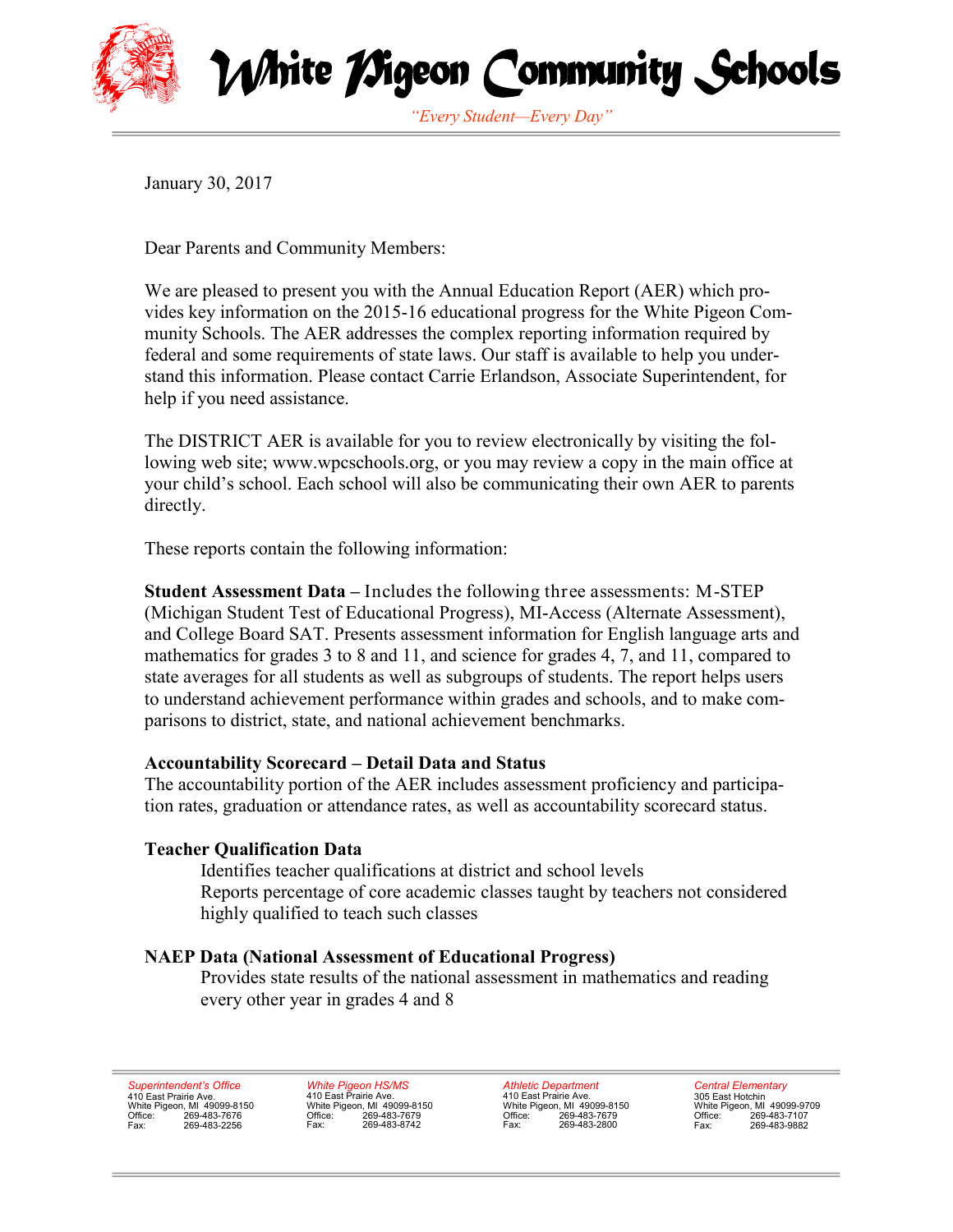# White Pigeon Community Schools

*"Every Student—Every Day"*

January 30, 2017

Dear Parents and Community Members:

We are pleased to present you with the Annual Education Report (AER) which provides key information on the 2015-16 educational progress for the White Pigeon Community Schools. The AER addresses the complex reporting information required by federal and some requirements of state laws. Our staff is available to help you understand this information. Please contact Carrie Erlandson, Associate Superintendent, for help if you need assistance.

The DISTRICT AER is available for you to review electronically by visiting the following web site; www.wpcschools.org, or you may review a copy in the main office at your child's school. Each school will also be communicating their own AER to parents directly.

These reports contain the following information:

**Student Assessment Data –** Includes the following three assessments: M-STEP (Michigan Student Test of Educational Progress), MI-Access (Alternate Assessment), and College Board SAT. Presents assessment information for English language arts and mathematics for grades 3 to 8 and 11, and science for grades 4, 7, and 11, compared to state averages for all students as well as subgroups of students. The report helps users to understand achievement performance within grades and schools, and to make comparisons to district, state, and national achievement benchmarks.

**Accountability Scorecard – Detail Data and Status**
The accountability portion of the AER includes assessment proficiency and participation rates, graduation or attendance rates, as well as accountability scorecard status.

**Teacher Qualification Data**
Identifies teacher qualifications at district and school levels
Reports percentage of core academic classes taught by teachers not considered highly qualified to teach such classes

**NAEP Data (National Assessment of Educational Progress)**
Provides state results of the national assessment in mathematics and reading every other year in grades 4 and 8

*Superintendent's Office*
410 East Prairie Ave.
White Pigeon, MI 49099-8150
Office: 269-483-7676
Fax: 269-483-2256

*White Pigeon HS/MS*
410 East Prairie Ave.
White Pigeon, MI 49099-8150
Office: 269-483-7679
Fax: 269-483-8742

*Athletic Department*
410 East Prairie Ave.
White Pigeon, MI 49099-8150
Office: 269-483-7679
Fax: 269-483-2800

*Central Elementary*
305 East Hotchin
White Pigeon, MI 49099-9709
Office: 269-483-7107
Fax: 269-483-9882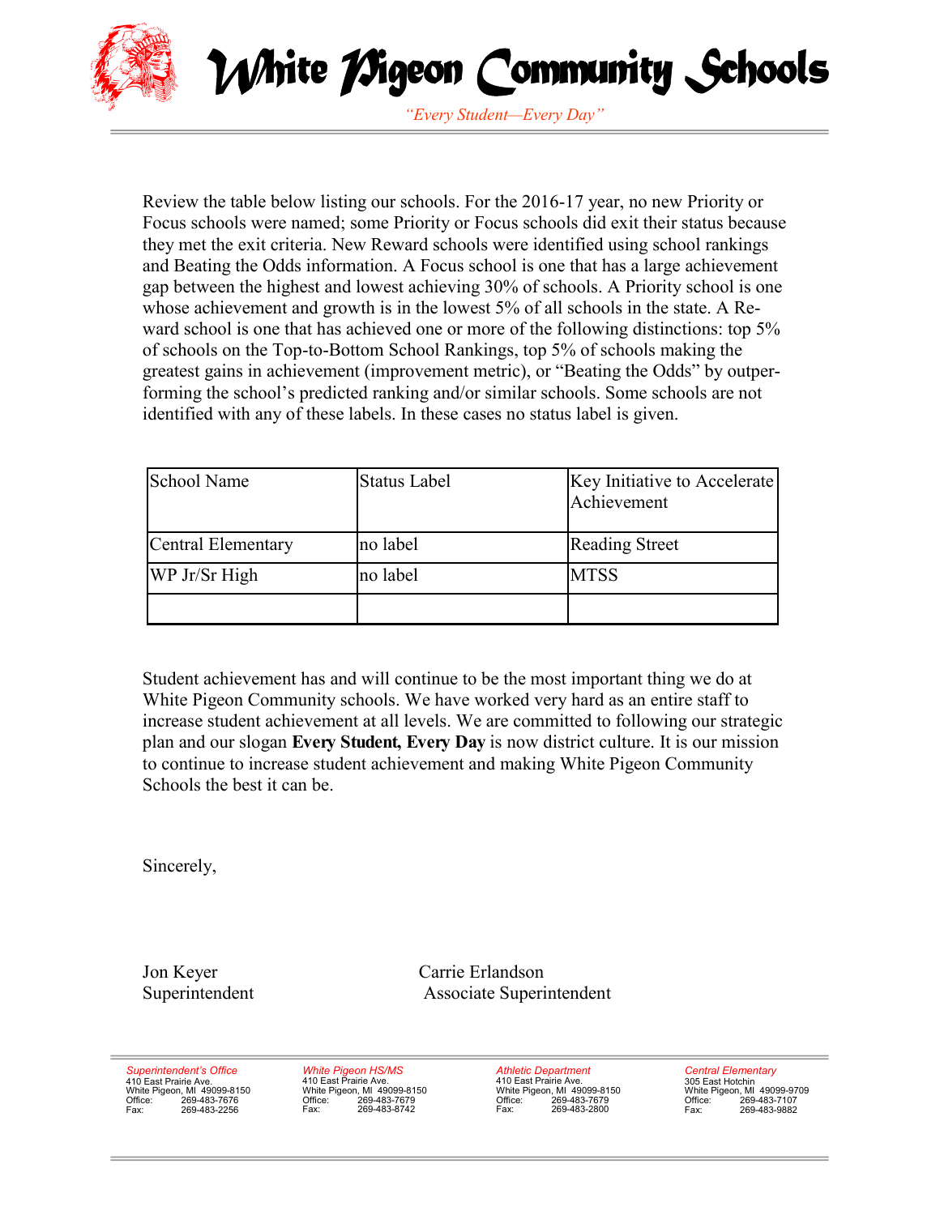# White Pigeon Community Schools

*"Every Student—Every Day"*

Review the table below listing our schools. For the 2016-17 year, no new Priority or Focus schools were named; some Priority or Focus schools did exit their status because they met the exit criteria. New Reward schools were identified using school rankings and Beating the Odds information. A Focus school is one that has a large achievement gap between the highest and lowest achieving 30% of schools. A Priority school is one whose achievement and growth is in the lowest 5% of all schools in the state. A Reward school is one that has achieved one or more of the following distinctions: top 5% of schools on the Top-to-Bottom School Rankings, top 5% of schools making the greatest gains in achievement (improvement metric), or "Beating the Odds" by outperforming the school's predicted ranking and/or similar schools. Some schools are not identified with any of these labels. In these cases no status label is given.

| School Name | Status Label | Key Initiative to Accelerate Achievement |
|---|---|---|
| Central Elementary | no label | Reading Street |
| WP Jr/Sr High | no label | MTSS |
| | | |

Student achievement has and will continue to be the most important thing we do at White Pigeon Community schools. We have worked very hard as an entire staff to increase student achievement at all levels. We are committed to following our strategic plan and our slogan **Every Student, Every Day** is now district culture. It is our mission to continue to increase student achievement and making White Pigeon Community Schools the best it can be.

Sincerely,

Jon Keyer
Superintendent

Carrie Erlandson
Associate Superintendent

*Superintendent's Office*
410 East Prairie Ave.
White Pigeon, MI 49099-8150
Office: 269-483-7676
Fax: 269-483-2256

*White Pigeon HS/MS*
410 East Prairie Ave.
White Pigeon, MI 49099-8150
Office: 269-483-7679
Fax: 269-483-8742

*Athletic Department*
410 East Prairie Ave.
White Pigeon, MI 49099-8150
Office: 269-483-7679
Fax: 269-483-2800

*Central Elementary*
305 East Hotchin
White Pigeon, MI 49099-9709
Office: 269-483-7107
Fax: 269-483-9882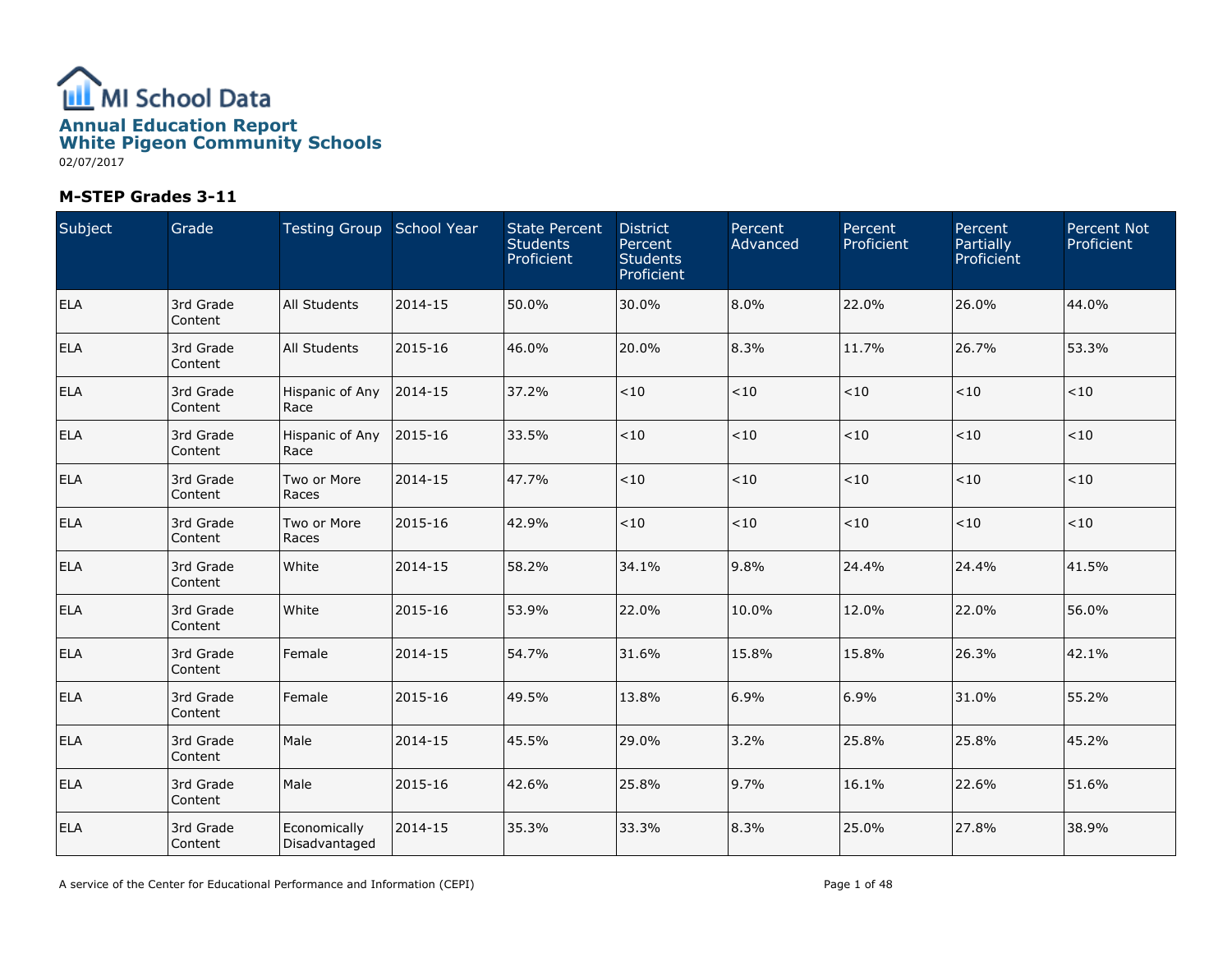# MI School Data

## Annual Education Report
## White Pigeon Community Schools

02/07/2017

### M-STEP Grades 3-11

| Subject | Grade | Testing Group | School Year | State Percent Students Proficient | District Percent Students Proficient | Percent Advanced | Percent Proficient | Percent Partially Proficient | Percent Not Proficient |
|---|---|---|---|---|---|---|---|---|---|
| ELA | 3rd Grade Content | All Students | 2014-15 | 50.0% | 30.0% | 8.0% | 22.0% | 26.0% | 44.0% |
| ELA | 3rd Grade Content | All Students | 2015-16 | 46.0% | 20.0% | 8.3% | 11.7% | 26.7% | 53.3% |
| ELA | 3rd Grade Content | Hispanic of Any Race | 2014-15 | 37.2% | <10 | <10 | <10 | <10 | <10 |
| ELA | 3rd Grade Content | Hispanic of Any Race | 2015-16 | 33.5% | <10 | <10 | <10 | <10 | <10 |
| ELA | 3rd Grade Content | Two or More Races | 2014-15 | 47.7% | <10 | <10 | <10 | <10 | <10 |
| ELA | 3rd Grade Content | Two or More Races | 2015-16 | 42.9% | <10 | <10 | <10 | <10 | <10 |
| ELA | 3rd Grade Content | White | 2014-15 | 58.2% | 34.1% | 9.8% | 24.4% | 24.4% | 41.5% |
| ELA | 3rd Grade Content | White | 2015-16 | 53.9% | 22.0% | 10.0% | 12.0% | 22.0% | 56.0% |
| ELA | 3rd Grade Content | Female | 2014-15 | 54.7% | 31.6% | 15.8% | 15.8% | 26.3% | 42.1% |
| ELA | 3rd Grade Content | Female | 2015-16 | 49.5% | 13.8% | 6.9% | 6.9% | 31.0% | 55.2% |
| ELA | 3rd Grade Content | Male | 2014-15 | 45.5% | 29.0% | 3.2% | 25.8% | 25.8% | 45.2% |
| ELA | 3rd Grade Content | Male | 2015-16 | 42.6% | 25.8% | 9.7% | 16.1% | 22.6% | 51.6% |
| ELA | 3rd Grade Content | Economically Disadvantaged | 2014-15 | 35.3% | 33.3% | 8.3% | 25.0% | 27.8% | 38.9% |

A service of the Center for Educational Performance and Information (CEPI)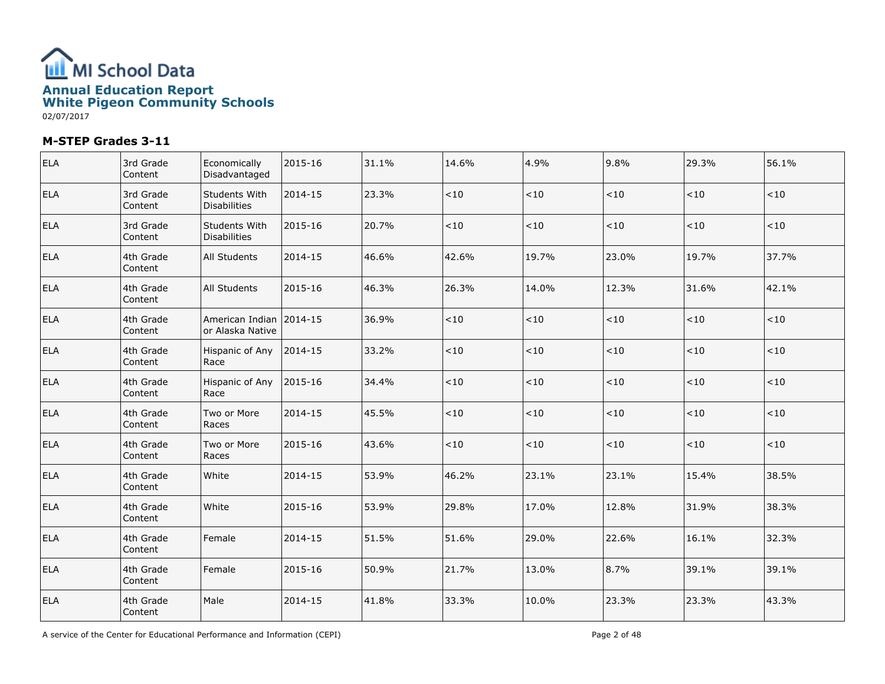# MI School Data

## Annual Education Report
## White Pigeon Community Schools

02/07/2017

### M-STEP Grades 3-11

| | | | | | | | | | |
|---|---|---|---|---|---|---|---|---|---|
| ELA | 3rd Grade Content | Economically Disadvantaged | 2015-16 | 31.1% | 14.6% | 4.9% | 9.8% | 29.3% | 56.1% |
| ELA | 3rd Grade Content | Students With Disabilities | 2014-15 | 23.3% | <10 | <10 | <10 | <10 | <10 |
| ELA | 3rd Grade Content | Students With Disabilities | 2015-16 | 20.7% | <10 | <10 | <10 | <10 | <10 |
| ELA | 4th Grade Content | All Students | 2014-15 | 46.6% | 42.6% | 19.7% | 23.0% | 19.7% | 37.7% |
| ELA | 4th Grade Content | All Students | 2015-16 | 46.3% | 26.3% | 14.0% | 12.3% | 31.6% | 42.1% |
| ELA | 4th Grade Content | American Indian or Alaska Native | 2014-15 | 36.9% | <10 | <10 | <10 | <10 | <10 |
| ELA | 4th Grade Content | Hispanic of Any Race | 2014-15 | 33.2% | <10 | <10 | <10 | <10 | <10 |
| ELA | 4th Grade Content | Hispanic of Any Race | 2015-16 | 34.4% | <10 | <10 | <10 | <10 | <10 |
| ELA | 4th Grade Content | Two or More Races | 2014-15 | 45.5% | <10 | <10 | <10 | <10 | <10 |
| ELA | 4th Grade Content | Two or More Races | 2015-16 | 43.6% | <10 | <10 | <10 | <10 | <10 |
| ELA | 4th Grade Content | White | 2014-15 | 53.9% | 46.2% | 23.1% | 23.1% | 15.4% | 38.5% |
| ELA | 4th Grade Content | White | 2015-16 | 53.9% | 29.8% | 17.0% | 12.8% | 31.9% | 38.3% |
| ELA | 4th Grade Content | Female | 2014-15 | 51.5% | 51.6% | 29.0% | 22.6% | 16.1% | 32.3% |
| ELA | 4th Grade Content | Female | 2015-16 | 50.9% | 21.7% | 13.0% | 8.7% | 39.1% | 39.1% |
| ELA | 4th Grade Content | Male | 2014-15 | 41.8% | 33.3% | 10.0% | 23.3% | 23.3% | 43.3% |

A service of the Center for Educational Performance and Information (CEPI)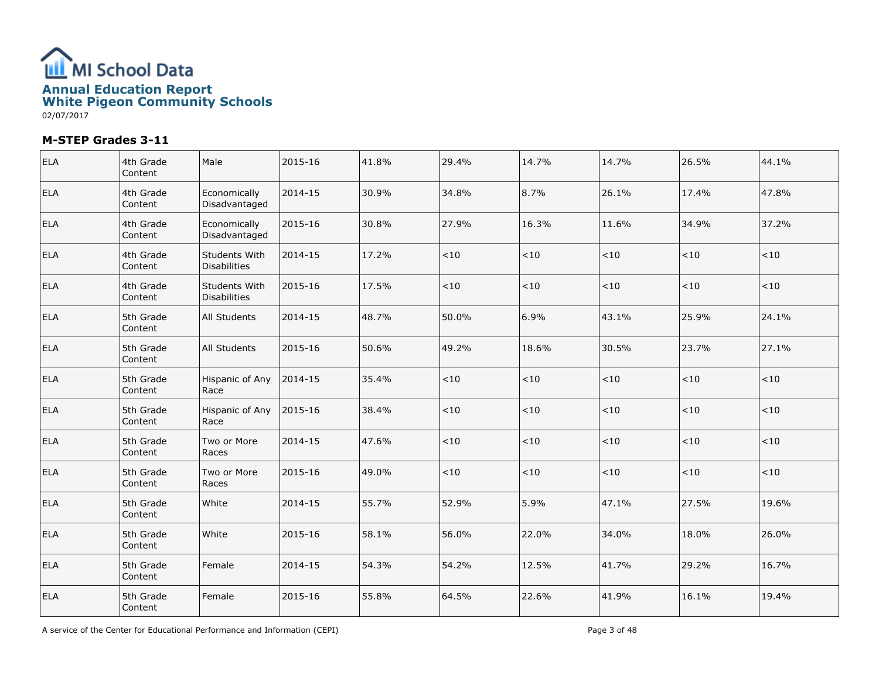# MI School Data

## Annual Education Report
## White Pigeon Community Schools

02/07/2017

### M-STEP Grades 3-11

| | | | | | | | | | |
|---|---|---|---|---|---|---|---|---|---|
| ELA | 4th Grade Content | Male | 2015-16 | 41.8% | 29.4% | 14.7% | 14.7% | 26.5% | 44.1% |
| ELA | 4th Grade Content | Economically Disadvantaged | 2014-15 | 30.9% | 34.8% | 8.7% | 26.1% | 17.4% | 47.8% |
| ELA | 4th Grade Content | Economically Disadvantaged | 2015-16 | 30.8% | 27.9% | 16.3% | 11.6% | 34.9% | 37.2% |
| ELA | 4th Grade Content | Students With Disabilities | 2014-15 | 17.2% | <10 | <10 | <10 | <10 | <10 |
| ELA | 4th Grade Content | Students With Disabilities | 2015-16 | 17.5% | <10 | <10 | <10 | <10 | <10 |
| ELA | 5th Grade Content | All Students | 2014-15 | 48.7% | 50.0% | 6.9% | 43.1% | 25.9% | 24.1% |
| ELA | 5th Grade Content | All Students | 2015-16 | 50.6% | 49.2% | 18.6% | 30.5% | 23.7% | 27.1% |
| ELA | 5th Grade Content | Hispanic of Any Race | 2014-15 | 35.4% | <10 | <10 | <10 | <10 | <10 |
| ELA | 5th Grade Content | Hispanic of Any Race | 2015-16 | 38.4% | <10 | <10 | <10 | <10 | <10 |
| ELA | 5th Grade Content | Two or More Races | 2014-15 | 47.6% | <10 | <10 | <10 | <10 | <10 |
| ELA | 5th Grade Content | Two or More Races | 2015-16 | 49.0% | <10 | <10 | <10 | <10 | <10 |
| ELA | 5th Grade Content | White | 2014-15 | 55.7% | 52.9% | 5.9% | 47.1% | 27.5% | 19.6% |
| ELA | 5th Grade Content | White | 2015-16 | 58.1% | 56.0% | 22.0% | 34.0% | 18.0% | 26.0% |
| ELA | 5th Grade Content | Female | 2014-15 | 54.3% | 54.2% | 12.5% | 41.7% | 29.2% | 16.7% |
| ELA | 5th Grade Content | Female | 2015-16 | 55.8% | 64.5% | 22.6% | 41.9% | 16.1% | 19.4% |

A service of the Center for Educational Performance and Information (CEPI)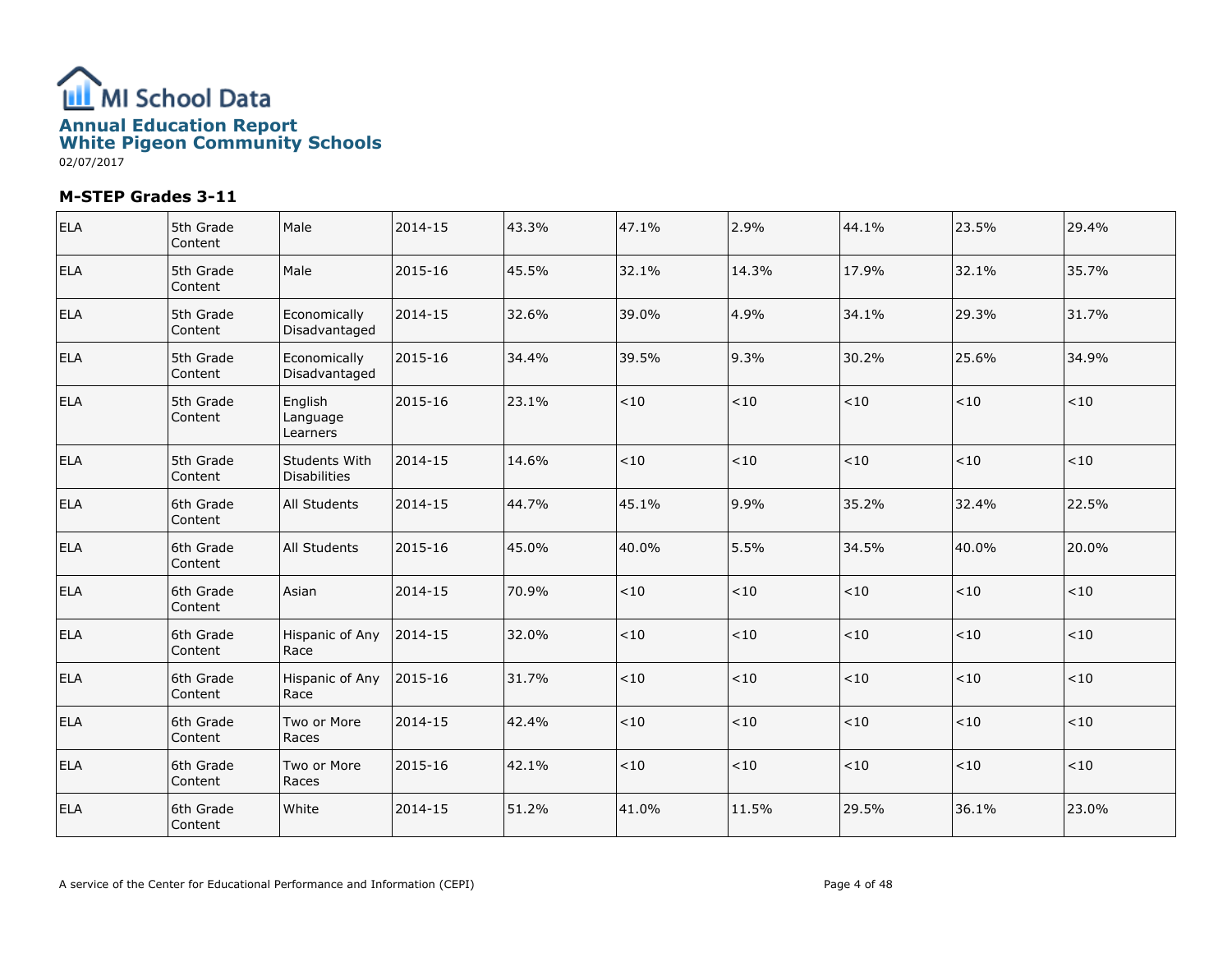# MI School Data

## Annual Education Report
## White Pigeon Community Schools

02/07/2017

### M-STEP Grades 3-11

| | | | | | | | | | |
|---|---|---|---|---|---|---|---|---|---|
| ELA | 5th Grade Content | Male | 2014-15 | 43.3% | 47.1% | 2.9% | 44.1% | 23.5% | 29.4% |
| ELA | 5th Grade Content | Male | 2015-16 | 45.5% | 32.1% | 14.3% | 17.9% | 32.1% | 35.7% |
| ELA | 5th Grade Content | Economically Disadvantaged | 2014-15 | 32.6% | 39.0% | 4.9% | 34.1% | 29.3% | 31.7% |
| ELA | 5th Grade Content | Economically Disadvantaged | 2015-16 | 34.4% | 39.5% | 9.3% | 30.2% | 25.6% | 34.9% |
| ELA | 5th Grade Content | English Language Learners | 2015-16 | 23.1% | <10 | <10 | <10 | <10 | <10 |
| ELA | 5th Grade Content | Students With Disabilities | 2014-15 | 14.6% | <10 | <10 | <10 | <10 | <10 |
| ELA | 6th Grade Content | All Students | 2014-15 | 44.7% | 45.1% | 9.9% | 35.2% | 32.4% | 22.5% |
| ELA | 6th Grade Content | All Students | 2015-16 | 45.0% | 40.0% | 5.5% | 34.5% | 40.0% | 20.0% |
| ELA | 6th Grade Content | Asian | 2014-15 | 70.9% | <10 | <10 | <10 | <10 | <10 |
| ELA | 6th Grade Content | Hispanic of Any Race | 2014-15 | 32.0% | <10 | <10 | <10 | <10 | <10 |
| ELA | 6th Grade Content | Hispanic of Any Race | 2015-16 | 31.7% | <10 | <10 | <10 | <10 | <10 |
| ELA | 6th Grade Content | Two or More Races | 2014-15 | 42.4% | <10 | <10 | <10 | <10 | <10 |
| ELA | 6th Grade Content | Two or More Races | 2015-16 | 42.1% | <10 | <10 | <10 | <10 | <10 |
| ELA | 6th Grade Content | White | 2014-15 | 51.2% | 41.0% | 11.5% | 29.5% | 36.1% | 23.0% |

A service of the Center for Educational Performance and Information (CEPI)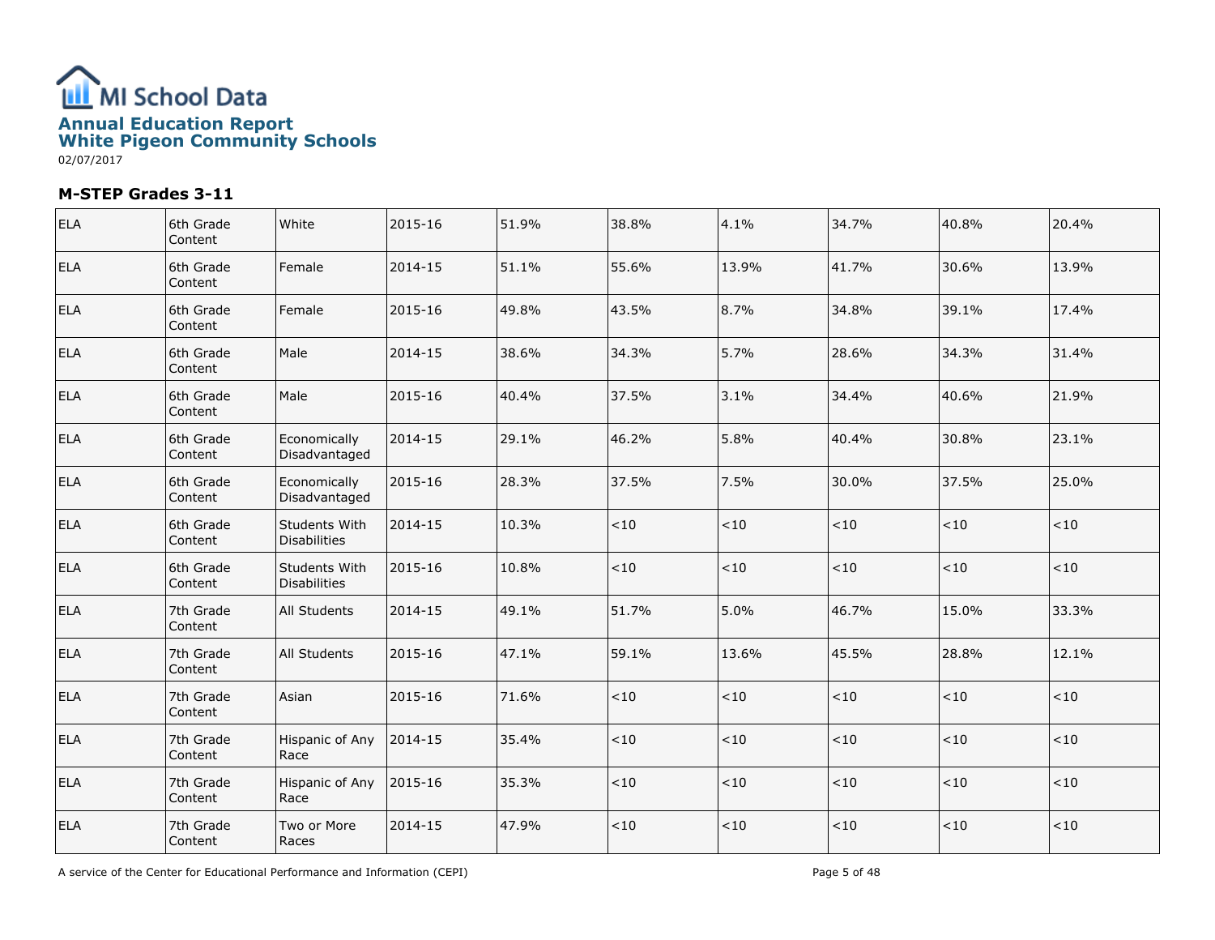# Annual Education Report
## White Pigeon Community Schools
02/07/2017

### M-STEP Grades 3-11

| | | | | | | | | | |
|---|---|---|---|---|---|---|---|---|---|
| ELA | 6th Grade Content | White | 2015-16 | 51.9% | 38.8% | 4.1% | 34.7% | 40.8% | 20.4% |
| ELA | 6th Grade Content | Female | 2014-15 | 51.1% | 55.6% | 13.9% | 41.7% | 30.6% | 13.9% |
| ELA | 6th Grade Content | Female | 2015-16 | 49.8% | 43.5% | 8.7% | 34.8% | 39.1% | 17.4% |
| ELA | 6th Grade Content | Male | 2014-15 | 38.6% | 34.3% | 5.7% | 28.6% | 34.3% | 31.4% |
| ELA | 6th Grade Content | Male | 2015-16 | 40.4% | 37.5% | 3.1% | 34.4% | 40.6% | 21.9% |
| ELA | 6th Grade Content | Economically Disadvantaged | 2014-15 | 29.1% | 46.2% | 5.8% | 40.4% | 30.8% | 23.1% |
| ELA | 6th Grade Content | Economically Disadvantaged | 2015-16 | 28.3% | 37.5% | 7.5% | 30.0% | 37.5% | 25.0% |
| ELA | 6th Grade Content | Students With Disabilities | 2014-15 | 10.3% | <10 | <10 | <10 | <10 | <10 |
| ELA | 6th Grade Content | Students With Disabilities | 2015-16 | 10.8% | <10 | <10 | <10 | <10 | <10 |
| ELA | 7th Grade Content | All Students | 2014-15 | 49.1% | 51.7% | 5.0% | 46.7% | 15.0% | 33.3% |
| ELA | 7th Grade Content | All Students | 2015-16 | 47.1% | 59.1% | 13.6% | 45.5% | 28.8% | 12.1% |
| ELA | 7th Grade Content | Asian | 2015-16 | 71.6% | <10 | <10 | <10 | <10 | <10 |
| ELA | 7th Grade Content | Hispanic of Any Race | 2014-15 | 35.4% | <10 | <10 | <10 | <10 | <10 |
| ELA | 7th Grade Content | Hispanic of Any Race | 2015-16 | 35.3% | <10 | <10 | <10 | <10 | <10 |
| ELA | 7th Grade Content | Two or More Races | 2014-15 | 47.9% | <10 | <10 | <10 | <10 | <10 |

A service of the Center for Educational Performance and Information (CEPI)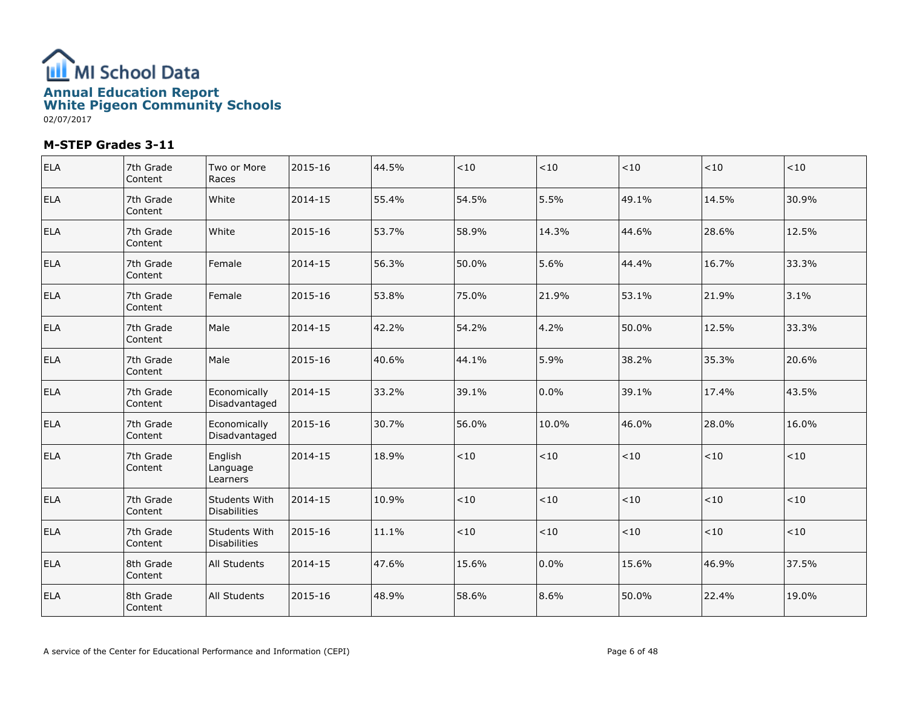# MI School Data

## Annual Education Report
## White Pigeon Community Schools

02/07/2017

### M-STEP Grades 3-11

| | | | | | | | | | |
|---|---|---|---|---|---|---|---|---|---|
| ELA | 7th Grade Content | Two or More Races | 2015-16 | 44.5% | <10 | <10 | <10 | <10 | <10 |
| ELA | 7th Grade Content | White | 2014-15 | 55.4% | 54.5% | 5.5% | 49.1% | 14.5% | 30.9% |
| ELA | 7th Grade Content | White | 2015-16 | 53.7% | 58.9% | 14.3% | 44.6% | 28.6% | 12.5% |
| ELA | 7th Grade Content | Female | 2014-15 | 56.3% | 50.0% | 5.6% | 44.4% | 16.7% | 33.3% |
| ELA | 7th Grade Content | Female | 2015-16 | 53.8% | 75.0% | 21.9% | 53.1% | 21.9% | 3.1% |
| ELA | 7th Grade Content | Male | 2014-15 | 42.2% | 54.2% | 4.2% | 50.0% | 12.5% | 33.3% |
| ELA | 7th Grade Content | Male | 2015-16 | 40.6% | 44.1% | 5.9% | 38.2% | 35.3% | 20.6% |
| ELA | 7th Grade Content | Economically Disadvantaged | 2014-15 | 33.2% | 39.1% | 0.0% | 39.1% | 17.4% | 43.5% |
| ELA | 7th Grade Content | Economically Disadvantaged | 2015-16 | 30.7% | 56.0% | 10.0% | 46.0% | 28.0% | 16.0% |
| ELA | 7th Grade Content | English Language Learners | 2014-15 | 18.9% | <10 | <10 | <10 | <10 | <10 |
| ELA | 7th Grade Content | Students With Disabilities | 2014-15 | 10.9% | <10 | <10 | <10 | <10 | <10 |
| ELA | 7th Grade Content | Students With Disabilities | 2015-16 | 11.1% | <10 | <10 | <10 | <10 | <10 |
| ELA | 8th Grade Content | All Students | 2014-15 | 47.6% | 15.6% | 0.0% | 15.6% | 46.9% | 37.5% |
| ELA | 8th Grade Content | All Students | 2015-16 | 48.9% | 58.6% | 8.6% | 50.0% | 22.4% | 19.0% |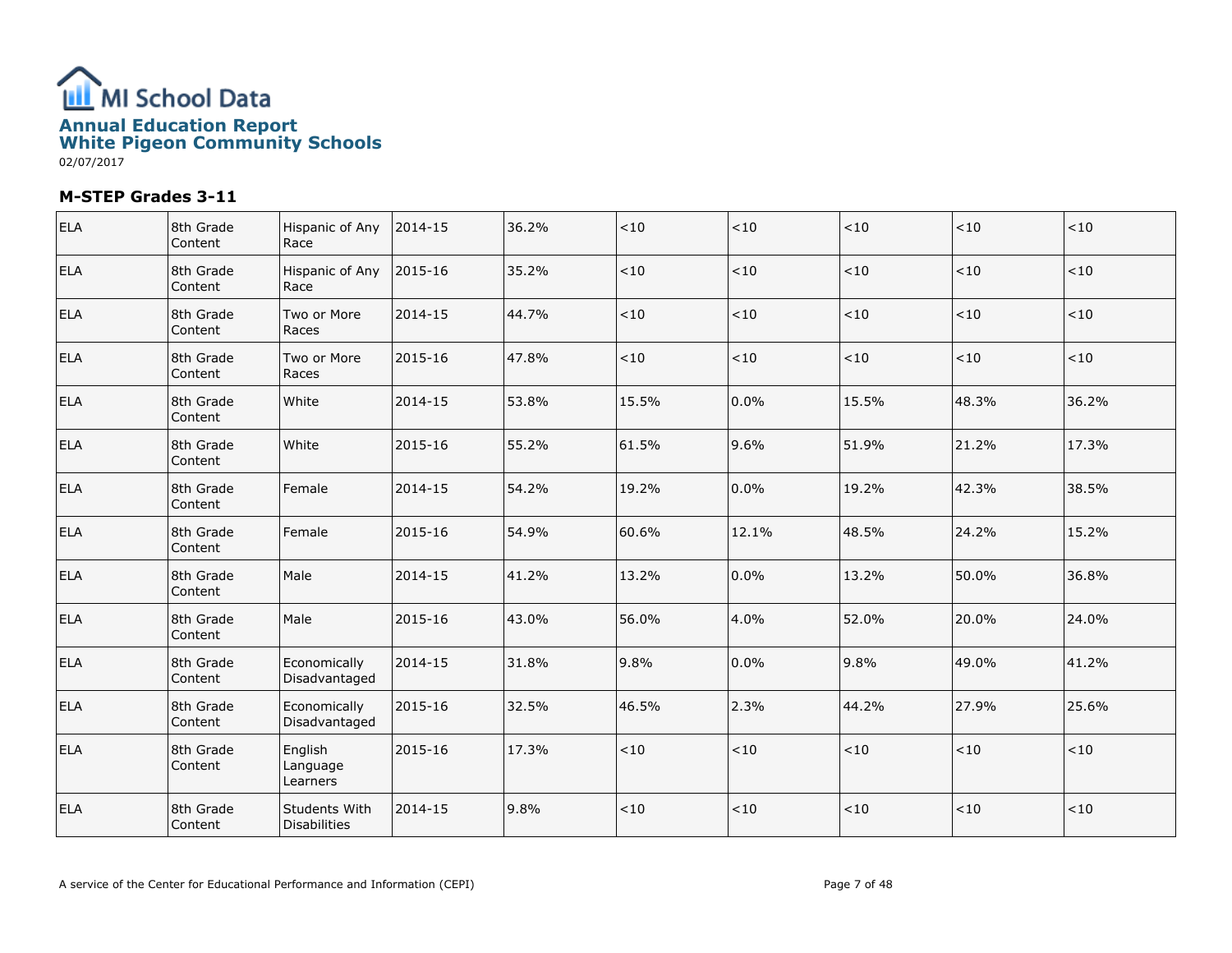# MI School Data

## Annual Education Report
## White Pigeon Community Schools

02/07/2017

### M-STEP Grades 3-11

| | | | | | | | | | |
|---|---|---|---|---|---|---|---|---|---|
| ELA | 8th Grade Content | Hispanic of Any Race | 2014-15 | 36.2% | <10 | <10 | <10 | <10 | <10 |
| ELA | 8th Grade Content | Hispanic of Any Race | 2015-16 | 35.2% | <10 | <10 | <10 | <10 | <10 |
| ELA | 8th Grade Content | Two or More Races | 2014-15 | 44.7% | <10 | <10 | <10 | <10 | <10 |
| ELA | 8th Grade Content | Two or More Races | 2015-16 | 47.8% | <10 | <10 | <10 | <10 | <10 |
| ELA | 8th Grade Content | White | 2014-15 | 53.8% | 15.5% | 0.0% | 15.5% | 48.3% | 36.2% |
| ELA | 8th Grade Content | White | 2015-16 | 55.2% | 61.5% | 9.6% | 51.9% | 21.2% | 17.3% |
| ELA | 8th Grade Content | Female | 2014-15 | 54.2% | 19.2% | 0.0% | 19.2% | 42.3% | 38.5% |
| ELA | 8th Grade Content | Female | 2015-16 | 54.9% | 60.6% | 12.1% | 48.5% | 24.2% | 15.2% |
| ELA | 8th Grade Content | Male | 2014-15 | 41.2% | 13.2% | 0.0% | 13.2% | 50.0% | 36.8% |
| ELA | 8th Grade Content | Male | 2015-16 | 43.0% | 56.0% | 4.0% | 52.0% | 20.0% | 24.0% |
| ELA | 8th Grade Content | Economically Disadvantaged | 2014-15 | 31.8% | 9.8% | 0.0% | 9.8% | 49.0% | 41.2% |
| ELA | 8th Grade Content | Economically Disadvantaged | 2015-16 | 32.5% | 46.5% | 2.3% | 44.2% | 27.9% | 25.6% |
| ELA | 8th Grade Content | English Language Learners | 2015-16 | 17.3% | <10 | <10 | <10 | <10 | <10 |
| ELA | 8th Grade Content | Students With Disabilities | 2014-15 | 9.8% | <10 | <10 | <10 | <10 | <10 |

A service of the Center for Educational Performance and Information (CEPI)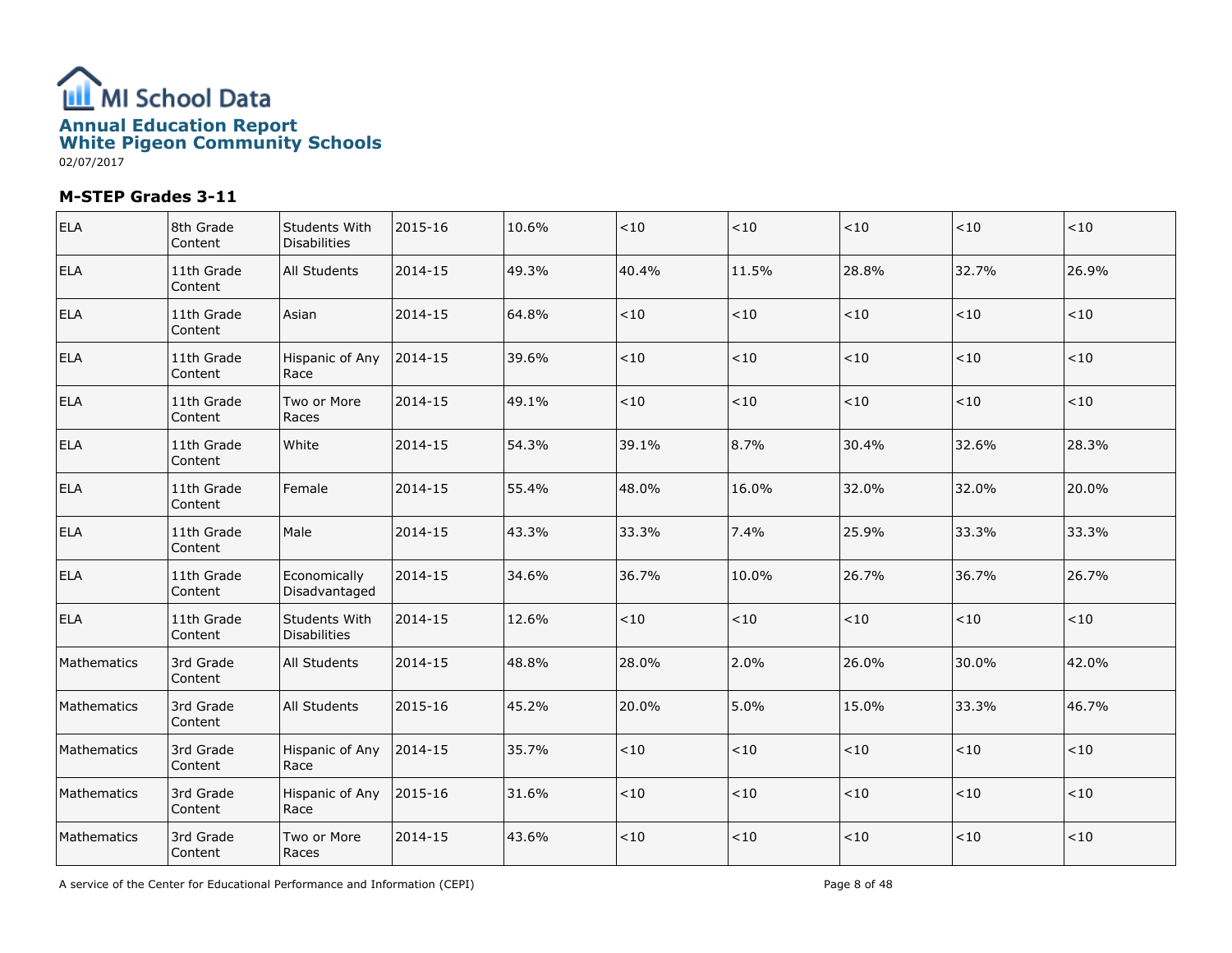# MI School Data

## Annual Education Report
## White Pigeon Community Schools

02/07/2017

### M-STEP Grades 3-11

| | | | | | | | | | |
|---|---|---|---|---|---|---|---|---|---|
| ELA | 8th Grade Content | Students With Disabilities | 2015-16 | 10.6% | <10 | <10 | <10 | <10 | <10 |
| ELA | 11th Grade Content | All Students | 2014-15 | 49.3% | 40.4% | 11.5% | 28.8% | 32.7% | 26.9% |
| ELA | 11th Grade Content | Asian | 2014-15 | 64.8% | <10 | <10 | <10 | <10 | <10 |
| ELA | 11th Grade Content | Hispanic of Any Race | 2014-15 | 39.6% | <10 | <10 | <10 | <10 | <10 |
| ELA | 11th Grade Content | Two or More Races | 2014-15 | 49.1% | <10 | <10 | <10 | <10 | <10 |
| ELA | 11th Grade Content | White | 2014-15 | 54.3% | 39.1% | 8.7% | 30.4% | 32.6% | 28.3% |
| ELA | 11th Grade Content | Female | 2014-15 | 55.4% | 48.0% | 16.0% | 32.0% | 32.0% | 20.0% |
| ELA | 11th Grade Content | Male | 2014-15 | 43.3% | 33.3% | 7.4% | 25.9% | 33.3% | 33.3% |
| ELA | 11th Grade Content | Economically Disadvantaged | 2014-15 | 34.6% | 36.7% | 10.0% | 26.7% | 36.7% | 26.7% |
| ELA | 11th Grade Content | Students With Disabilities | 2014-15 | 12.6% | <10 | <10 | <10 | <10 | <10 |
| Mathematics | 3rd Grade Content | All Students | 2014-15 | 48.8% | 28.0% | 2.0% | 26.0% | 30.0% | 42.0% |
| Mathematics | 3rd Grade Content | All Students | 2015-16 | 45.2% | 20.0% | 5.0% | 15.0% | 33.3% | 46.7% |
| Mathematics | 3rd Grade Content | Hispanic of Any Race | 2014-15 | 35.7% | <10 | <10 | <10 | <10 | <10 |
| Mathematics | 3rd Grade Content | Hispanic of Any Race | 2015-16 | 31.6% | <10 | <10 | <10 | <10 | <10 |
| Mathematics | 3rd Grade Content | Two or More Races | 2014-15 | 43.6% | <10 | <10 | <10 | <10 | <10 |

A service of the Center for Educational Performance and Information (CEPI)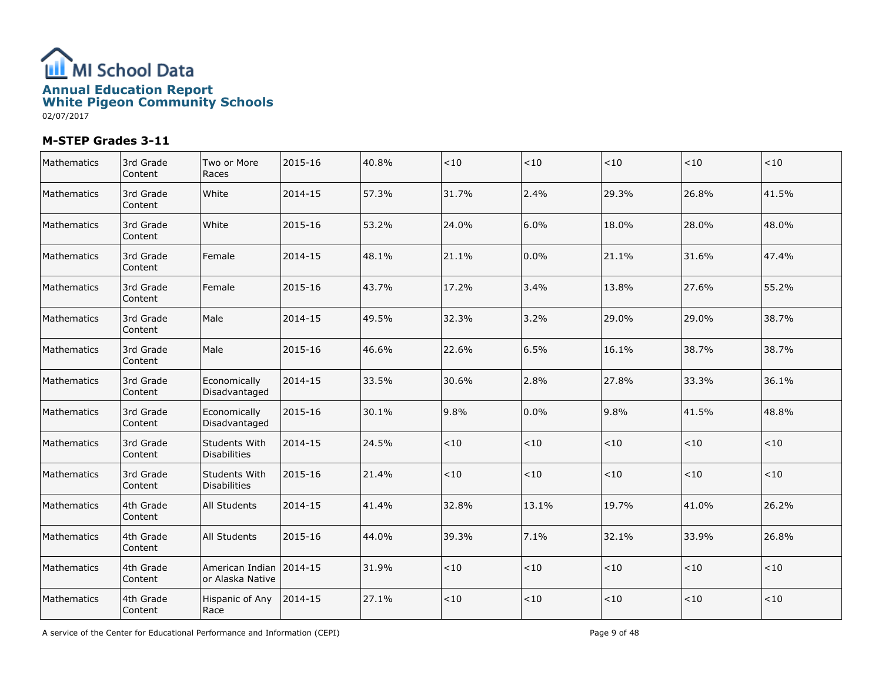# Annual Education Report
## White Pigeon Community Schools

02/07/2017

### M-STEP Grades 3-11

| | | | | | | | | | |
|---|---|---|---|---|---|---|---|---|---|
| Mathematics | 3rd Grade Content | Two or More Races | 2015-16 | 40.8% | <10 | <10 | <10 | <10 | <10 |
| Mathematics | 3rd Grade Content | White | 2014-15 | 57.3% | 31.7% | 2.4% | 29.3% | 26.8% | 41.5% |
| Mathematics | 3rd Grade Content | White | 2015-16 | 53.2% | 24.0% | 6.0% | 18.0% | 28.0% | 48.0% |
| Mathematics | 3rd Grade Content | Female | 2014-15 | 48.1% | 21.1% | 0.0% | 21.1% | 31.6% | 47.4% |
| Mathematics | 3rd Grade Content | Female | 2015-16 | 43.7% | 17.2% | 3.4% | 13.8% | 27.6% | 55.2% |
| Mathematics | 3rd Grade Content | Male | 2014-15 | 49.5% | 32.3% | 3.2% | 29.0% | 29.0% | 38.7% |
| Mathematics | 3rd Grade Content | Male | 2015-16 | 46.6% | 22.6% | 6.5% | 16.1% | 38.7% | 38.7% |
| Mathematics | 3rd Grade Content | Economically Disadvantaged | 2014-15 | 33.5% | 30.6% | 2.8% | 27.8% | 33.3% | 36.1% |
| Mathematics | 3rd Grade Content | Economically Disadvantaged | 2015-16 | 30.1% | 9.8% | 0.0% | 9.8% | 41.5% | 48.8% |
| Mathematics | 3rd Grade Content | Students With Disabilities | 2014-15 | 24.5% | <10 | <10 | <10 | <10 | <10 |
| Mathematics | 3rd Grade Content | Students With Disabilities | 2015-16 | 21.4% | <10 | <10 | <10 | <10 | <10 |
| Mathematics | 4th Grade Content | All Students | 2014-15 | 41.4% | 32.8% | 13.1% | 19.7% | 41.0% | 26.2% |
| Mathematics | 4th Grade Content | All Students | 2015-16 | 44.0% | 39.3% | 7.1% | 32.1% | 33.9% | 26.8% |
| Mathematics | 4th Grade Content | American Indian or Alaska Native | 2014-15 | 31.9% | <10 | <10 | <10 | <10 | <10 |
| Mathematics | 4th Grade Content | Hispanic of Any Race | 2014-15 | 27.1% | <10 | <10 | <10 | <10 | <10 |

A service of the Center for Educational Performance and Information (CEPI)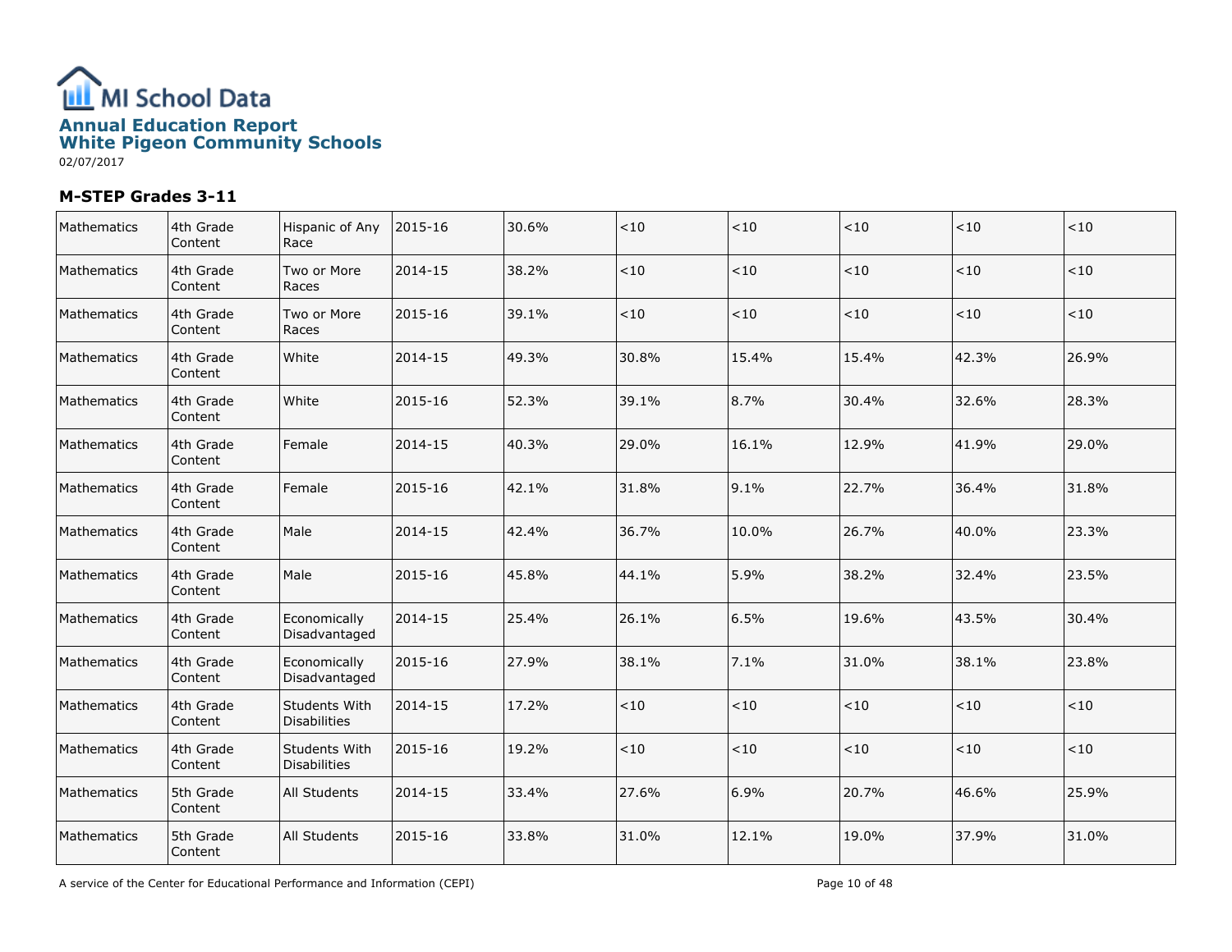# MI School Data

## Annual Education Report
## White Pigeon Community Schools

02/07/2017

### M-STEP Grades 3-11

| | | | | | | | | | |
|---|---|---|---|---|---|---|---|---|---|
| Mathematics | 4th Grade Content | Hispanic of Any Race | 2015-16 | 30.6% | <10 | <10 | <10 | <10 | <10 |
| Mathematics | 4th Grade Content | Two or More Races | 2014-15 | 38.2% | <10 | <10 | <10 | <10 | <10 |
| Mathematics | 4th Grade Content | Two or More Races | 2015-16 | 39.1% | <10 | <10 | <10 | <10 | <10 |
| Mathematics | 4th Grade Content | White | 2014-15 | 49.3% | 30.8% | 15.4% | 15.4% | 42.3% | 26.9% |
| Mathematics | 4th Grade Content | White | 2015-16 | 52.3% | 39.1% | 8.7% | 30.4% | 32.6% | 28.3% |
| Mathematics | 4th Grade Content | Female | 2014-15 | 40.3% | 29.0% | 16.1% | 12.9% | 41.9% | 29.0% |
| Mathematics | 4th Grade Content | Female | 2015-16 | 42.1% | 31.8% | 9.1% | 22.7% | 36.4% | 31.8% |
| Mathematics | 4th Grade Content | Male | 2014-15 | 42.4% | 36.7% | 10.0% | 26.7% | 40.0% | 23.3% |
| Mathematics | 4th Grade Content | Male | 2015-16 | 45.8% | 44.1% | 5.9% | 38.2% | 32.4% | 23.5% |
| Mathematics | 4th Grade Content | Economically Disadvantaged | 2014-15 | 25.4% | 26.1% | 6.5% | 19.6% | 43.5% | 30.4% |
| Mathematics | 4th Grade Content | Economically Disadvantaged | 2015-16 | 27.9% | 38.1% | 7.1% | 31.0% | 38.1% | 23.8% |
| Mathematics | 4th Grade Content | Students With Disabilities | 2014-15 | 17.2% | <10 | <10 | <10 | <10 | <10 |
| Mathematics | 4th Grade Content | Students With Disabilities | 2015-16 | 19.2% | <10 | <10 | <10 | <10 | <10 |
| Mathematics | 5th Grade Content | All Students | 2014-15 | 33.4% | 27.6% | 6.9% | 20.7% | 46.6% | 25.9% |
| Mathematics | 5th Grade Content | All Students | 2015-16 | 33.8% | 31.0% | 12.1% | 19.0% | 37.9% | 31.0% |

A service of the Center for Educational Performance and Information (CEPI)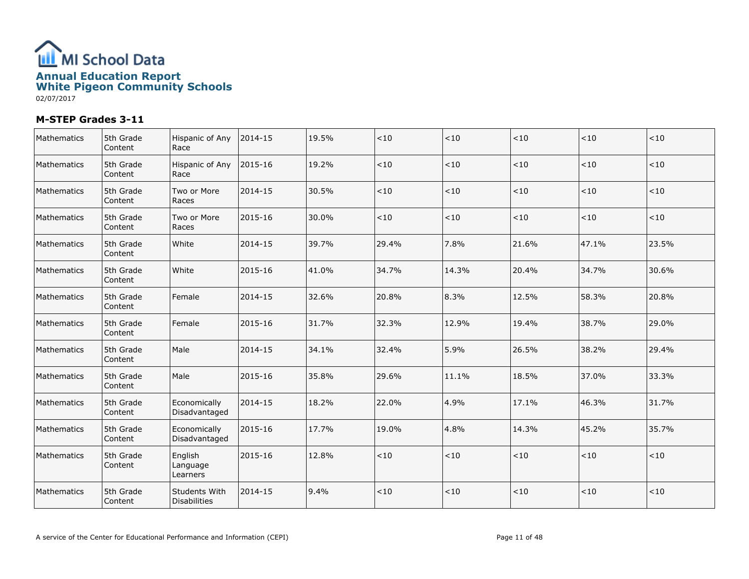# MI School Data

## Annual Education Report
## White Pigeon Community Schools

02/07/2017

### M-STEP Grades 3-11

| | | | | | | | | | |
|---|---|---|---|---|---|---|---|---|---|
| Mathematics | 5th Grade Content | Hispanic of Any Race | 2014-15 | 19.5% | <10 | <10 | <10 | <10 | <10 |
| Mathematics | 5th Grade Content | Hispanic of Any Race | 2015-16 | 19.2% | <10 | <10 | <10 | <10 | <10 |
| Mathematics | 5th Grade Content | Two or More Races | 2014-15 | 30.5% | <10 | <10 | <10 | <10 | <10 |
| Mathematics | 5th Grade Content | Two or More Races | 2015-16 | 30.0% | <10 | <10 | <10 | <10 | <10 |
| Mathematics | 5th Grade Content | White | 2014-15 | 39.7% | 29.4% | 7.8% | 21.6% | 47.1% | 23.5% |
| Mathematics | 5th Grade Content | White | 2015-16 | 41.0% | 34.7% | 14.3% | 20.4% | 34.7% | 30.6% |
| Mathematics | 5th Grade Content | Female | 2014-15 | 32.6% | 20.8% | 8.3% | 12.5% | 58.3% | 20.8% |
| Mathematics | 5th Grade Content | Female | 2015-16 | 31.7% | 32.3% | 12.9% | 19.4% | 38.7% | 29.0% |
| Mathematics | 5th Grade Content | Male | 2014-15 | 34.1% | 32.4% | 5.9% | 26.5% | 38.2% | 29.4% |
| Mathematics | 5th Grade Content | Male | 2015-16 | 35.8% | 29.6% | 11.1% | 18.5% | 37.0% | 33.3% |
| Mathematics | 5th Grade Content | Economically Disadvantaged | 2014-15 | 18.2% | 22.0% | 4.9% | 17.1% | 46.3% | 31.7% |
| Mathematics | 5th Grade Content | Economically Disadvantaged | 2015-16 | 17.7% | 19.0% | 4.8% | 14.3% | 45.2% | 35.7% |
| Mathematics | 5th Grade Content | English Language Learners | 2015-16 | 12.8% | <10 | <10 | <10 | <10 | <10 |
| Mathematics | 5th Grade Content | Students With Disabilities | 2014-15 | 9.4% | <10 | <10 | <10 | <10 | <10 |

A service of the Center for Educational Performance and Information (CEPI)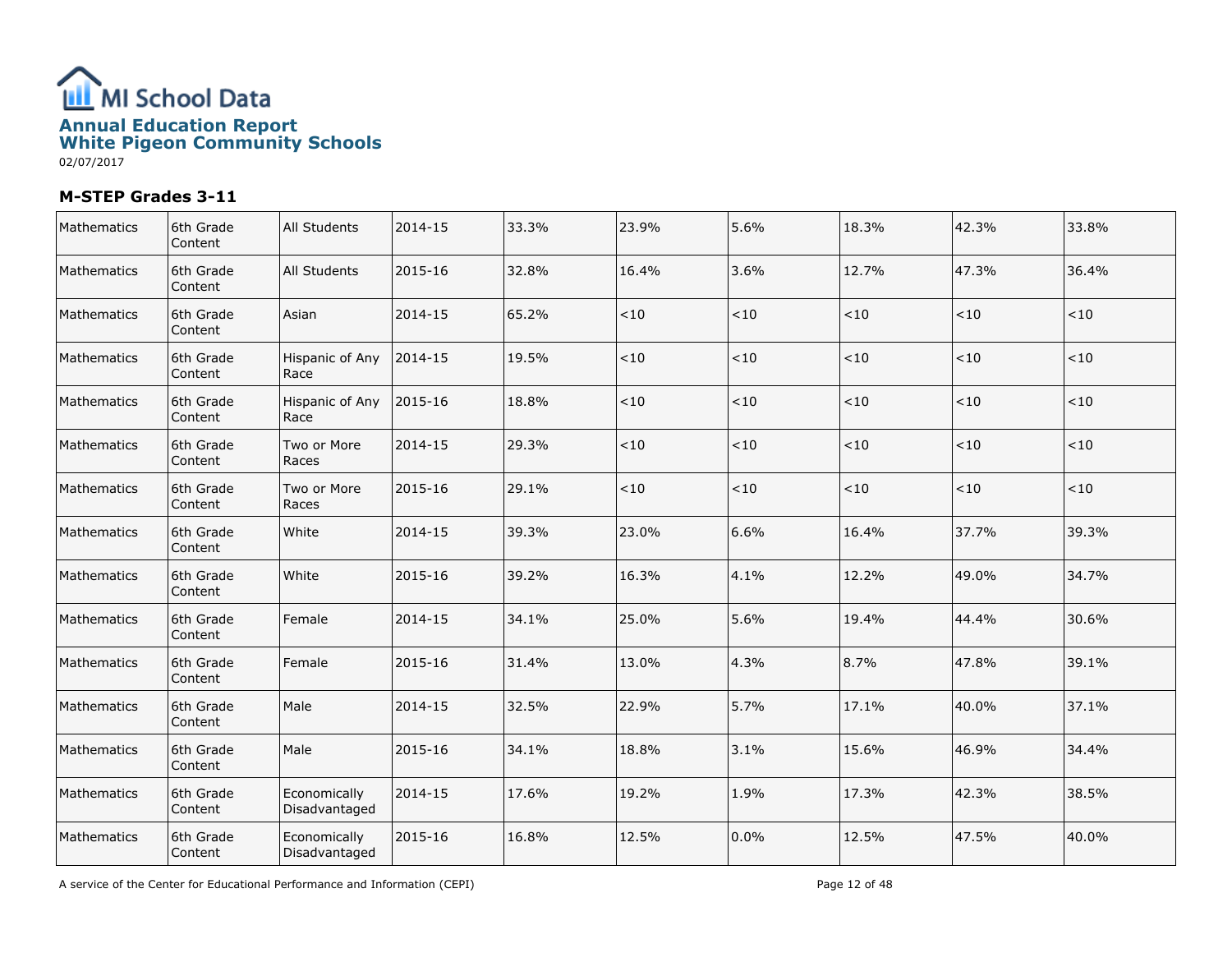# MI School Data

## Annual Education Report
## White Pigeon Community Schools

02/07/2017

### M-STEP Grades 3-11

| | | | | | | | | | |
|---|---|---|---|---|---|---|---|---|---|
| Mathematics | 6th Grade Content | All Students | 2014-15 | 33.3% | 23.9% | 5.6% | 18.3% | 42.3% | 33.8% |
| Mathematics | 6th Grade Content | All Students | 2015-16 | 32.8% | 16.4% | 3.6% | 12.7% | 47.3% | 36.4% |
| Mathematics | 6th Grade Content | Asian | 2014-15 | 65.2% | <10 | <10 | <10 | <10 | <10 |
| Mathematics | 6th Grade Content | Hispanic of Any Race | 2014-15 | 19.5% | <10 | <10 | <10 | <10 | <10 |
| Mathematics | 6th Grade Content | Hispanic of Any Race | 2015-16 | 18.8% | <10 | <10 | <10 | <10 | <10 |
| Mathematics | 6th Grade Content | Two or More Races | 2014-15 | 29.3% | <10 | <10 | <10 | <10 | <10 |
| Mathematics | 6th Grade Content | Two or More Races | 2015-16 | 29.1% | <10 | <10 | <10 | <10 | <10 |
| Mathematics | 6th Grade Content | White | 2014-15 | 39.3% | 23.0% | 6.6% | 16.4% | 37.7% | 39.3% |
| Mathematics | 6th Grade Content | White | 2015-16 | 39.2% | 16.3% | 4.1% | 12.2% | 49.0% | 34.7% |
| Mathematics | 6th Grade Content | Female | 2014-15 | 34.1% | 25.0% | 5.6% | 19.4% | 44.4% | 30.6% |
| Mathematics | 6th Grade Content | Female | 2015-16 | 31.4% | 13.0% | 4.3% | 8.7% | 47.8% | 39.1% |
| Mathematics | 6th Grade Content | Male | 2014-15 | 32.5% | 22.9% | 5.7% | 17.1% | 40.0% | 37.1% |
| Mathematics | 6th Grade Content | Male | 2015-16 | 34.1% | 18.8% | 3.1% | 15.6% | 46.9% | 34.4% |
| Mathematics | 6th Grade Content | Economically Disadvantaged | 2014-15 | 17.6% | 19.2% | 1.9% | 17.3% | 42.3% | 38.5% |
| Mathematics | 6th Grade Content | Economically Disadvantaged | 2015-16 | 16.8% | 12.5% | 0.0% | 12.5% | 47.5% | 40.0% |

A service of the Center for Educational Performance and Information (CEPI)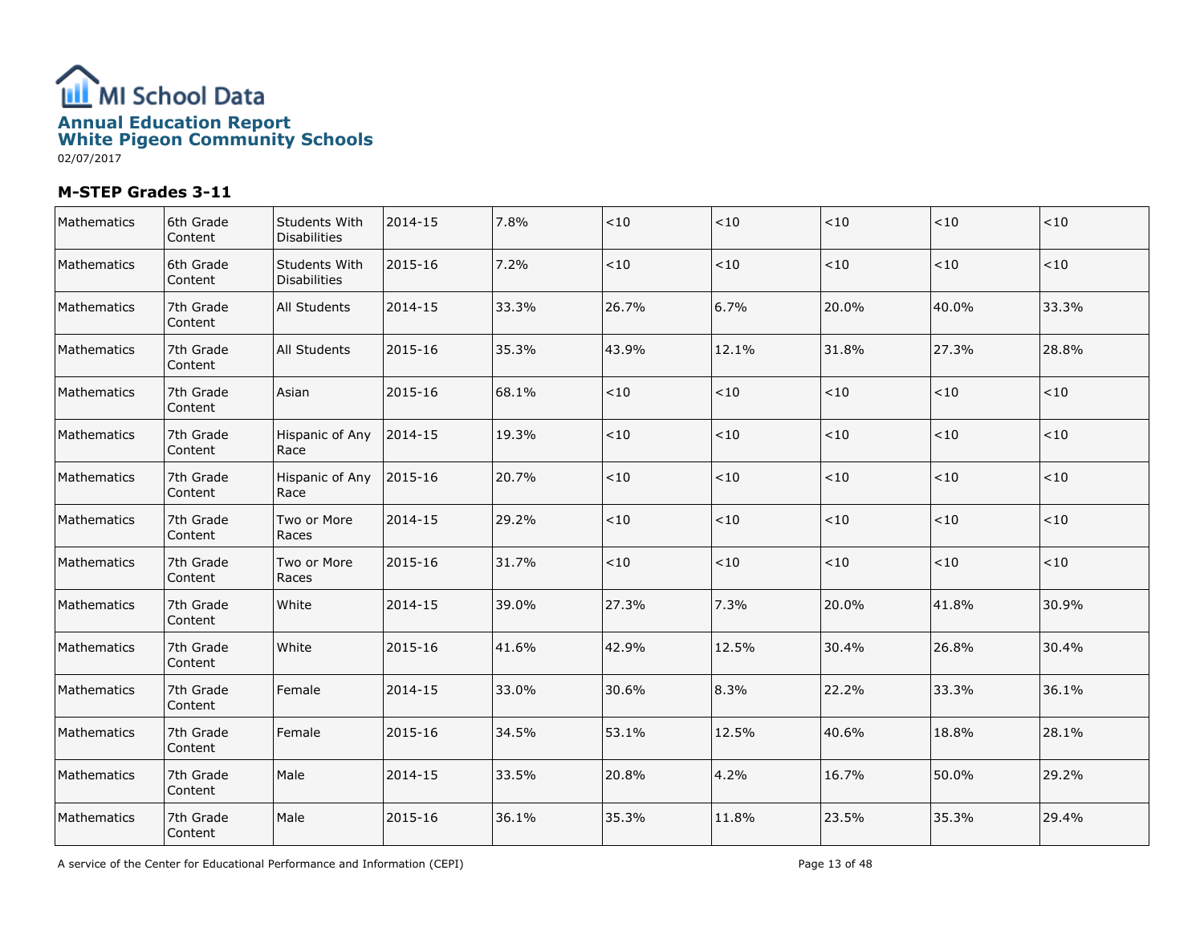# Annual Education Report
## White Pigeon Community Schools

02/07/2017

### M-STEP Grades 3-11

| | | | | | | | | | |
|---|---|---|---|---|---|---|---|---|---|
| Mathematics | 6th Grade Content | Students With Disabilities | 2014-15 | 7.8% | <10 | <10 | <10 | <10 | <10 |
| Mathematics | 6th Grade Content | Students With Disabilities | 2015-16 | 7.2% | <10 | <10 | <10 | <10 | <10 |
| Mathematics | 7th Grade Content | All Students | 2014-15 | 33.3% | 26.7% | 6.7% | 20.0% | 40.0% | 33.3% |
| Mathematics | 7th Grade Content | All Students | 2015-16 | 35.3% | 43.9% | 12.1% | 31.8% | 27.3% | 28.8% |
| Mathematics | 7th Grade Content | Asian | 2015-16 | 68.1% | <10 | <10 | <10 | <10 | <10 |
| Mathematics | 7th Grade Content | Hispanic of Any Race | 2014-15 | 19.3% | <10 | <10 | <10 | <10 | <10 |
| Mathematics | 7th Grade Content | Hispanic of Any Race | 2015-16 | 20.7% | <10 | <10 | <10 | <10 | <10 |
| Mathematics | 7th Grade Content | Two or More Races | 2014-15 | 29.2% | <10 | <10 | <10 | <10 | <10 |
| Mathematics | 7th Grade Content | Two or More Races | 2015-16 | 31.7% | <10 | <10 | <10 | <10 | <10 |
| Mathematics | 7th Grade Content | White | 2014-15 | 39.0% | 27.3% | 7.3% | 20.0% | 41.8% | 30.9% |
| Mathematics | 7th Grade Content | White | 2015-16 | 41.6% | 42.9% | 12.5% | 30.4% | 26.8% | 30.4% |
| Mathematics | 7th Grade Content | Female | 2014-15 | 33.0% | 30.6% | 8.3% | 22.2% | 33.3% | 36.1% |
| Mathematics | 7th Grade Content | Female | 2015-16 | 34.5% | 53.1% | 12.5% | 40.6% | 18.8% | 28.1% |
| Mathematics | 7th Grade Content | Male | 2014-15 | 33.5% | 20.8% | 4.2% | 16.7% | 50.0% | 29.2% |
| Mathematics | 7th Grade Content | Male | 2015-16 | 36.1% | 35.3% | 11.8% | 23.5% | 35.3% | 29.4% |

A service of the Center for Educational Performance and Information (CEPI)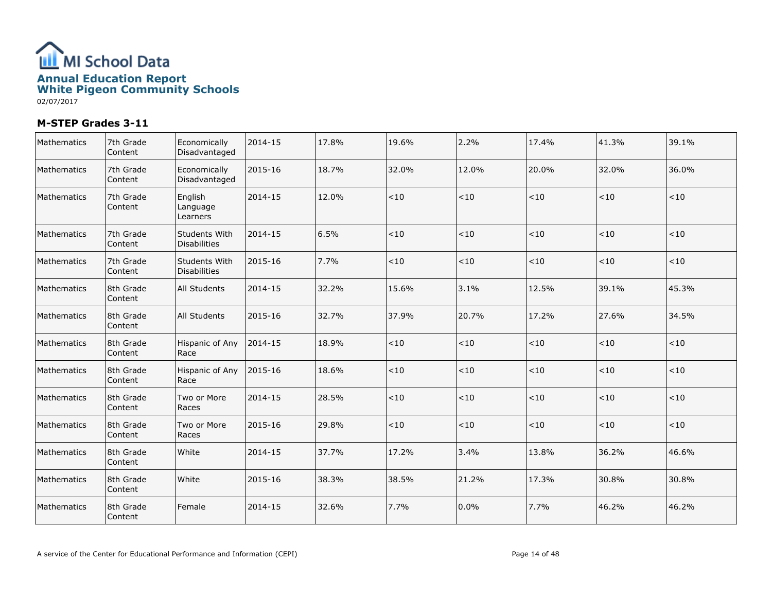# MI School Data

## Annual Education Report
## White Pigeon Community Schools

02/07/2017

### M-STEP Grades 3-11

| | | | | | | | | | |
|---|---|---|---|---|---|---|---|---|---|
| Mathematics | 7th Grade Content | Economically Disadvantaged | 2014-15 | 17.8% | 19.6% | 2.2% | 17.4% | 41.3% | 39.1% |
| Mathematics | 7th Grade Content | Economically Disadvantaged | 2015-16 | 18.7% | 32.0% | 12.0% | 20.0% | 32.0% | 36.0% |
| Mathematics | 7th Grade Content | English Language Learners | 2014-15 | 12.0% | <10 | <10 | <10 | <10 | <10 |
| Mathematics | 7th Grade Content | Students With Disabilities | 2014-15 | 6.5% | <10 | <10 | <10 | <10 | <10 |
| Mathematics | 7th Grade Content | Students With Disabilities | 2015-16 | 7.7% | <10 | <10 | <10 | <10 | <10 |
| Mathematics | 8th Grade Content | All Students | 2014-15 | 32.2% | 15.6% | 3.1% | 12.5% | 39.1% | 45.3% |
| Mathematics | 8th Grade Content | All Students | 2015-16 | 32.7% | 37.9% | 20.7% | 17.2% | 27.6% | 34.5% |
| Mathematics | 8th Grade Content | Hispanic of Any Race | 2014-15 | 18.9% | <10 | <10 | <10 | <10 | <10 |
| Mathematics | 8th Grade Content | Hispanic of Any Race | 2015-16 | 18.6% | <10 | <10 | <10 | <10 | <10 |
| Mathematics | 8th Grade Content | Two or More Races | 2014-15 | 28.5% | <10 | <10 | <10 | <10 | <10 |
| Mathematics | 8th Grade Content | Two or More Races | 2015-16 | 29.8% | <10 | <10 | <10 | <10 | <10 |
| Mathematics | 8th Grade Content | White | 2014-15 | 37.7% | 17.2% | 3.4% | 13.8% | 36.2% | 46.6% |
| Mathematics | 8th Grade Content | White | 2015-16 | 38.3% | 38.5% | 21.2% | 17.3% | 30.8% | 30.8% |
| Mathematics | 8th Grade Content | Female | 2014-15 | 32.6% | 7.7% | 0.0% | 7.7% | 46.2% | 46.2% |

A service of the Center for Educational Performance and Information (CEPI)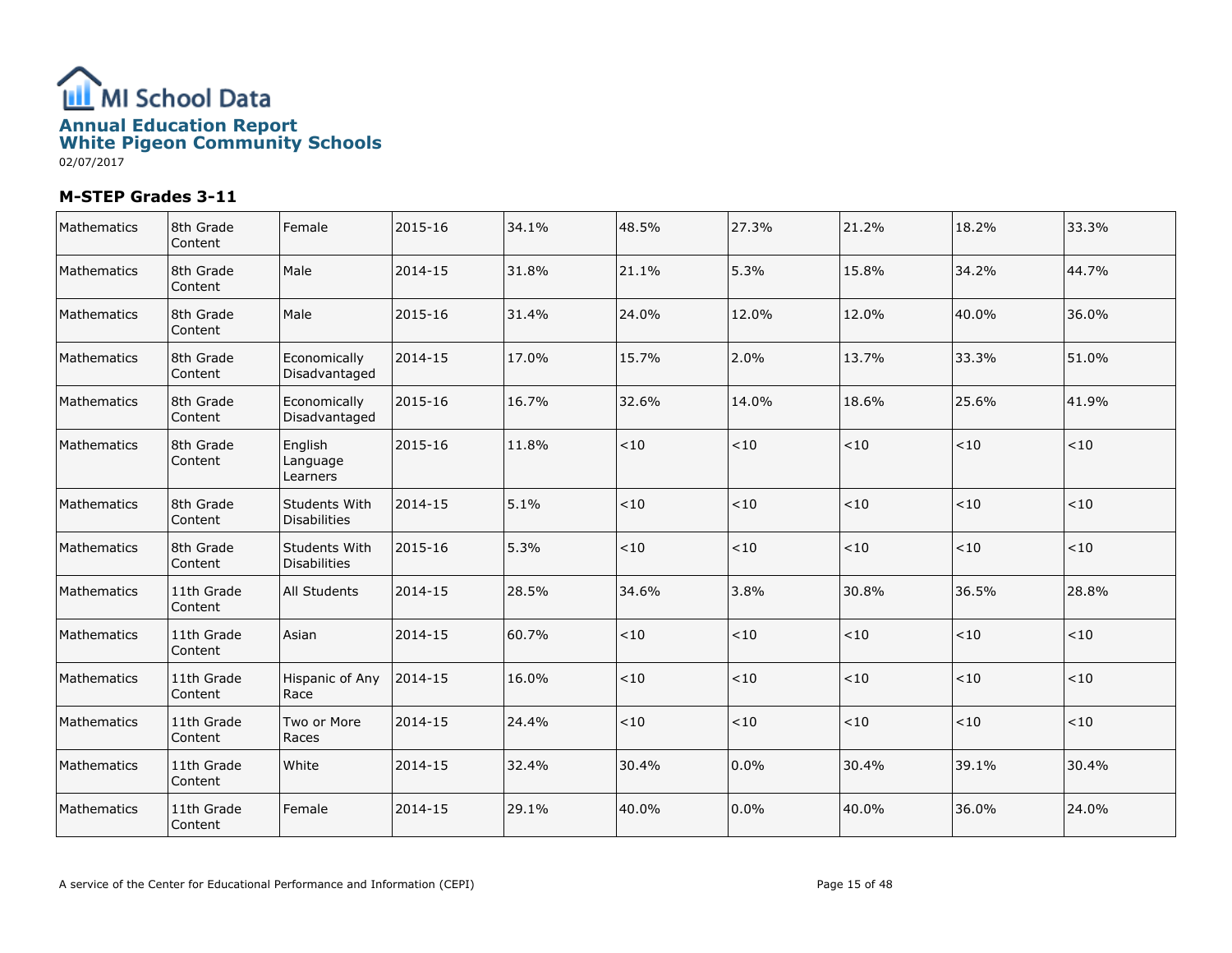MI School Data

## Annual Education Report
## White Pigeon Community Schools

02/07/2017

### M-STEP Grades 3-11

| | | | | | | | | | |
|---|---|---|---|---|---|---|---|---|---|
| Mathematics | 8th Grade Content | Female | 2015-16 | 34.1% | 48.5% | 27.3% | 21.2% | 18.2% | 33.3% |
| Mathematics | 8th Grade Content | Male | 2014-15 | 31.8% | 21.1% | 5.3% | 15.8% | 34.2% | 44.7% |
| Mathematics | 8th Grade Content | Male | 2015-16 | 31.4% | 24.0% | 12.0% | 12.0% | 40.0% | 36.0% |
| Mathematics | 8th Grade Content | Economically Disadvantaged | 2014-15 | 17.0% | 15.7% | 2.0% | 13.7% | 33.3% | 51.0% |
| Mathematics | 8th Grade Content | Economically Disadvantaged | 2015-16 | 16.7% | 32.6% | 14.0% | 18.6% | 25.6% | 41.9% |
| Mathematics | 8th Grade Content | English Language Learners | 2015-16 | 11.8% | <10 | <10 | <10 | <10 | <10 |
| Mathematics | 8th Grade Content | Students With Disabilities | 2014-15 | 5.1% | <10 | <10 | <10 | <10 | <10 |
| Mathematics | 8th Grade Content | Students With Disabilities | 2015-16 | 5.3% | <10 | <10 | <10 | <10 | <10 |
| Mathematics | 11th Grade Content | All Students | 2014-15 | 28.5% | 34.6% | 3.8% | 30.8% | 36.5% | 28.8% |
| Mathematics | 11th Grade Content | Asian | 2014-15 | 60.7% | <10 | <10 | <10 | <10 | <10 |
| Mathematics | 11th Grade Content | Hispanic of Any Race | 2014-15 | 16.0% | <10 | <10 | <10 | <10 | <10 |
| Mathematics | 11th Grade Content | Two or More Races | 2014-15 | 24.4% | <10 | <10 | <10 | <10 | <10 |
| Mathematics | 11th Grade Content | White | 2014-15 | 32.4% | 30.4% | 0.0% | 30.4% | 39.1% | 30.4% |
| Mathematics | 11th Grade Content | Female | 2014-15 | 29.1% | 40.0% | 0.0% | 40.0% | 36.0% | 24.0% |

A service of the Center for Educational Performance and Information (CEPI)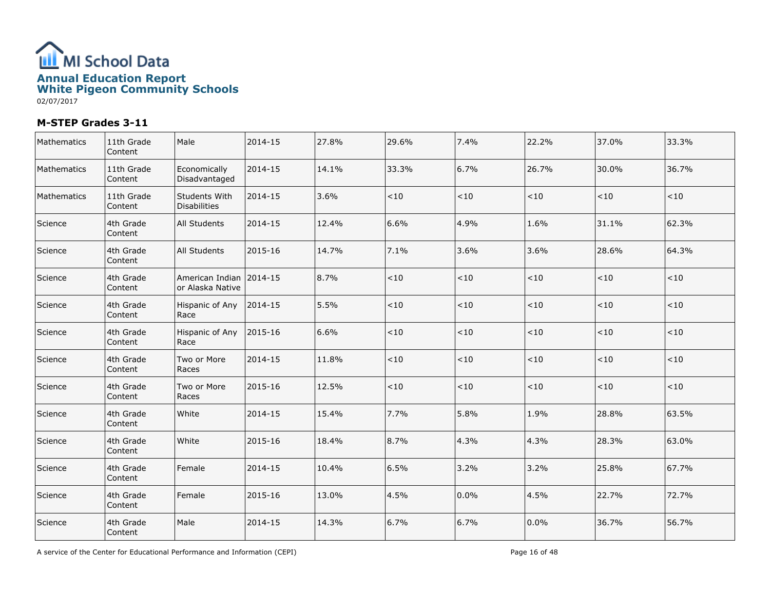# MI School Data

## Annual Education Report
## White Pigeon Community Schools

02/07/2017

### M-STEP Grades 3-11

| | | | | | | | | | |
|---|---|---|---|---|---|---|---|---|---|
| Mathematics | 11th Grade Content | Male | 2014-15 | 27.8% | 29.6% | 7.4% | 22.2% | 37.0% | 33.3% |
| Mathematics | 11th Grade Content | Economically Disadvantaged | 2014-15 | 14.1% | 33.3% | 6.7% | 26.7% | 30.0% | 36.7% |
| Mathematics | 11th Grade Content | Students With Disabilities | 2014-15 | 3.6% | <10 | <10 | <10 | <10 | <10 |
| Science | 4th Grade Content | All Students | 2014-15 | 12.4% | 6.6% | 4.9% | 1.6% | 31.1% | 62.3% |
| Science | 4th Grade Content | All Students | 2015-16 | 14.7% | 7.1% | 3.6% | 3.6% | 28.6% | 64.3% |
| Science | 4th Grade Content | American Indian or Alaska Native | 2014-15 | 8.7% | <10 | <10 | <10 | <10 | <10 |
| Science | 4th Grade Content | Hispanic of Any Race | 2014-15 | 5.5% | <10 | <10 | <10 | <10 | <10 |
| Science | 4th Grade Content | Hispanic of Any Race | 2015-16 | 6.6% | <10 | <10 | <10 | <10 | <10 |
| Science | 4th Grade Content | Two or More Races | 2014-15 | 11.8% | <10 | <10 | <10 | <10 | <10 |
| Science | 4th Grade Content | Two or More Races | 2015-16 | 12.5% | <10 | <10 | <10 | <10 | <10 |
| Science | 4th Grade Content | White | 2014-15 | 15.4% | 7.7% | 5.8% | 1.9% | 28.8% | 63.5% |
| Science | 4th Grade Content | White | 2015-16 | 18.4% | 8.7% | 4.3% | 4.3% | 28.3% | 63.0% |
| Science | 4th Grade Content | Female | 2014-15 | 10.4% | 6.5% | 3.2% | 3.2% | 25.8% | 67.7% |
| Science | 4th Grade Content | Female | 2015-16 | 13.0% | 4.5% | 0.0% | 4.5% | 22.7% | 72.7% |
| Science | 4th Grade Content | Male | 2014-15 | 14.3% | 6.7% | 6.7% | 0.0% | 36.7% | 56.7% |

A service of the Center for Educational Performance and Information (CEPI)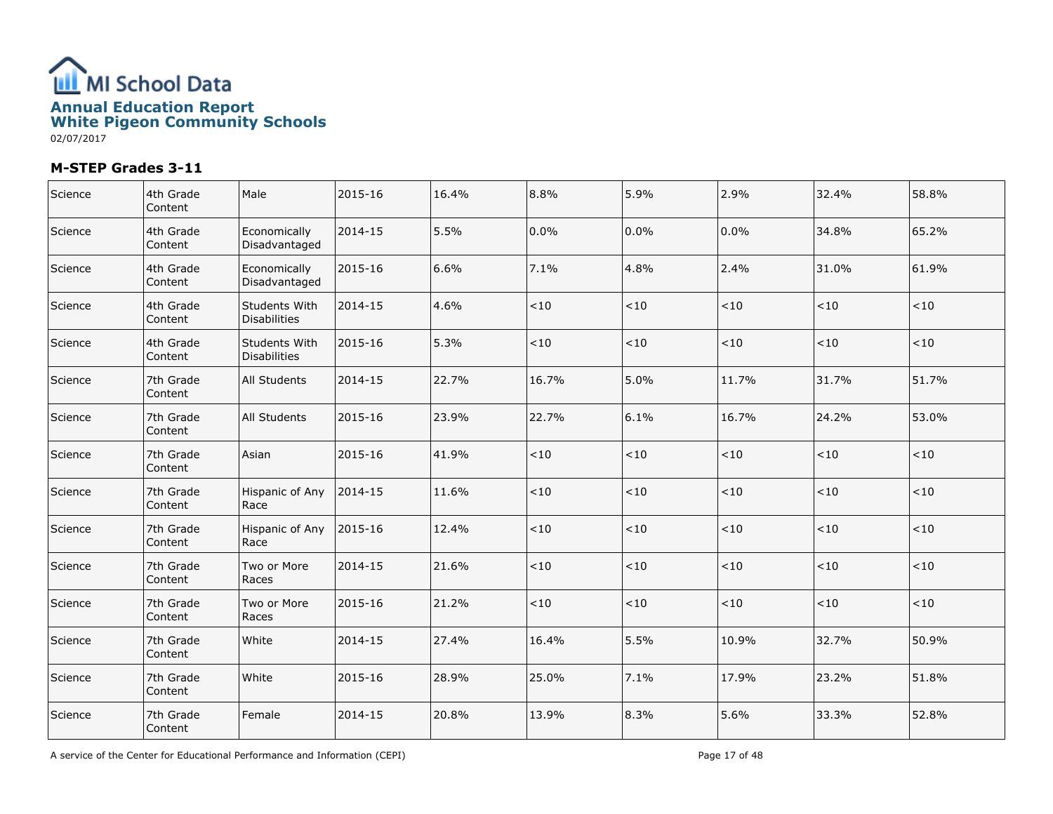# MI School Data

## Annual Education Report
## White Pigeon Community Schools

02/07/2017

### M-STEP Grades 3-11

| | | | | | | | | | |
|---|---|---|---|---|---|---|---|---|---|
| Science | 4th Grade Content | Male | 2015-16 | 16.4% | 8.8% | 5.9% | 2.9% | 32.4% | 58.8% |
| Science | 4th Grade Content | Economically Disadvantaged | 2014-15 | 5.5% | 0.0% | 0.0% | 0.0% | 34.8% | 65.2% |
| Science | 4th Grade Content | Economically Disadvantaged | 2015-16 | 6.6% | 7.1% | 4.8% | 2.4% | 31.0% | 61.9% |
| Science | 4th Grade Content | Students With Disabilities | 2014-15 | 4.6% | <10 | <10 | <10 | <10 | <10 |
| Science | 4th Grade Content | Students With Disabilities | 2015-16 | 5.3% | <10 | <10 | <10 | <10 | <10 |
| Science | 7th Grade Content | All Students | 2014-15 | 22.7% | 16.7% | 5.0% | 11.7% | 31.7% | 51.7% |
| Science | 7th Grade Content | All Students | 2015-16 | 23.9% | 22.7% | 6.1% | 16.7% | 24.2% | 53.0% |
| Science | 7th Grade Content | Asian | 2015-16 | 41.9% | <10 | <10 | <10 | <10 | <10 |
| Science | 7th Grade Content | Hispanic of Any Race | 2014-15 | 11.6% | <10 | <10 | <10 | <10 | <10 |
| Science | 7th Grade Content | Hispanic of Any Race | 2015-16 | 12.4% | <10 | <10 | <10 | <10 | <10 |
| Science | 7th Grade Content | Two or More Races | 2014-15 | 21.6% | <10 | <10 | <10 | <10 | <10 |
| Science | 7th Grade Content | Two or More Races | 2015-16 | 21.2% | <10 | <10 | <10 | <10 | <10 |
| Science | 7th Grade Content | White | 2014-15 | 27.4% | 16.4% | 5.5% | 10.9% | 32.7% | 50.9% |
| Science | 7th Grade Content | White | 2015-16 | 28.9% | 25.0% | 7.1% | 17.9% | 23.2% | 51.8% |
| Science | 7th Grade Content | Female | 2014-15 | 20.8% | 13.9% | 8.3% | 5.6% | 33.3% | 52.8% |

A service of the Center for Educational Performance and Information (CEPI)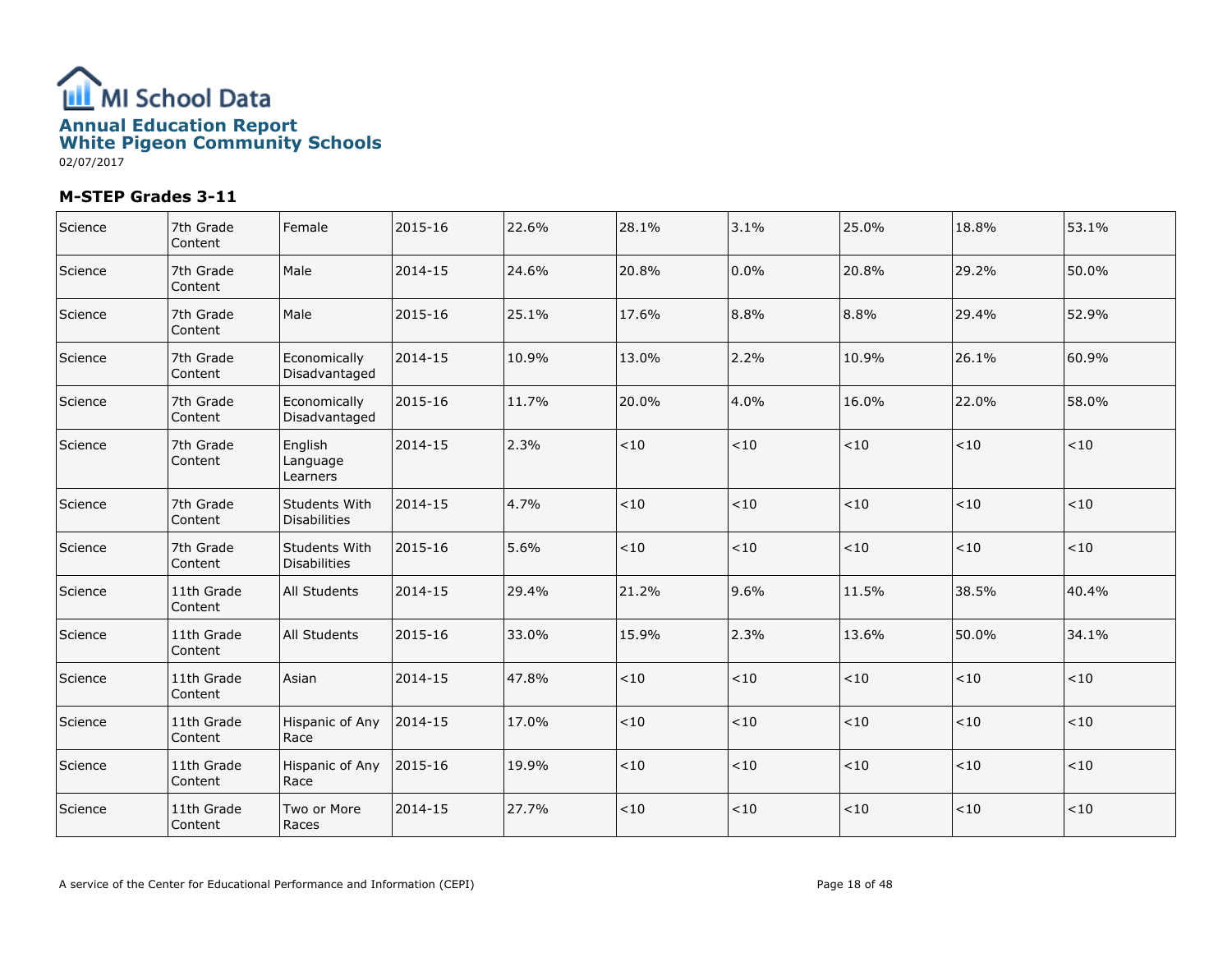# MI School Data

## Annual Education Report
## White Pigeon Community Schools

02/07/2017

### M-STEP Grades 3-11

| | | | | | | | | | |
|---|---|---|---|---|---|---|---|---|---|
| Science | 7th Grade Content | Female | 2015-16 | 22.6% | 28.1% | 3.1% | 25.0% | 18.8% | 53.1% |
| Science | 7th Grade Content | Male | 2014-15 | 24.6% | 20.8% | 0.0% | 20.8% | 29.2% | 50.0% |
| Science | 7th Grade Content | Male | 2015-16 | 25.1% | 17.6% | 8.8% | 8.8% | 29.4% | 52.9% |
| Science | 7th Grade Content | Economically Disadvantaged | 2014-15 | 10.9% | 13.0% | 2.2% | 10.9% | 26.1% | 60.9% |
| Science | 7th Grade Content | Economically Disadvantaged | 2015-16 | 11.7% | 20.0% | 4.0% | 16.0% | 22.0% | 58.0% |
| Science | 7th Grade Content | English Language Learners | 2014-15 | 2.3% | <10 | <10 | <10 | <10 | <10 |
| Science | 7th Grade Content | Students With Disabilities | 2014-15 | 4.7% | <10 | <10 | <10 | <10 | <10 |
| Science | 7th Grade Content | Students With Disabilities | 2015-16 | 5.6% | <10 | <10 | <10 | <10 | <10 |
| Science | 11th Grade Content | All Students | 2014-15 | 29.4% | 21.2% | 9.6% | 11.5% | 38.5% | 40.4% |
| Science | 11th Grade Content | All Students | 2015-16 | 33.0% | 15.9% | 2.3% | 13.6% | 50.0% | 34.1% |
| Science | 11th Grade Content | Asian | 2014-15 | 47.8% | <10 | <10 | <10 | <10 | <10 |
| Science | 11th Grade Content | Hispanic of Any Race | 2014-15 | 17.0% | <10 | <10 | <10 | <10 | <10 |
| Science | 11th Grade Content | Hispanic of Any Race | 2015-16 | 19.9% | <10 | <10 | <10 | <10 | <10 |
| Science | 11th Grade Content | Two or More Races | 2014-15 | 27.7% | <10 | <10 | <10 | <10 | <10 |

A service of the Center for Educational Performance and Information (CEPI)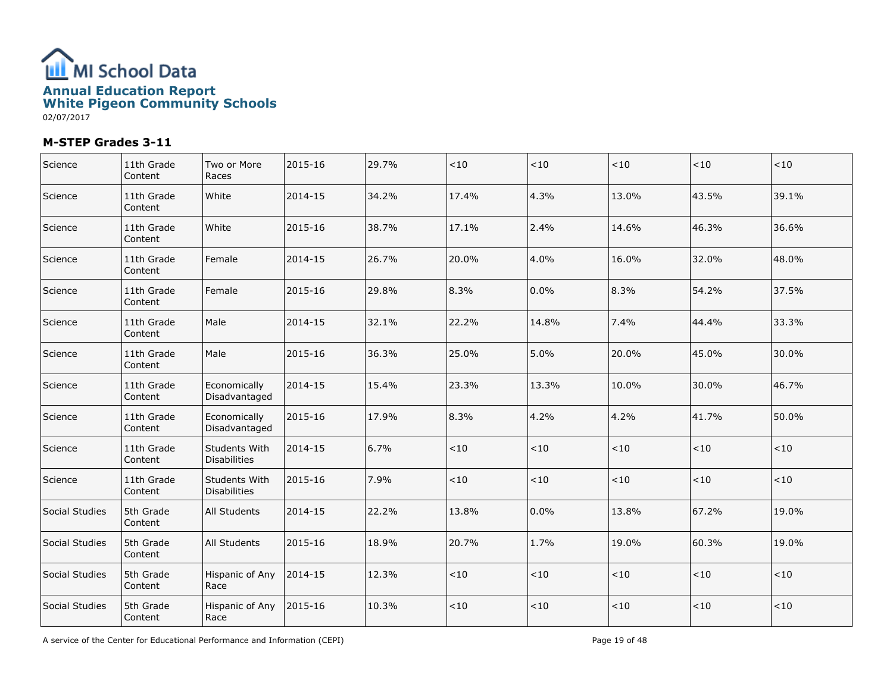# MI School Data

## Annual Education Report
## White Pigeon Community Schools

02/07/2017

### M-STEP Grades 3-11

| | | | | | | | | | |
|---|---|---|---|---|---|---|---|---|---|
| Science | 11th Grade Content | Two or More Races | 2015-16 | 29.7% | <10 | <10 | <10 | <10 | <10 |
| Science | 11th Grade Content | White | 2014-15 | 34.2% | 17.4% | 4.3% | 13.0% | 43.5% | 39.1% |
| Science | 11th Grade Content | White | 2015-16 | 38.7% | 17.1% | 2.4% | 14.6% | 46.3% | 36.6% |
| Science | 11th Grade Content | Female | 2014-15 | 26.7% | 20.0% | 4.0% | 16.0% | 32.0% | 48.0% |
| Science | 11th Grade Content | Female | 2015-16 | 29.8% | 8.3% | 0.0% | 8.3% | 54.2% | 37.5% |
| Science | 11th Grade Content | Male | 2014-15 | 32.1% | 22.2% | 14.8% | 7.4% | 44.4% | 33.3% |
| Science | 11th Grade Content | Male | 2015-16 | 36.3% | 25.0% | 5.0% | 20.0% | 45.0% | 30.0% |
| Science | 11th Grade Content | Economically Disadvantaged | 2014-15 | 15.4% | 23.3% | 13.3% | 10.0% | 30.0% | 46.7% |
| Science | 11th Grade Content | Economically Disadvantaged | 2015-16 | 17.9% | 8.3% | 4.2% | 4.2% | 41.7% | 50.0% |
| Science | 11th Grade Content | Students With Disabilities | 2014-15 | 6.7% | <10 | <10 | <10 | <10 | <10 |
| Science | 11th Grade Content | Students With Disabilities | 2015-16 | 7.9% | <10 | <10 | <10 | <10 | <10 |
| Social Studies | 5th Grade Content | All Students | 2014-15 | 22.2% | 13.8% | 0.0% | 13.8% | 67.2% | 19.0% |
| Social Studies | 5th Grade Content | All Students | 2015-16 | 18.9% | 20.7% | 1.7% | 19.0% | 60.3% | 19.0% |
| Social Studies | 5th Grade Content | Hispanic of Any Race | 2014-15 | 12.3% | <10 | <10 | <10 | <10 | <10 |
| Social Studies | 5th Grade Content | Hispanic of Any Race | 2015-16 | 10.3% | <10 | <10 | <10 | <10 | <10 |

A service of the Center for Educational Performance and Information (CEPI)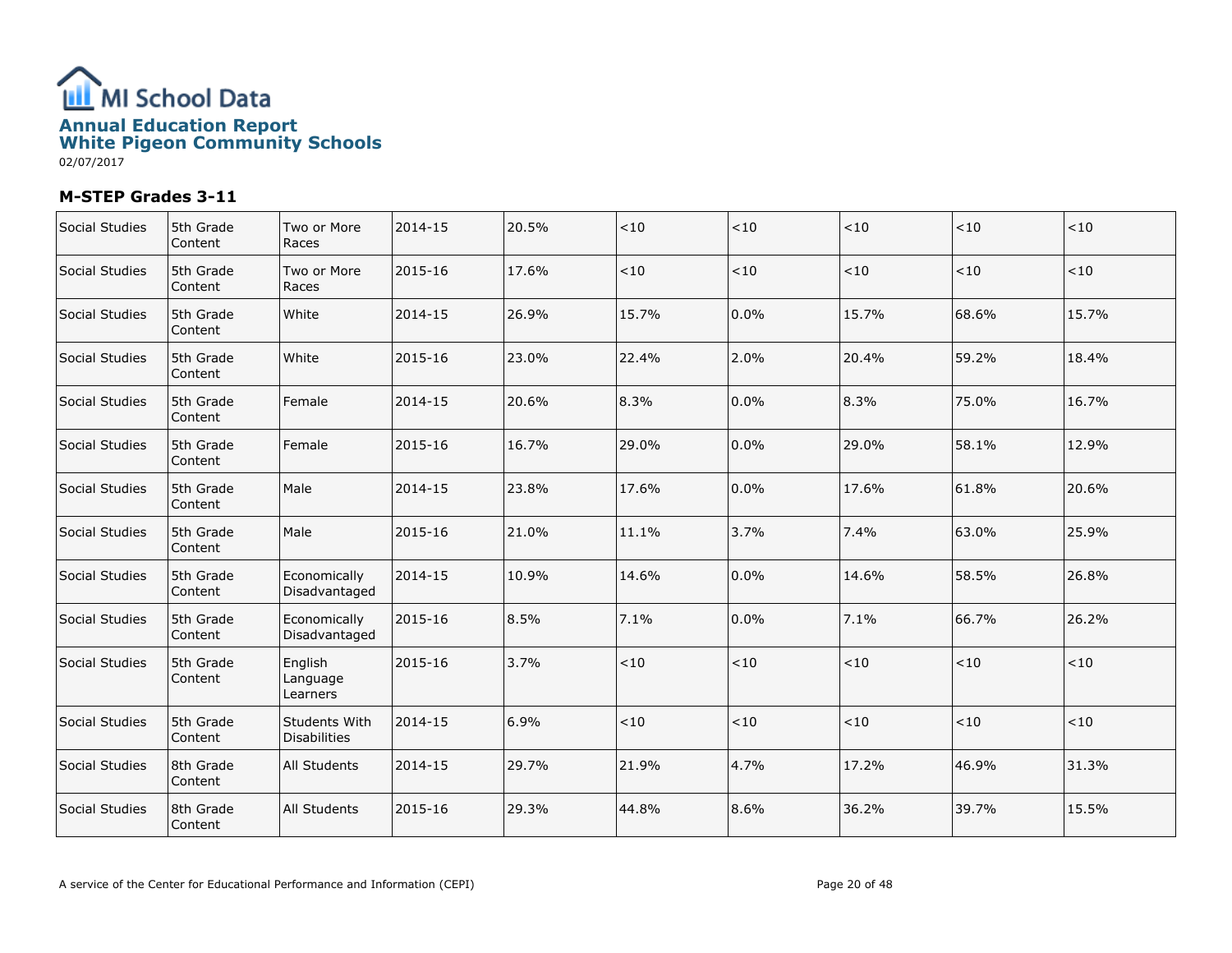# MI School Data

## Annual Education Report
## White Pigeon Community Schools

02/07/2017

### M-STEP Grades 3-11

| | | | | | | | | | |
|---|---|---|---|---|---|---|---|---|---|
| Social Studies | 5th Grade Content | Two or More Races | 2014-15 | 20.5% | <10 | <10 | <10 | <10 | <10 |
| Social Studies | 5th Grade Content | Two or More Races | 2015-16 | 17.6% | <10 | <10 | <10 | <10 | <10 |
| Social Studies | 5th Grade Content | White | 2014-15 | 26.9% | 15.7% | 0.0% | 15.7% | 68.6% | 15.7% |
| Social Studies | 5th Grade Content | White | 2015-16 | 23.0% | 22.4% | 2.0% | 20.4% | 59.2% | 18.4% |
| Social Studies | 5th Grade Content | Female | 2014-15 | 20.6% | 8.3% | 0.0% | 8.3% | 75.0% | 16.7% |
| Social Studies | 5th Grade Content | Female | 2015-16 | 16.7% | 29.0% | 0.0% | 29.0% | 58.1% | 12.9% |
| Social Studies | 5th Grade Content | Male | 2014-15 | 23.8% | 17.6% | 0.0% | 17.6% | 61.8% | 20.6% |
| Social Studies | 5th Grade Content | Male | 2015-16 | 21.0% | 11.1% | 3.7% | 7.4% | 63.0% | 25.9% |
| Social Studies | 5th Grade Content | Economically Disadvantaged | 2014-15 | 10.9% | 14.6% | 0.0% | 14.6% | 58.5% | 26.8% |
| Social Studies | 5th Grade Content | Economically Disadvantaged | 2015-16 | 8.5% | 7.1% | 0.0% | 7.1% | 66.7% | 26.2% |
| Social Studies | 5th Grade Content | English Language Learners | 2015-16 | 3.7% | <10 | <10 | <10 | <10 | <10 |
| Social Studies | 5th Grade Content | Students With Disabilities | 2014-15 | 6.9% | <10 | <10 | <10 | <10 | <10 |
| Social Studies | 8th Grade Content | All Students | 2014-15 | 29.7% | 21.9% | 4.7% | 17.2% | 46.9% | 31.3% |
| Social Studies | 8th Grade Content | All Students | 2015-16 | 29.3% | 44.8% | 8.6% | 36.2% | 39.7% | 15.5% |

A service of the Center for Educational Performance and Information (CEPI)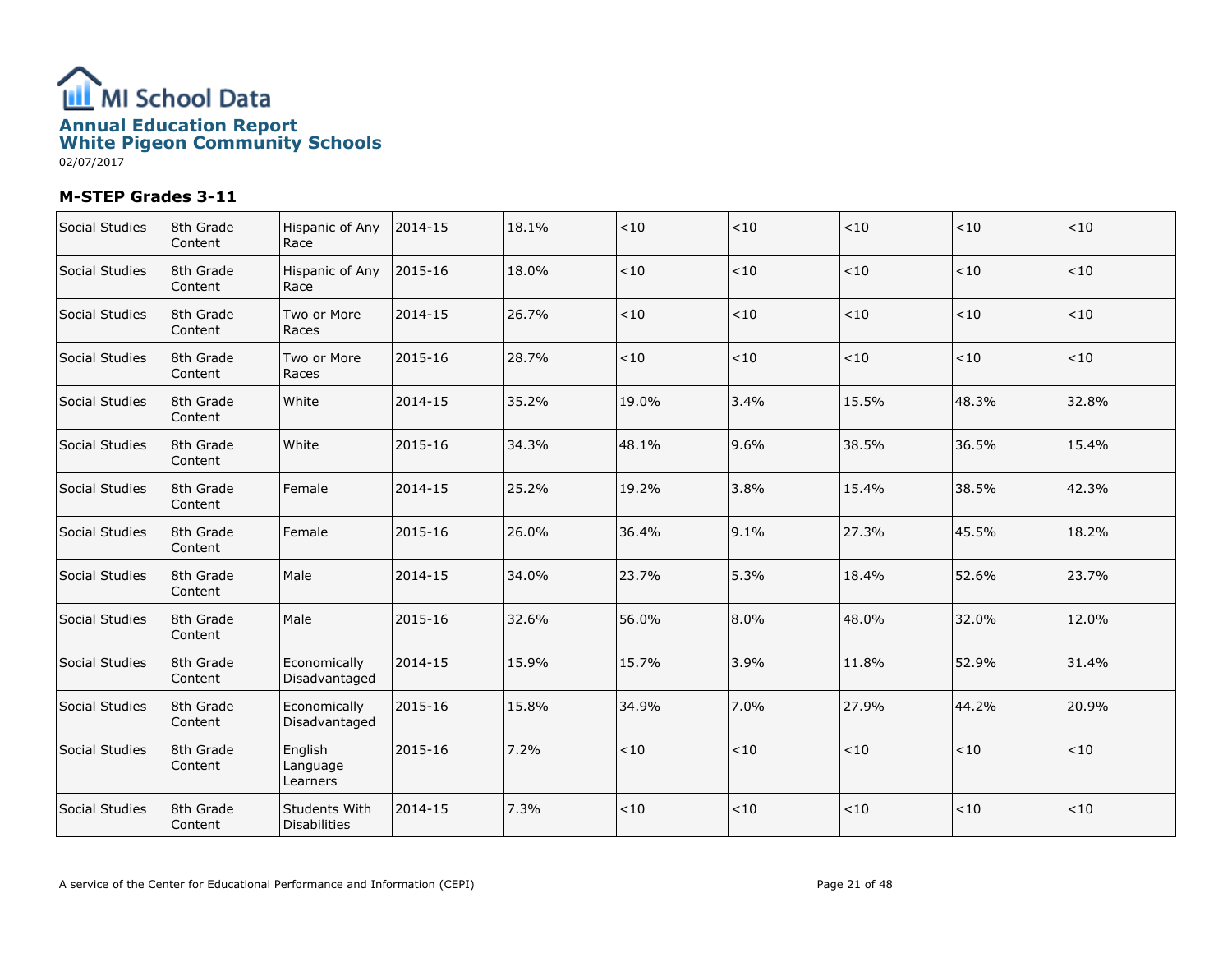# MI School Data

## Annual Education Report
## White Pigeon Community Schools

02/07/2017

### M-STEP Grades 3-11

| | | | | | | | | | |
|---|---|---|---|---|---|---|---|---|---|
| Social Studies | 8th Grade Content | Hispanic of Any Race | 2014-15 | 18.1% | <10 | <10 | <10 | <10 | <10 |
| Social Studies | 8th Grade Content | Hispanic of Any Race | 2015-16 | 18.0% | <10 | <10 | <10 | <10 | <10 |
| Social Studies | 8th Grade Content | Two or More Races | 2014-15 | 26.7% | <10 | <10 | <10 | <10 | <10 |
| Social Studies | 8th Grade Content | Two or More Races | 2015-16 | 28.7% | <10 | <10 | <10 | <10 | <10 |
| Social Studies | 8th Grade Content | White | 2014-15 | 35.2% | 19.0% | 3.4% | 15.5% | 48.3% | 32.8% |
| Social Studies | 8th Grade Content | White | 2015-16 | 34.3% | 48.1% | 9.6% | 38.5% | 36.5% | 15.4% |
| Social Studies | 8th Grade Content | Female | 2014-15 | 25.2% | 19.2% | 3.8% | 15.4% | 38.5% | 42.3% |
| Social Studies | 8th Grade Content | Female | 2015-16 | 26.0% | 36.4% | 9.1% | 27.3% | 45.5% | 18.2% |
| Social Studies | 8th Grade Content | Male | 2014-15 | 34.0% | 23.7% | 5.3% | 18.4% | 52.6% | 23.7% |
| Social Studies | 8th Grade Content | Male | 2015-16 | 32.6% | 56.0% | 8.0% | 48.0% | 32.0% | 12.0% |
| Social Studies | 8th Grade Content | Economically Disadvantaged | 2014-15 | 15.9% | 15.7% | 3.9% | 11.8% | 52.9% | 31.4% |
| Social Studies | 8th Grade Content | Economically Disadvantaged | 2015-16 | 15.8% | 34.9% | 7.0% | 27.9% | 44.2% | 20.9% |
| Social Studies | 8th Grade Content | English Language Learners | 2015-16 | 7.2% | <10 | <10 | <10 | <10 | <10 |
| Social Studies | 8th Grade Content | Students With Disabilities | 2014-15 | 7.3% | <10 | <10 | <10 | <10 | <10 |

A service of the Center for Educational Performance and Information (CEPI)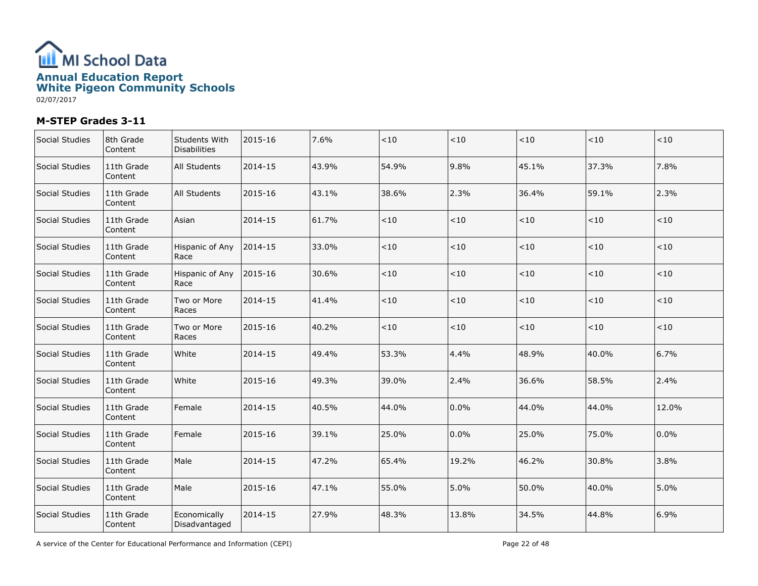# MI School Data

## Annual Education Report
## White Pigeon Community Schools

02/07/2017

### M-STEP Grades 3-11

| | | | | | | | | | |
|---|---|---|---|---|---|---|---|---|---|
| Social Studies | 8th Grade Content | Students With Disabilities | 2015-16 | 7.6% | <10 | <10 | <10 | <10 | <10 |
| Social Studies | 11th Grade Content | All Students | 2014-15 | 43.9% | 54.9% | 9.8% | 45.1% | 37.3% | 7.8% |
| Social Studies | 11th Grade Content | All Students | 2015-16 | 43.1% | 38.6% | 2.3% | 36.4% | 59.1% | 2.3% |
| Social Studies | 11th Grade Content | Asian | 2014-15 | 61.7% | <10 | <10 | <10 | <10 | <10 |
| Social Studies | 11th Grade Content | Hispanic of Any Race | 2014-15 | 33.0% | <10 | <10 | <10 | <10 | <10 |
| Social Studies | 11th Grade Content | Hispanic of Any Race | 2015-16 | 30.6% | <10 | <10 | <10 | <10 | <10 |
| Social Studies | 11th Grade Content | Two or More Races | 2014-15 | 41.4% | <10 | <10 | <10 | <10 | <10 |
| Social Studies | 11th Grade Content | Two or More Races | 2015-16 | 40.2% | <10 | <10 | <10 | <10 | <10 |
| Social Studies | 11th Grade Content | White | 2014-15 | 49.4% | 53.3% | 4.4% | 48.9% | 40.0% | 6.7% |
| Social Studies | 11th Grade Content | White | 2015-16 | 49.3% | 39.0% | 2.4% | 36.6% | 58.5% | 2.4% |
| Social Studies | 11th Grade Content | Female | 2014-15 | 40.5% | 44.0% | 0.0% | 44.0% | 44.0% | 12.0% |
| Social Studies | 11th Grade Content | Female | 2015-16 | 39.1% | 25.0% | 0.0% | 25.0% | 75.0% | 0.0% |
| Social Studies | 11th Grade Content | Male | 2014-15 | 47.2% | 65.4% | 19.2% | 46.2% | 30.8% | 3.8% |
| Social Studies | 11th Grade Content | Male | 2015-16 | 47.1% | 55.0% | 5.0% | 50.0% | 40.0% | 5.0% |
| Social Studies | 11th Grade Content | Economically Disadvantaged | 2014-15 | 27.9% | 48.3% | 13.8% | 34.5% | 44.8% | 6.9% |

A service of the Center for Educational Performance and Information (CEPI)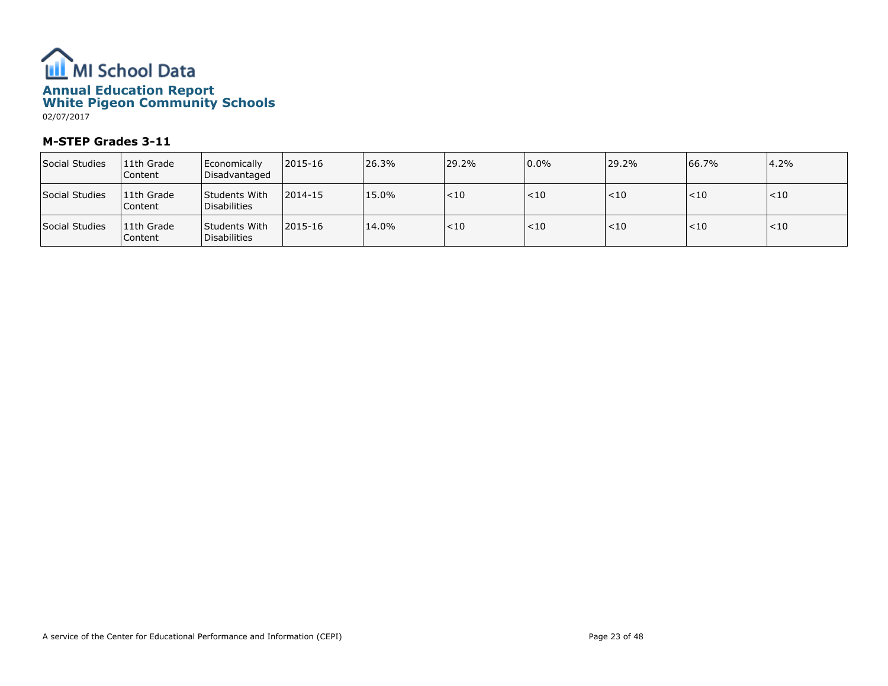# MI School Data

## Annual Education Report
## White Pigeon Community Schools

02/07/2017

### M-STEP Grades 3-11

| Social Studies | 11th Grade Content | Economically Disadvantaged | 2015-16 | 26.3% | 29.2% | 0.0% | 29.2% | 66.7% | 4.2% |
|---|---|---|---|---|---|---|---|---|---|
| Social Studies | 11th Grade Content | Students With Disabilities | 2014-15 | 15.0% | <10 | <10 | <10 | <10 | <10 |
| Social Studies | 11th Grade Content | Students With Disabilities | 2015-16 | 14.0% | <10 | <10 | <10 | <10 | <10 |

A service of the Center for Educational Performance and Information (CEPI)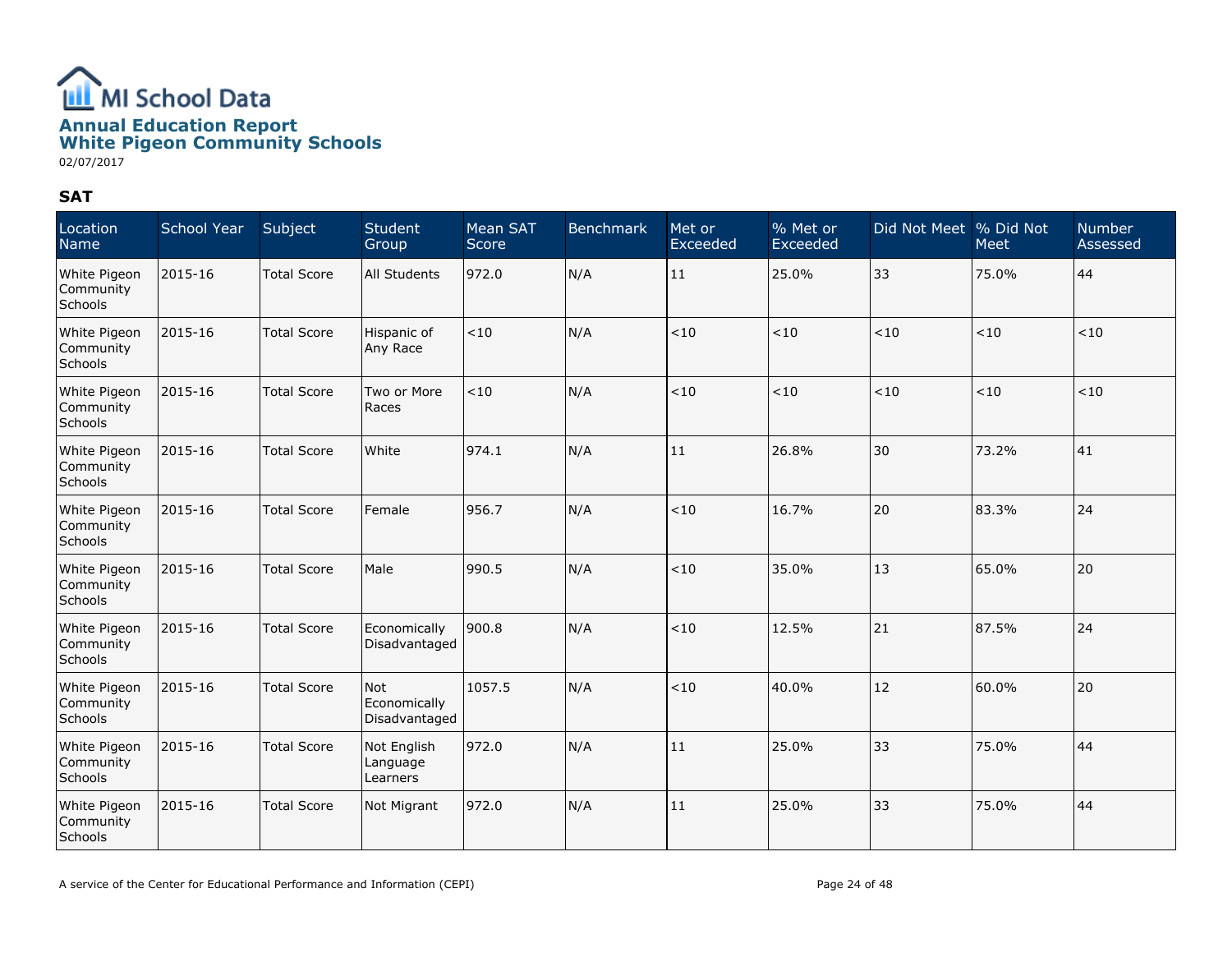# MI School Data

## Annual Education Report
## White Pigeon Community Schools

02/07/2017

### SAT

| Location Name | School Year | Subject | Student Group | Mean SAT Score | Benchmark | Met or Exceeded | % Met or Exceeded | Did Not Meet | % Did Not Meet | Number Assessed |
|---|---|---|---|---|---|---|---|---|---|---|
| White Pigeon Community Schools | 2015-16 | Total Score | All Students | 972.0 | N/A | 11 | 25.0% | 33 | 75.0% | 44 |
| White Pigeon Community Schools | 2015-16 | Total Score | Hispanic of Any Race | <10 | N/A | <10 | <10 | <10 | <10 | <10 |
| White Pigeon Community Schools | 2015-16 | Total Score | Two or More Races | <10 | N/A | <10 | <10 | <10 | <10 | <10 |
| White Pigeon Community Schools | 2015-16 | Total Score | White | 974.1 | N/A | 11 | 26.8% | 30 | 73.2% | 41 |
| White Pigeon Community Schools | 2015-16 | Total Score | Female | 956.7 | N/A | <10 | 16.7% | 20 | 83.3% | 24 |
| White Pigeon Community Schools | 2015-16 | Total Score | Male | 990.5 | N/A | <10 | 35.0% | 13 | 65.0% | 20 |
| White Pigeon Community Schools | 2015-16 | Total Score | Economically Disadvantaged | 900.8 | N/A | <10 | 12.5% | 21 | 87.5% | 24 |
| White Pigeon Community Schools | 2015-16 | Total Score | Not Economically Disadvantaged | 1057.5 | N/A | <10 | 40.0% | 12 | 60.0% | 20 |
| White Pigeon Community Schools | 2015-16 | Total Score | Not English Language Learners | 972.0 | N/A | 11 | 25.0% | 33 | 75.0% | 44 |
| White Pigeon Community Schools | 2015-16 | Total Score | Not Migrant | 972.0 | N/A | 11 | 25.0% | 33 | 75.0% | 44 |

A service of the Center for Educational Performance and Information (CEPI)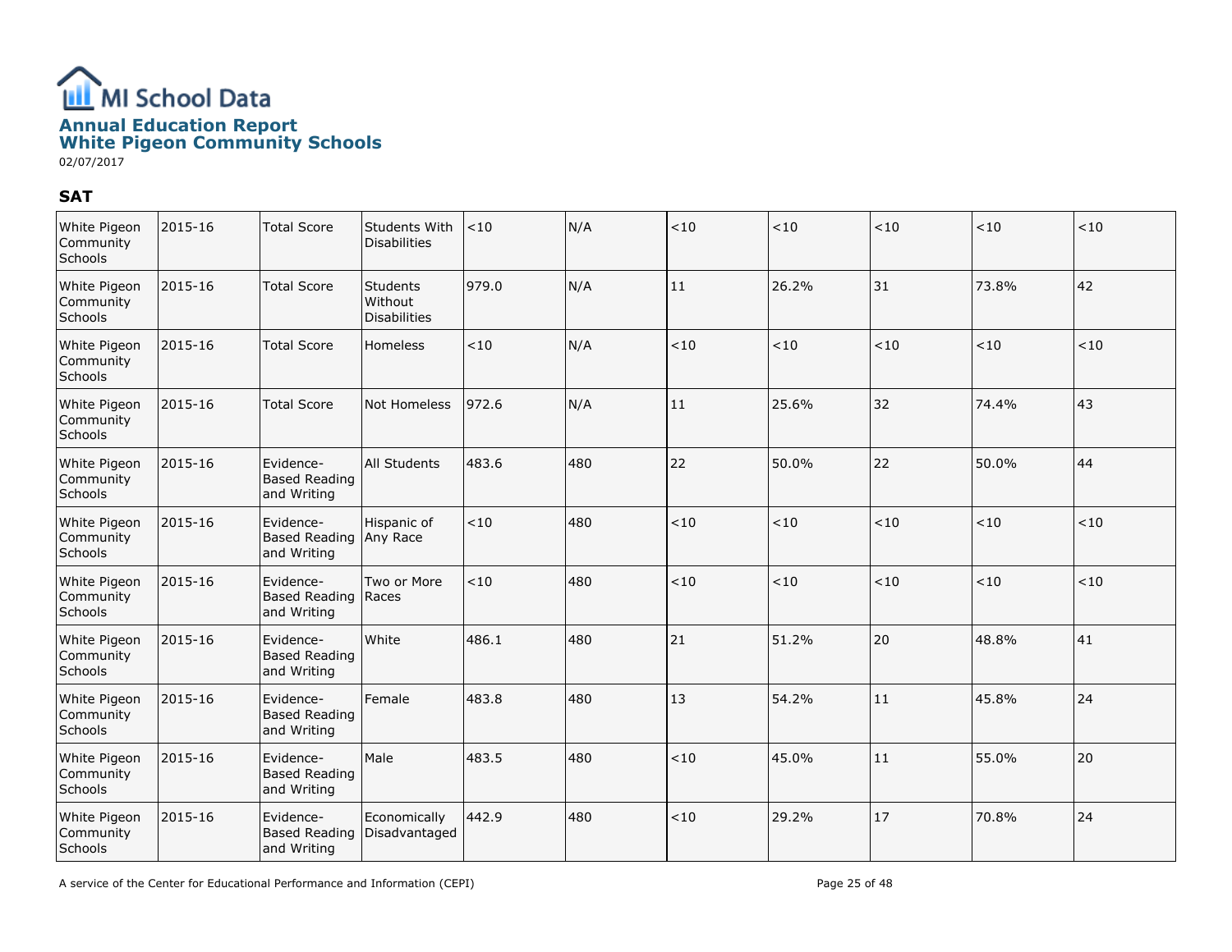# MI School Data

## Annual Education Report
## White Pigeon Community Schools

02/07/2017

### SAT

| | | | | | | | | | | |
|---|---|---|---|---|---|---|---|---|---|---|
| White Pigeon Community Schools | 2015-16 | Total Score | Students With Disabilities | <10 | N/A | <10 | <10 | <10 | <10 | <10 |
| White Pigeon Community Schools | 2015-16 | Total Score | Students Without Disabilities | 979.0 | N/A | 11 | 26.2% | 31 | 73.8% | 42 |
| White Pigeon Community Schools | 2015-16 | Total Score | Homeless | <10 | N/A | <10 | <10 | <10 | <10 | <10 |
| White Pigeon Community Schools | 2015-16 | Total Score | Not Homeless | 972.6 | N/A | 11 | 25.6% | 32 | 74.4% | 43 |
| White Pigeon Community Schools | 2015-16 | Evidence-Based Reading and Writing | All Students | 483.6 | 480 | 22 | 50.0% | 22 | 50.0% | 44 |
| White Pigeon Community Schools | 2015-16 | Evidence-Based Reading and Writing | Hispanic of Any Race | <10 | 480 | <10 | <10 | <10 | <10 | <10 |
| White Pigeon Community Schools | 2015-16 | Evidence-Based Reading and Writing | Two or More Races | <10 | 480 | <10 | <10 | <10 | <10 | <10 |
| White Pigeon Community Schools | 2015-16 | Evidence-Based Reading and Writing | White | 486.1 | 480 | 21 | 51.2% | 20 | 48.8% | 41 |
| White Pigeon Community Schools | 2015-16 | Evidence-Based Reading and Writing | Female | 483.8 | 480 | 13 | 54.2% | 11 | 45.8% | 24 |
| White Pigeon Community Schools | 2015-16 | Evidence-Based Reading and Writing | Male | 483.5 | 480 | <10 | 45.0% | 11 | 55.0% | 20 |
| White Pigeon Community Schools | 2015-16 | Evidence-Based Reading and Writing | Economically Disadvantaged | 442.9 | 480 | <10 | 29.2% | 17 | 70.8% | 24 |

A service of the Center for Educational Performance and Information (CEPI)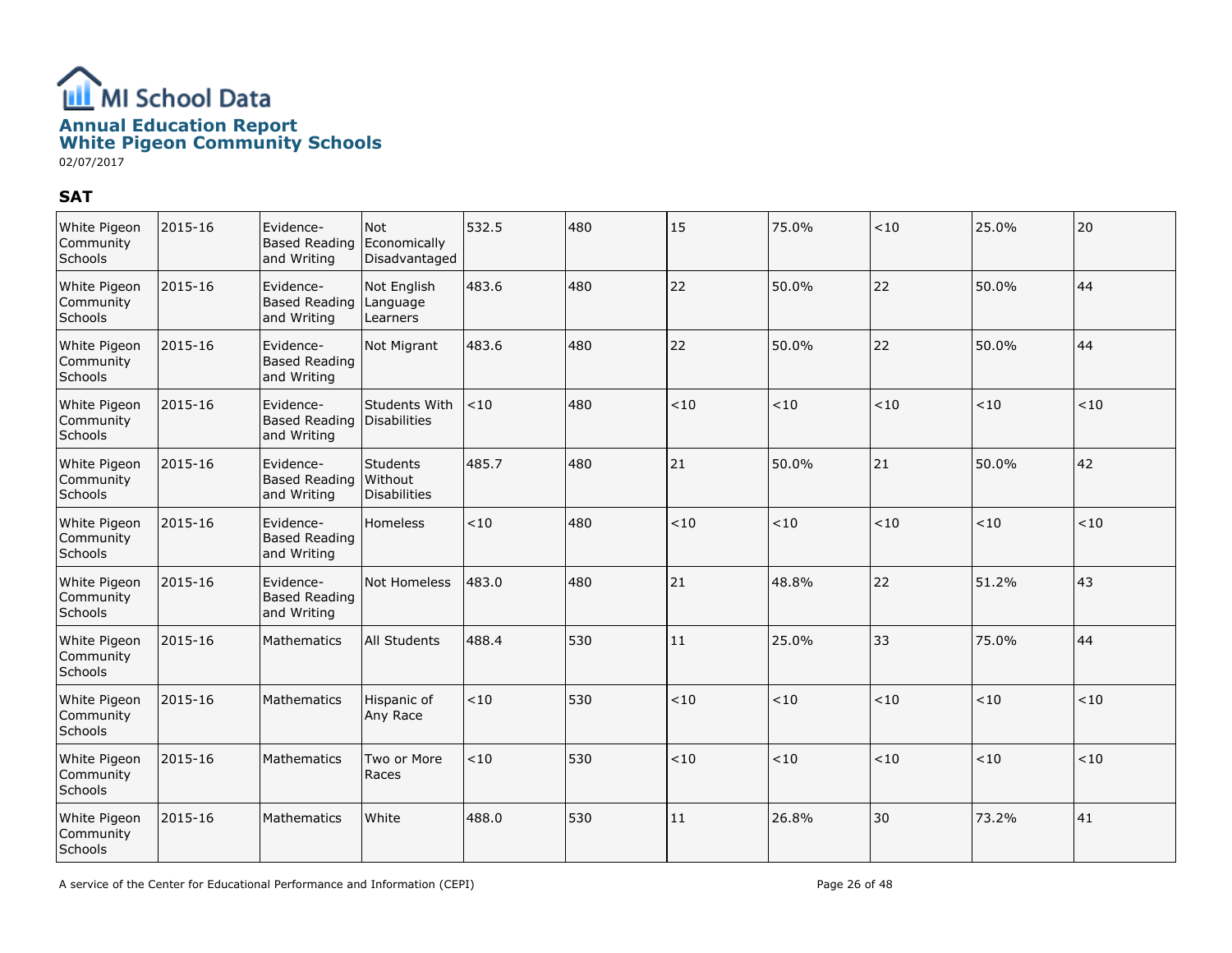# MI School Data

## Annual Education Report
## White Pigeon Community Schools

02/07/2017

### SAT

| | | | | | | | | | | |
|---|---|---|---|---|---|---|---|---|---|---|
| White Pigeon Community Schools | 2015-16 | Evidence-Based Reading and Writing | Not Economically Disadvantaged | 532.5 | 480 | 15 | 75.0% | <10 | 25.0% | 20 |
| White Pigeon Community Schools | 2015-16 | Evidence-Based Reading and Writing | Not English Language Learners | 483.6 | 480 | 22 | 50.0% | 22 | 50.0% | 44 |
| White Pigeon Community Schools | 2015-16 | Evidence-Based Reading and Writing | Not Migrant | 483.6 | 480 | 22 | 50.0% | 22 | 50.0% | 44 |
| White Pigeon Community Schools | 2015-16 | Evidence-Based Reading and Writing | Students With Disabilities | <10 | 480 | <10 | <10 | <10 | <10 | <10 |
| White Pigeon Community Schools | 2015-16 | Evidence-Based Reading and Writing | Students Without Disabilities | 485.7 | 480 | 21 | 50.0% | 21 | 50.0% | 42 |
| White Pigeon Community Schools | 2015-16 | Evidence-Based Reading and Writing | Homeless | <10 | 480 | <10 | <10 | <10 | <10 | <10 |
| White Pigeon Community Schools | 2015-16 | Evidence-Based Reading and Writing | Not Homeless | 483.0 | 480 | 21 | 48.8% | 22 | 51.2% | 43 |
| White Pigeon Community Schools | 2015-16 | Mathematics | All Students | 488.4 | 530 | 11 | 25.0% | 33 | 75.0% | 44 |
| White Pigeon Community Schools | 2015-16 | Mathematics | Hispanic of Any Race | <10 | 530 | <10 | <10 | <10 | <10 | <10 |
| White Pigeon Community Schools | 2015-16 | Mathematics | Two or More Races | <10 | 530 | <10 | <10 | <10 | <10 | <10 |
| White Pigeon Community Schools | 2015-16 | Mathematics | White | 488.0 | 530 | 11 | 26.8% | 30 | 73.2% | 41 |

A service of the Center for Educational Performance and Information (CEPI)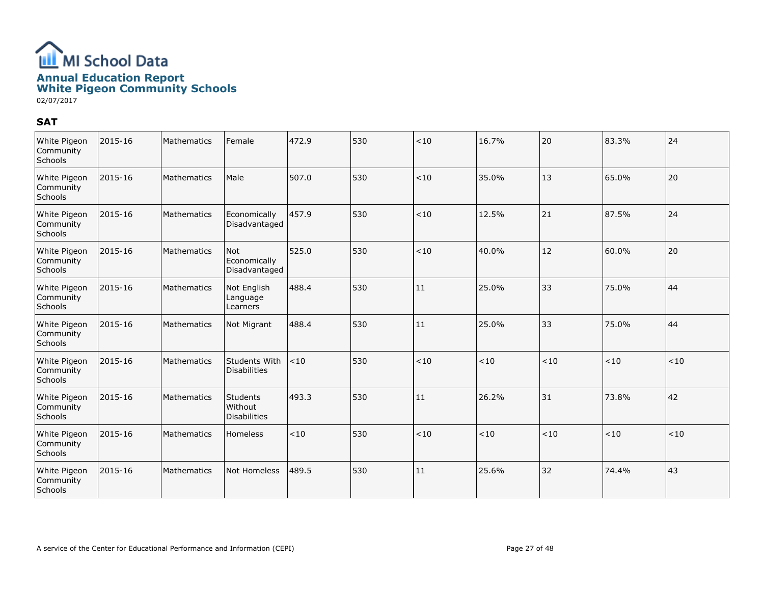# MI School Data

## Annual Education Report
## White Pigeon Community Schools

02/07/2017

### SAT

| | | | | | | | | | | |
|---|---|---|---|---|---|---|---|---|---|---|
| White Pigeon Community Schools | 2015-16 | Mathematics | Female | 472.9 | 530 | <10 | 16.7% | 20 | 83.3% | 24 |
| White Pigeon Community Schools | 2015-16 | Mathematics | Male | 507.0 | 530 | <10 | 35.0% | 13 | 65.0% | 20 |
| White Pigeon Community Schools | 2015-16 | Mathematics | Economically Disadvantaged | 457.9 | 530 | <10 | 12.5% | 21 | 87.5% | 24 |
| White Pigeon Community Schools | 2015-16 | Mathematics | Not Economically Disadvantaged | 525.0 | 530 | <10 | 40.0% | 12 | 60.0% | 20 |
| White Pigeon Community Schools | 2015-16 | Mathematics | Not English Language Learners | 488.4 | 530 | 11 | 25.0% | 33 | 75.0% | 44 |
| White Pigeon Community Schools | 2015-16 | Mathematics | Not Migrant | 488.4 | 530 | 11 | 25.0% | 33 | 75.0% | 44 |
| White Pigeon Community Schools | 2015-16 | Mathematics | Students With Disabilities | <10 | 530 | <10 | <10 | <10 | <10 | <10 |
| White Pigeon Community Schools | 2015-16 | Mathematics | Students Without Disabilities | 493.3 | 530 | 11 | 26.2% | 31 | 73.8% | 42 |
| White Pigeon Community Schools | 2015-16 | Mathematics | Homeless | <10 | 530 | <10 | <10 | <10 | <10 | <10 |
| White Pigeon Community Schools | 2015-16 | Mathematics | Not Homeless | 489.5 | 530 | 11 | 25.6% | 32 | 74.4% | 43 |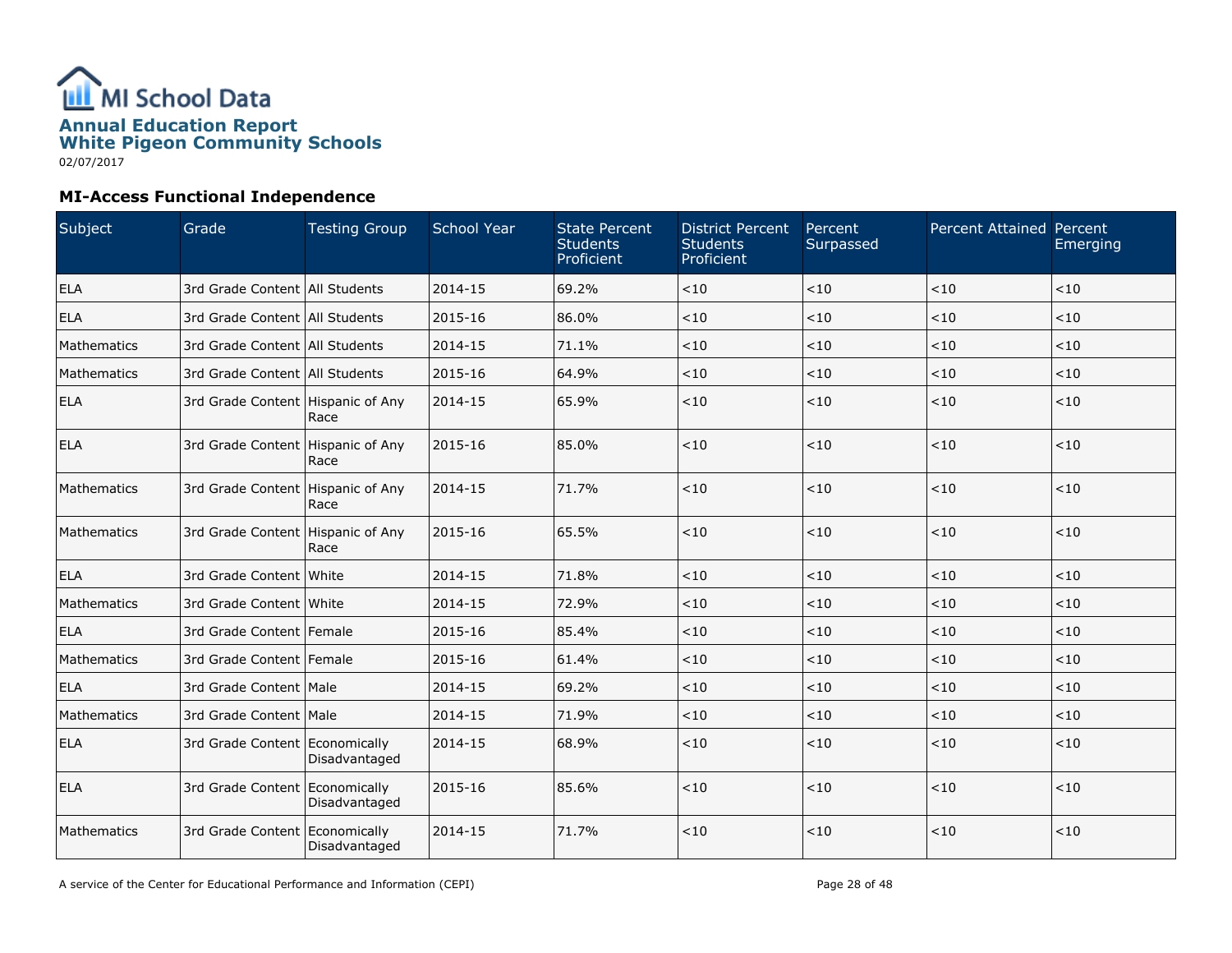MI School Data

# Annual Education Report
## White Pigeon Community Schools

02/07/2017

### MI-Access Functional Independence

| Subject | Grade | Testing Group | School Year | State Percent Students Proficient | District Percent Students Proficient | Percent Surpassed | Percent Attained | Percent Emerging |
|---|---|---|---|---|---|---|---|---|
| ELA | 3rd Grade Content | All Students | 2014-15 | 69.2% | <10 | <10 | <10 | <10 |
| ELA | 3rd Grade Content | All Students | 2015-16 | 86.0% | <10 | <10 | <10 | <10 |
| Mathematics | 3rd Grade Content | All Students | 2014-15 | 71.1% | <10 | <10 | <10 | <10 |
| Mathematics | 3rd Grade Content | All Students | 2015-16 | 64.9% | <10 | <10 | <10 | <10 |
| ELA | 3rd Grade Content | Hispanic of Any Race | 2014-15 | 65.9% | <10 | <10 | <10 | <10 |
| ELA | 3rd Grade Content | Hispanic of Any Race | 2015-16 | 85.0% | <10 | <10 | <10 | <10 |
| Mathematics | 3rd Grade Content | Hispanic of Any Race | 2014-15 | 71.7% | <10 | <10 | <10 | <10 |
| Mathematics | 3rd Grade Content | Hispanic of Any Race | 2015-16 | 65.5% | <10 | <10 | <10 | <10 |
| ELA | 3rd Grade Content | White | 2014-15 | 71.8% | <10 | <10 | <10 | <10 |
| Mathematics | 3rd Grade Content | White | 2014-15 | 72.9% | <10 | <10 | <10 | <10 |
| ELA | 3rd Grade Content | Female | 2015-16 | 85.4% | <10 | <10 | <10 | <10 |
| Mathematics | 3rd Grade Content | Female | 2015-16 | 61.4% | <10 | <10 | <10 | <10 |
| ELA | 3rd Grade Content | Male | 2014-15 | 69.2% | <10 | <10 | <10 | <10 |
| Mathematics | 3rd Grade Content | Male | 2014-15 | 71.9% | <10 | <10 | <10 | <10 |
| ELA | 3rd Grade Content | Economically Disadvantaged | 2014-15 | 68.9% | <10 | <10 | <10 | <10 |
| ELA | 3rd Grade Content | Economically Disadvantaged | 2015-16 | 85.6% | <10 | <10 | <10 | <10 |
| Mathematics | 3rd Grade Content | Economically Disadvantaged | 2014-15 | 71.7% | <10 | <10 | <10 | <10 |

A service of the Center for Educational Performance and Information (CEPI)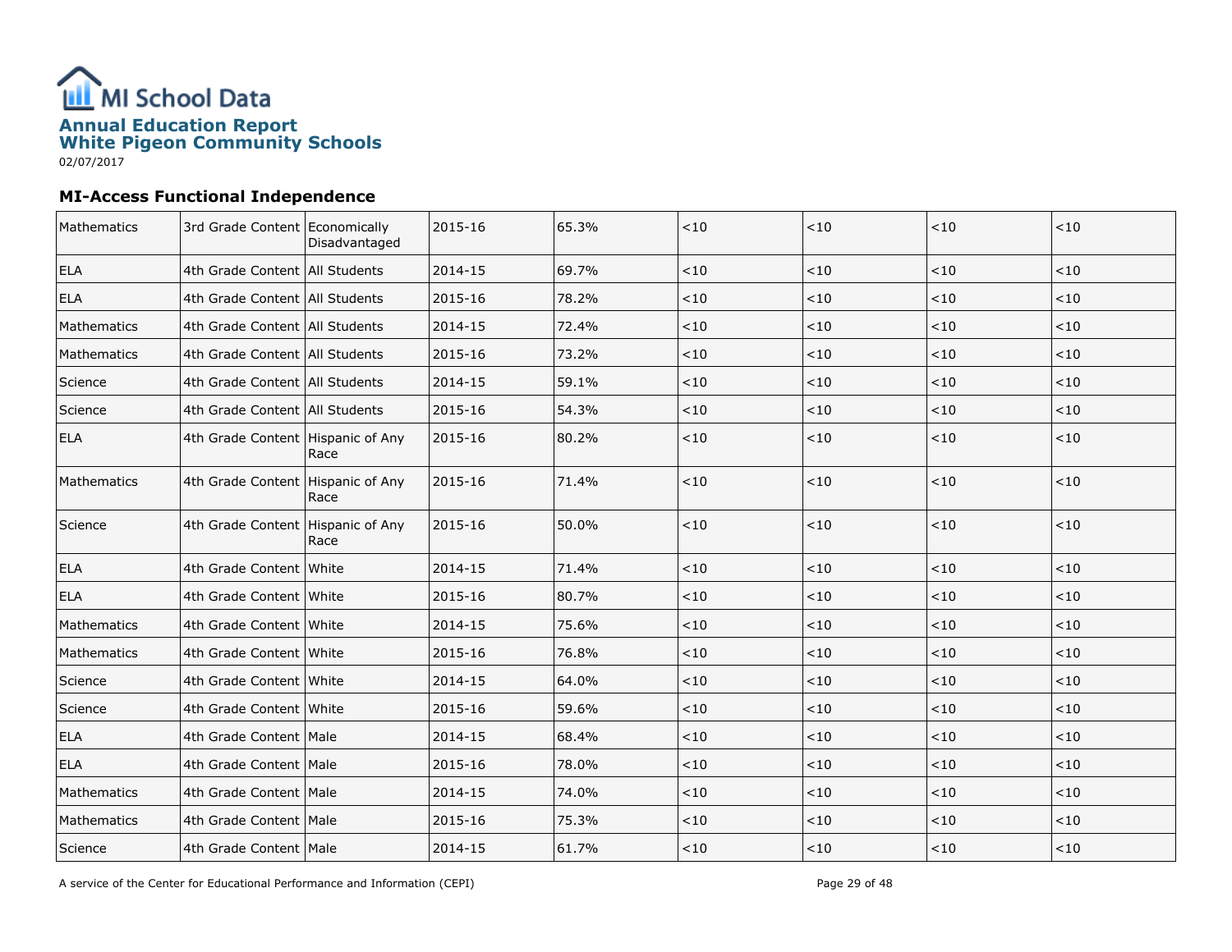# MI School Data

## Annual Education Report
## White Pigeon Community Schools

02/07/2017

### MI-Access Functional Independence

| | | | | | | | | |
|---|---|---|---|---|---|---|---|---|
| Mathematics | 3rd Grade Content | Economically Disadvantaged | 2015-16 | 65.3% | <10 | <10 | <10 | <10 |
| ELA | 4th Grade Content | All Students | 2014-15 | 69.7% | <10 | <10 | <10 | <10 |
| ELA | 4th Grade Content | All Students | 2015-16 | 78.2% | <10 | <10 | <10 | <10 |
| Mathematics | 4th Grade Content | All Students | 2014-15 | 72.4% | <10 | <10 | <10 | <10 |
| Mathematics | 4th Grade Content | All Students | 2015-16 | 73.2% | <10 | <10 | <10 | <10 |
| Science | 4th Grade Content | All Students | 2014-15 | 59.1% | <10 | <10 | <10 | <10 |
| Science | 4th Grade Content | All Students | 2015-16 | 54.3% | <10 | <10 | <10 | <10 |
| ELA | 4th Grade Content | Hispanic of Any Race | 2015-16 | 80.2% | <10 | <10 | <10 | <10 |
| Mathematics | 4th Grade Content | Hispanic of Any Race | 2015-16 | 71.4% | <10 | <10 | <10 | <10 |
| Science | 4th Grade Content | Hispanic of Any Race | 2015-16 | 50.0% | <10 | <10 | <10 | <10 |
| ELA | 4th Grade Content | White | 2014-15 | 71.4% | <10 | <10 | <10 | <10 |
| ELA | 4th Grade Content | White | 2015-16 | 80.7% | <10 | <10 | <10 | <10 |
| Mathematics | 4th Grade Content | White | 2014-15 | 75.6% | <10 | <10 | <10 | <10 |
| Mathematics | 4th Grade Content | White | 2015-16 | 76.8% | <10 | <10 | <10 | <10 |
| Science | 4th Grade Content | White | 2014-15 | 64.0% | <10 | <10 | <10 | <10 |
| Science | 4th Grade Content | White | 2015-16 | 59.6% | <10 | <10 | <10 | <10 |
| ELA | 4th Grade Content | Male | 2014-15 | 68.4% | <10 | <10 | <10 | <10 |
| ELA | 4th Grade Content | Male | 2015-16 | 78.0% | <10 | <10 | <10 | <10 |
| Mathematics | 4th Grade Content | Male | 2014-15 | 74.0% | <10 | <10 | <10 | <10 |
| Mathematics | 4th Grade Content | Male | 2015-16 | 75.3% | <10 | <10 | <10 | <10 |
| Science | 4th Grade Content | Male | 2014-15 | 61.7% | <10 | <10 | <10 | <10 |

A service of the Center for Educational Performance and Information (CEPI)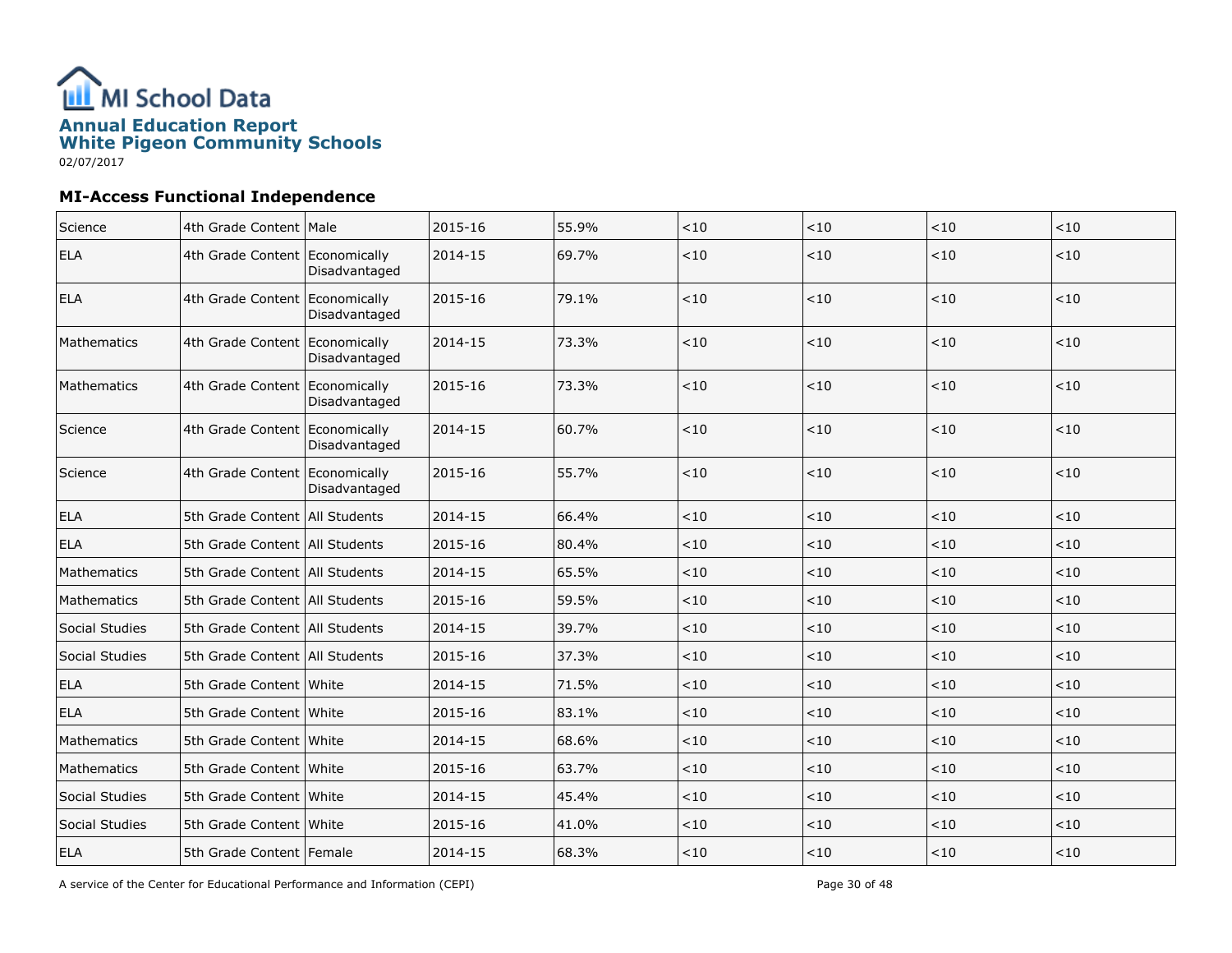# MI School Data

## Annual Education Report
## White Pigeon Community Schools

02/07/2017

### MI-Access Functional Independence

| | | | | | | | | |
|---|---|---|---|---|---|---|---|---|
| Science | 4th Grade Content | Male | 2015-16 | 55.9% | <10 | <10 | <10 | <10 |
| ELA | 4th Grade Content | Economically Disadvantaged | 2014-15 | 69.7% | <10 | <10 | <10 | <10 |
| ELA | 4th Grade Content | Economically Disadvantaged | 2015-16 | 79.1% | <10 | <10 | <10 | <10 |
| Mathematics | 4th Grade Content | Economically Disadvantaged | 2014-15 | 73.3% | <10 | <10 | <10 | <10 |
| Mathematics | 4th Grade Content | Economically Disadvantaged | 2015-16 | 73.3% | <10 | <10 | <10 | <10 |
| Science | 4th Grade Content | Economically Disadvantaged | 2014-15 | 60.7% | <10 | <10 | <10 | <10 |
| Science | 4th Grade Content | Economically Disadvantaged | 2015-16 | 55.7% | <10 | <10 | <10 | <10 |
| ELA | 5th Grade Content | All Students | 2014-15 | 66.4% | <10 | <10 | <10 | <10 |
| ELA | 5th Grade Content | All Students | 2015-16 | 80.4% | <10 | <10 | <10 | <10 |
| Mathematics | 5th Grade Content | All Students | 2014-15 | 65.5% | <10 | <10 | <10 | <10 |
| Mathematics | 5th Grade Content | All Students | 2015-16 | 59.5% | <10 | <10 | <10 | <10 |
| Social Studies | 5th Grade Content | All Students | 2014-15 | 39.7% | <10 | <10 | <10 | <10 |
| Social Studies | 5th Grade Content | All Students | 2015-16 | 37.3% | <10 | <10 | <10 | <10 |
| ELA | 5th Grade Content | White | 2014-15 | 71.5% | <10 | <10 | <10 | <10 |
| ELA | 5th Grade Content | White | 2015-16 | 83.1% | <10 | <10 | <10 | <10 |
| Mathematics | 5th Grade Content | White | 2014-15 | 68.6% | <10 | <10 | <10 | <10 |
| Mathematics | 5th Grade Content | White | 2015-16 | 63.7% | <10 | <10 | <10 | <10 |
| Social Studies | 5th Grade Content | White | 2014-15 | 45.4% | <10 | <10 | <10 | <10 |
| Social Studies | 5th Grade Content | White | 2015-16 | 41.0% | <10 | <10 | <10 | <10 |
| ELA | 5th Grade Content | Female | 2014-15 | 68.3% | <10 | <10 | <10 | <10 |

A service of the Center for Educational Performance and Information (CEPI)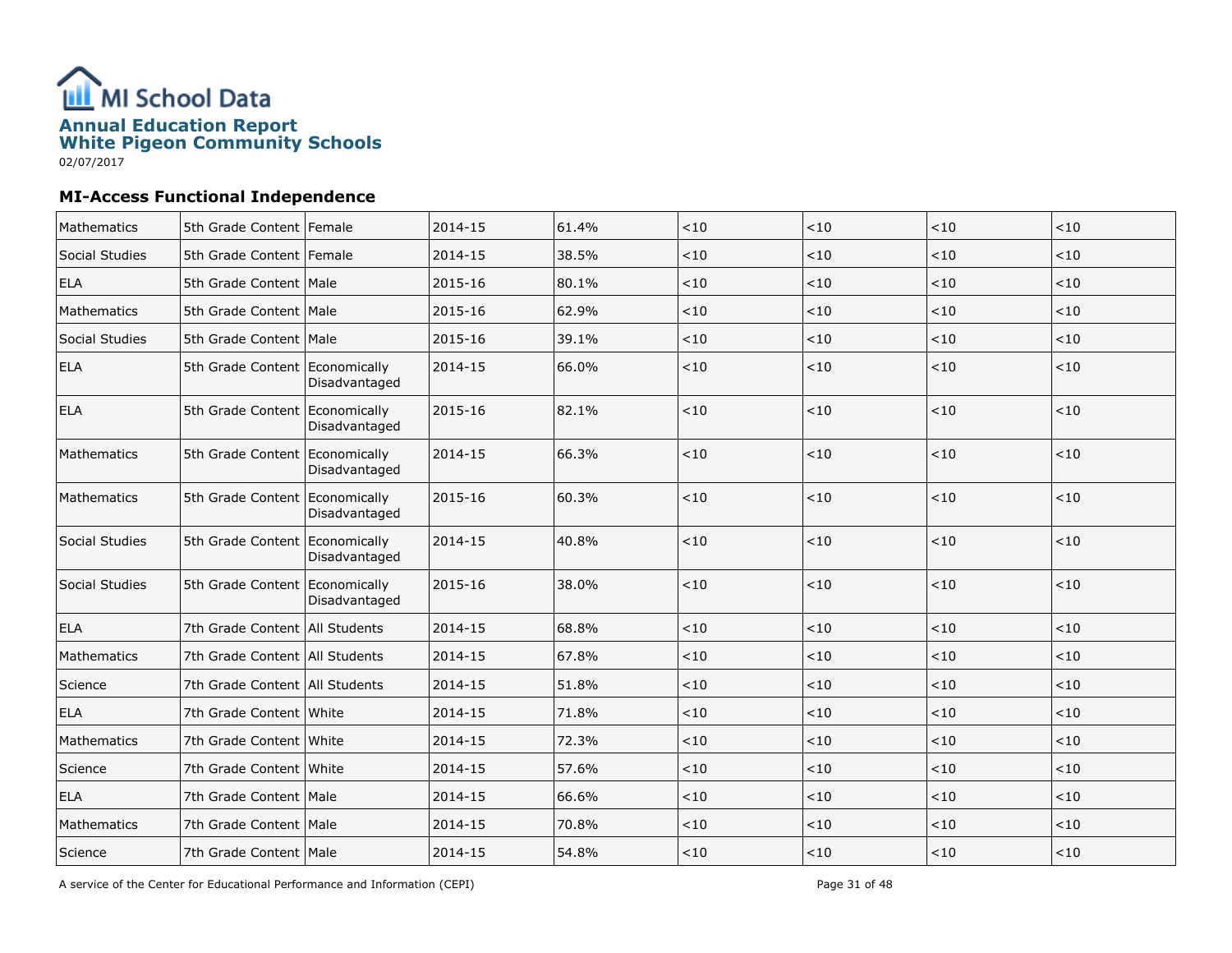# MI School Data

## Annual Education Report
## White Pigeon Community Schools

02/07/2017

### MI-Access Functional Independence

| | | | | | | | | |
|---|---|---|---|---|---|---|---|---|
| Mathematics | 5th Grade Content | Female | 2014-15 | 61.4% | <10 | <10 | <10 | <10 |
| Social Studies | 5th Grade Content | Female | 2014-15 | 38.5% | <10 | <10 | <10 | <10 |
| ELA | 5th Grade Content | Male | 2015-16 | 80.1% | <10 | <10 | <10 | <10 |
| Mathematics | 5th Grade Content | Male | 2015-16 | 62.9% | <10 | <10 | <10 | <10 |
| Social Studies | 5th Grade Content | Male | 2015-16 | 39.1% | <10 | <10 | <10 | <10 |
| ELA | 5th Grade Content | Economically Disadvantaged | 2014-15 | 66.0% | <10 | <10 | <10 | <10 |
| ELA | 5th Grade Content | Economically Disadvantaged | 2015-16 | 82.1% | <10 | <10 | <10 | <10 |
| Mathematics | 5th Grade Content | Economically Disadvantaged | 2014-15 | 66.3% | <10 | <10 | <10 | <10 |
| Mathematics | 5th Grade Content | Economically Disadvantaged | 2015-16 | 60.3% | <10 | <10 | <10 | <10 |
| Social Studies | 5th Grade Content | Economically Disadvantaged | 2014-15 | 40.8% | <10 | <10 | <10 | <10 |
| Social Studies | 5th Grade Content | Economically Disadvantaged | 2015-16 | 38.0% | <10 | <10 | <10 | <10 |
| ELA | 7th Grade Content | All Students | 2014-15 | 68.8% | <10 | <10 | <10 | <10 |
| Mathematics | 7th Grade Content | All Students | 2014-15 | 67.8% | <10 | <10 | <10 | <10 |
| Science | 7th Grade Content | All Students | 2014-15 | 51.8% | <10 | <10 | <10 | <10 |
| ELA | 7th Grade Content | White | 2014-15 | 71.8% | <10 | <10 | <10 | <10 |
| Mathematics | 7th Grade Content | White | 2014-15 | 72.3% | <10 | <10 | <10 | <10 |
| Science | 7th Grade Content | White | 2014-15 | 57.6% | <10 | <10 | <10 | <10 |
| ELA | 7th Grade Content | Male | 2014-15 | 66.6% | <10 | <10 | <10 | <10 |
| Mathematics | 7th Grade Content | Male | 2014-15 | 70.8% | <10 | <10 | <10 | <10 |
| Science | 7th Grade Content | Male | 2014-15 | 54.8% | <10 | <10 | <10 | <10 |

A service of the Center for Educational Performance and Information (CEPI)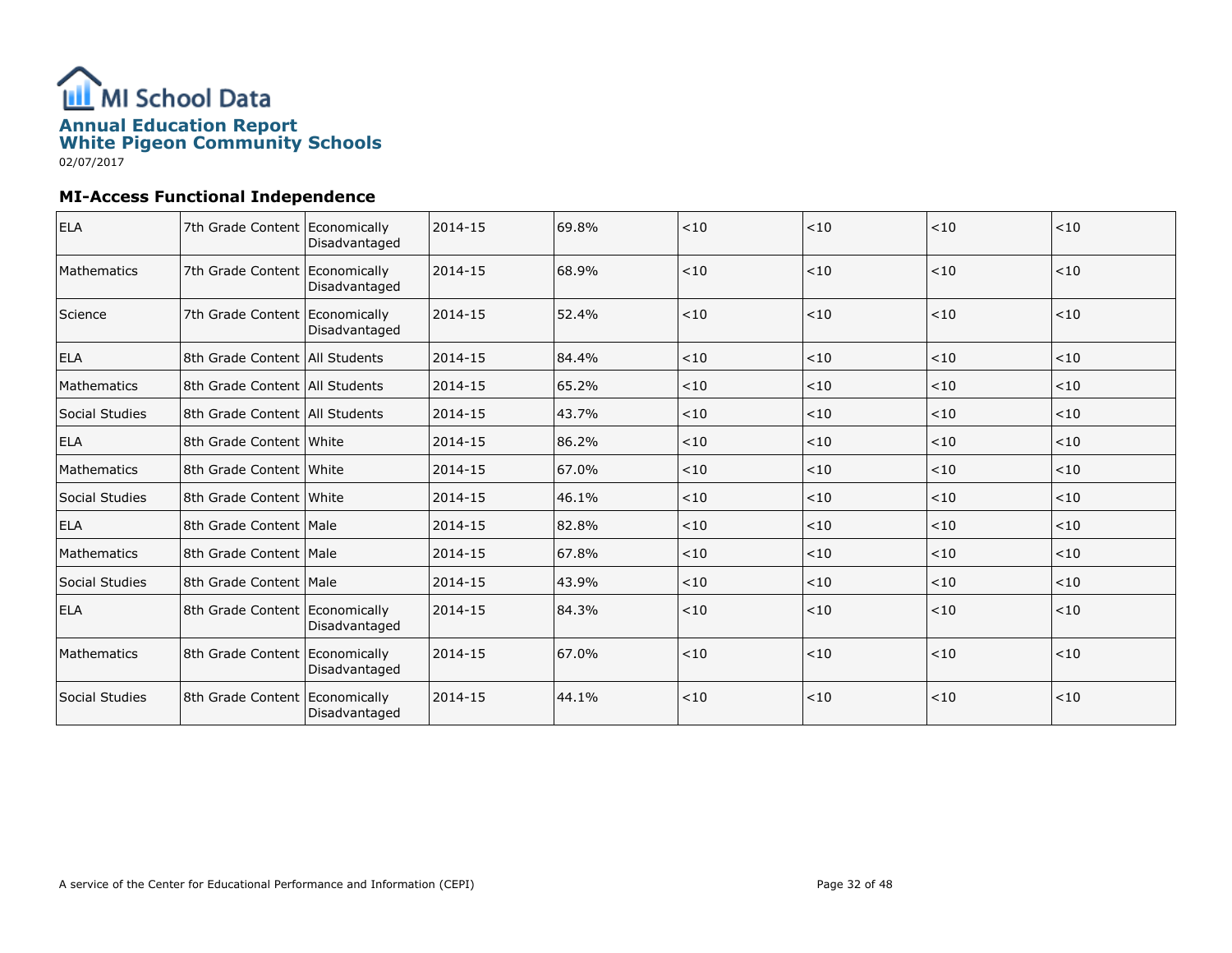# MI School Data

## Annual Education Report
## White Pigeon Community Schools

02/07/2017

### MI-Access Functional Independence

| | | | | | | | | |
|---|---|---|---|---|---|---|---|---|
| ELA | 7th Grade Content | Economically Disadvantaged | 2014-15 | 69.8% | <10 | <10 | <10 | <10 |
| Mathematics | 7th Grade Content | Economically Disadvantaged | 2014-15 | 68.9% | <10 | <10 | <10 | <10 |
| Science | 7th Grade Content | Economically Disadvantaged | 2014-15 | 52.4% | <10 | <10 | <10 | <10 |
| ELA | 8th Grade Content | All Students | 2014-15 | 84.4% | <10 | <10 | <10 | <10 |
| Mathematics | 8th Grade Content | All Students | 2014-15 | 65.2% | <10 | <10 | <10 | <10 |
| Social Studies | 8th Grade Content | All Students | 2014-15 | 43.7% | <10 | <10 | <10 | <10 |
| ELA | 8th Grade Content | White | 2014-15 | 86.2% | <10 | <10 | <10 | <10 |
| Mathematics | 8th Grade Content | White | 2014-15 | 67.0% | <10 | <10 | <10 | <10 |
| Social Studies | 8th Grade Content | White | 2014-15 | 46.1% | <10 | <10 | <10 | <10 |
| ELA | 8th Grade Content | Male | 2014-15 | 82.8% | <10 | <10 | <10 | <10 |
| Mathematics | 8th Grade Content | Male | 2014-15 | 67.8% | <10 | <10 | <10 | <10 |
| Social Studies | 8th Grade Content | Male | 2014-15 | 43.9% | <10 | <10 | <10 | <10 |
| ELA | 8th Grade Content | Economically Disadvantaged | 2014-15 | 84.3% | <10 | <10 | <10 | <10 |
| Mathematics | 8th Grade Content | Economically Disadvantaged | 2014-15 | 67.0% | <10 | <10 | <10 | <10 |
| Social Studies | 8th Grade Content | Economically Disadvantaged | 2014-15 | 44.1% | <10 | <10 | <10 | <10 |

A service of the Center for Educational Performance and Information (CEPI)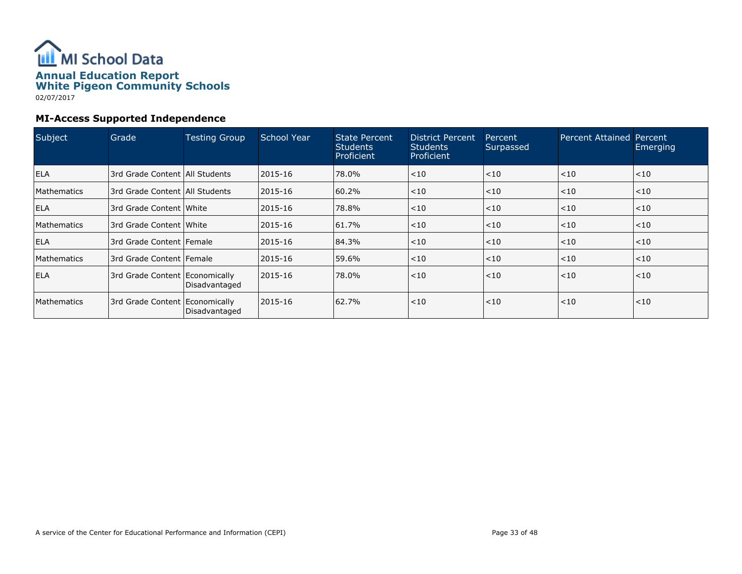# MI School Data

## Annual Education Report
## White Pigeon Community Schools

02/07/2017

### MI-Access Supported Independence

| Subject | Grade | Testing Group | School Year | State Percent Students Proficient | District Percent Students Proficient | Percent Surpassed | Percent Attained | Percent Emerging |
|---|---|---|---|---|---|---|---|---|
| ELA | 3rd Grade Content | All Students | 2015-16 | 78.0% | <10 | <10 | <10 | <10 |
| Mathematics | 3rd Grade Content | All Students | 2015-16 | 60.2% | <10 | <10 | <10 | <10 |
| ELA | 3rd Grade Content | White | 2015-16 | 78.8% | <10 | <10 | <10 | <10 |
| Mathematics | 3rd Grade Content | White | 2015-16 | 61.7% | <10 | <10 | <10 | <10 |
| ELA | 3rd Grade Content | Female | 2015-16 | 84.3% | <10 | <10 | <10 | <10 |
| Mathematics | 3rd Grade Content | Female | 2015-16 | 59.6% | <10 | <10 | <10 | <10 |
| ELA | 3rd Grade Content | Economically Disadvantaged | 2015-16 | 78.0% | <10 | <10 | <10 | <10 |
| Mathematics | 3rd Grade Content | Economically Disadvantaged | 2015-16 | 62.7% | <10 | <10 | <10 | <10 |

A service of the Center for Educational Performance and Information (CEPI)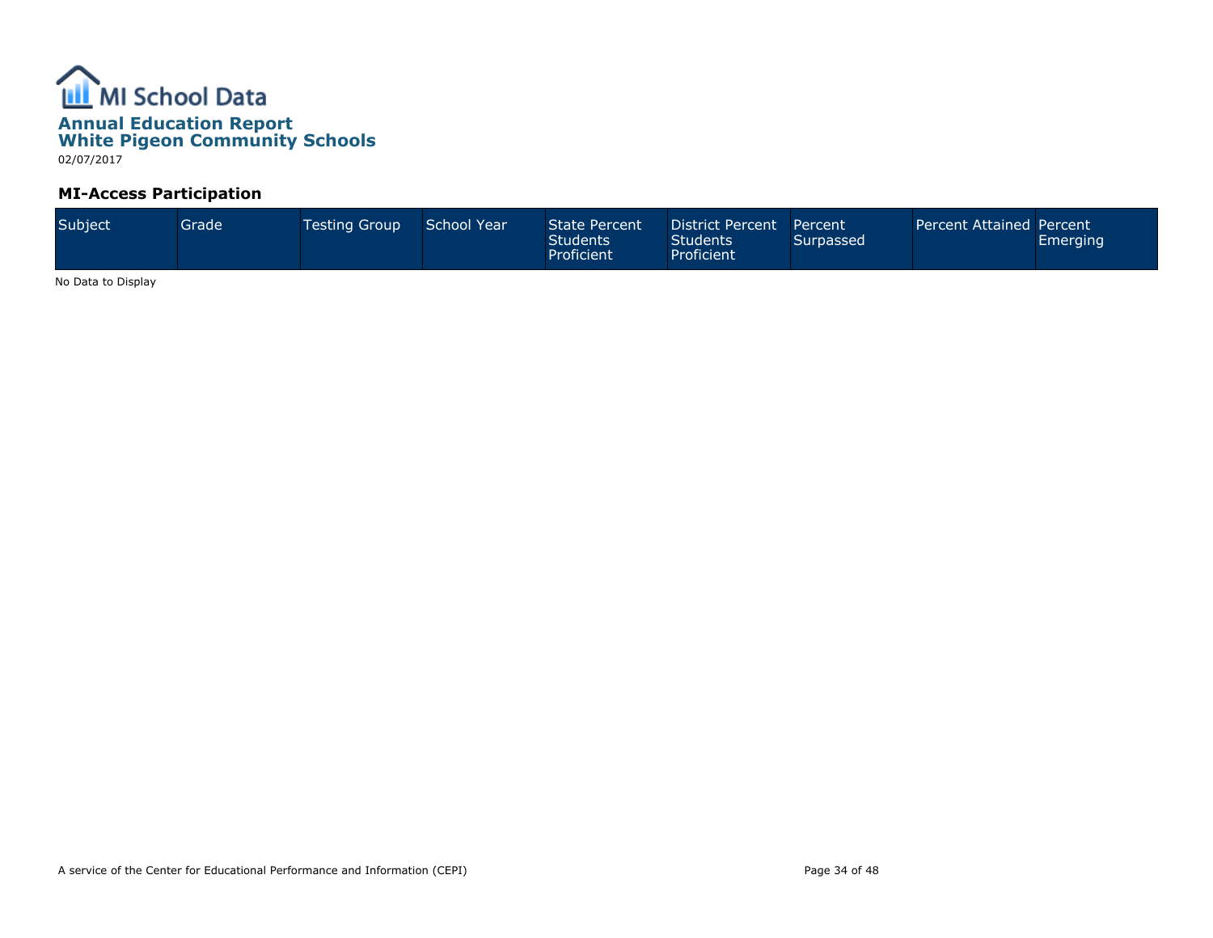# MI School Data

## Annual Education Report
## White Pigeon Community Schools

02/07/2017

### MI-Access Participation

| Subject | Grade | Testing Group | School Year | State Percent Students Proficient | District Percent Students Proficient | Percent Surpassed | Percent Attained | Percent Emerging |
| --- | --- | --- | --- | --- | --- | --- | --- | --- |

No Data to Display

A service of the Center for Educational Performance and Information (CEPI)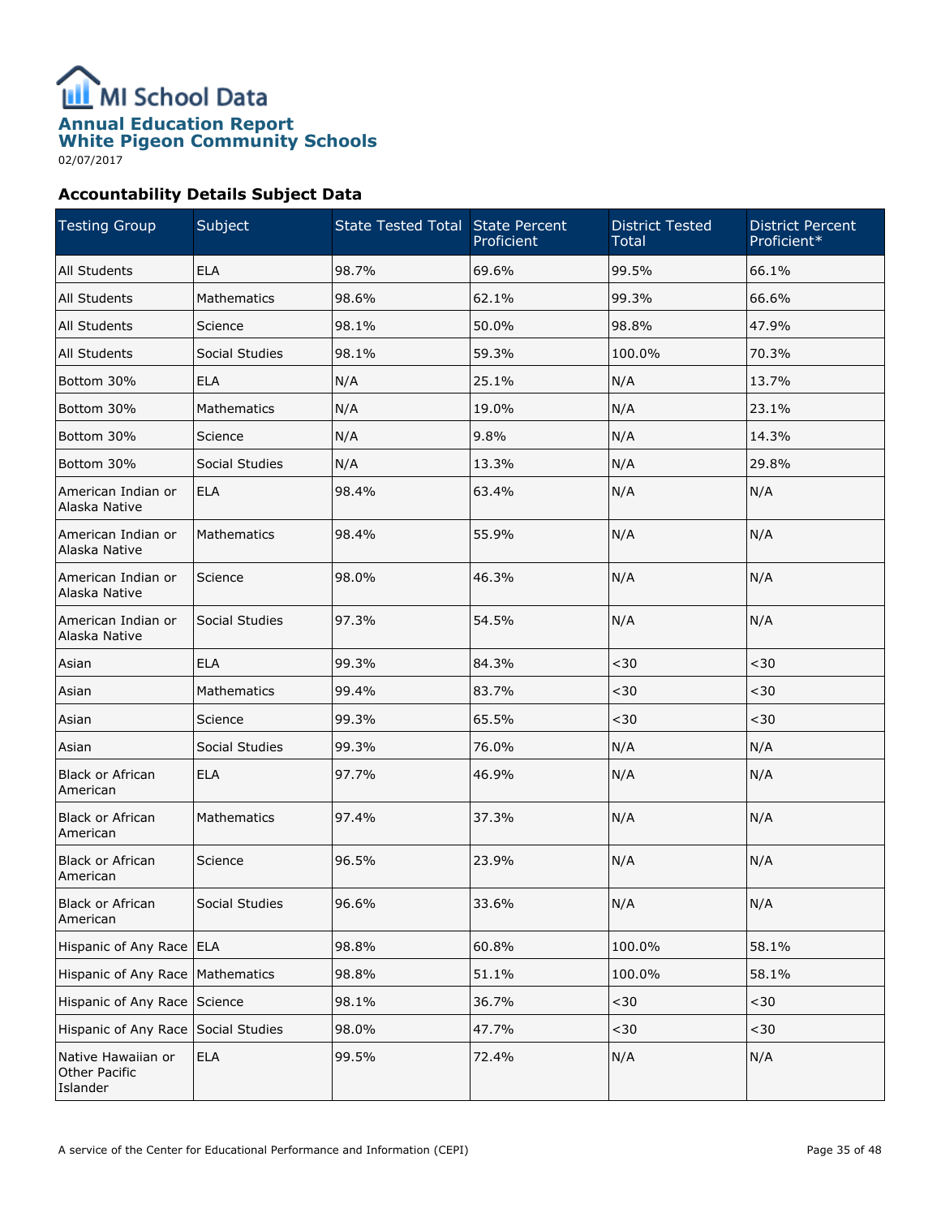# MI School Data

## Annual Education Report
## White Pigeon Community Schools

02/07/2017

### Accountability Details Subject Data

| Testing Group | Subject | State Tested Total | State Percent Proficient | District Tested Total | District Percent Proficient* |
|---|---|---|---|---|---|
| All Students | ELA | 98.7% | 69.6% | 99.5% | 66.1% |
| All Students | Mathematics | 98.6% | 62.1% | 99.3% | 66.6% |
| All Students | Science | 98.1% | 50.0% | 98.8% | 47.9% |
| All Students | Social Studies | 98.1% | 59.3% | 100.0% | 70.3% |
| Bottom 30% | ELA | N/A | 25.1% | N/A | 13.7% |
| Bottom 30% | Mathematics | N/A | 19.0% | N/A | 23.1% |
| Bottom 30% | Science | N/A | 9.8% | N/A | 14.3% |
| Bottom 30% | Social Studies | N/A | 13.3% | N/A | 29.8% |
| American Indian or Alaska Native | ELA | 98.4% | 63.4% | N/A | N/A |
| American Indian or Alaska Native | Mathematics | 98.4% | 55.9% | N/A | N/A |
| American Indian or Alaska Native | Science | 98.0% | 46.3% | N/A | N/A |
| American Indian or Alaska Native | Social Studies | 97.3% | 54.5% | N/A | N/A |
| Asian | ELA | 99.3% | 84.3% | <30 | <30 |
| Asian | Mathematics | 99.4% | 83.7% | <30 | <30 |
| Asian | Science | 99.3% | 65.5% | <30 | <30 |
| Asian | Social Studies | 99.3% | 76.0% | N/A | N/A |
| Black or African American | ELA | 97.7% | 46.9% | N/A | N/A |
| Black or African American | Mathematics | 97.4% | 37.3% | N/A | N/A |
| Black or African American | Science | 96.5% | 23.9% | N/A | N/A |
| Black or African American | Social Studies | 96.6% | 33.6% | N/A | N/A |
| Hispanic of Any Race | ELA | 98.8% | 60.8% | 100.0% | 58.1% |
| Hispanic of Any Race | Mathematics | 98.8% | 51.1% | 100.0% | 58.1% |
| Hispanic of Any Race | Science | 98.1% | 36.7% | <30 | <30 |
| Hispanic of Any Race | Social Studies | 98.0% | 47.7% | <30 | <30 |
| Native Hawaiian or Other Pacific Islander | ELA | 99.5% | 72.4% | N/A | N/A |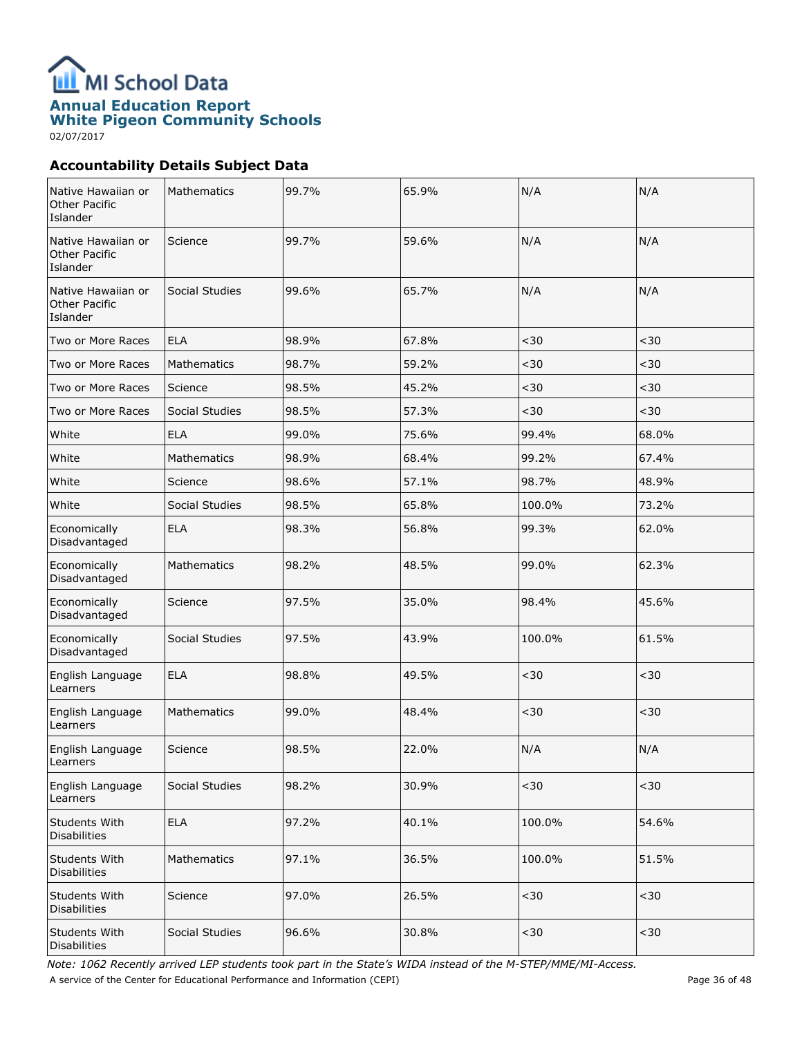# MI School Data

## Annual Education Report
## White Pigeon Community Schools

02/07/2017

### Accountability Details Subject Data

| | | | | | |
|---|---|---|---|---|---|
| Native Hawaiian or Other Pacific Islander | Mathematics | 99.7% | 65.9% | N/A | N/A |
| Native Hawaiian or Other Pacific Islander | Science | 99.7% | 59.6% | N/A | N/A |
| Native Hawaiian or Other Pacific Islander | Social Studies | 99.6% | 65.7% | N/A | N/A |
| Two or More Races | ELA | 98.9% | 67.8% | <30 | <30 |
| Two or More Races | Mathematics | 98.7% | 59.2% | <30 | <30 |
| Two or More Races | Science | 98.5% | 45.2% | <30 | <30 |
| Two or More Races | Social Studies | 98.5% | 57.3% | <30 | <30 |
| White | ELA | 99.0% | 75.6% | 99.4% | 68.0% |
| White | Mathematics | 98.9% | 68.4% | 99.2% | 67.4% |
| White | Science | 98.6% | 57.1% | 98.7% | 48.9% |
| White | Social Studies | 98.5% | 65.8% | 100.0% | 73.2% |
| Economically Disadvantaged | ELA | 98.3% | 56.8% | 99.3% | 62.0% |
| Economically Disadvantaged | Mathematics | 98.2% | 48.5% | 99.0% | 62.3% |
| Economically Disadvantaged | Science | 97.5% | 35.0% | 98.4% | 45.6% |
| Economically Disadvantaged | Social Studies | 97.5% | 43.9% | 100.0% | 61.5% |
| English Language Learners | ELA | 98.8% | 49.5% | <30 | <30 |
| English Language Learners | Mathematics | 99.0% | 48.4% | <30 | <30 |
| English Language Learners | Science | 98.5% | 22.0% | N/A | N/A |
| English Language Learners | Social Studies | 98.2% | 30.9% | <30 | <30 |
| Students With Disabilities | ELA | 97.2% | 40.1% | 100.0% | 54.6% |
| Students With Disabilities | Mathematics | 97.1% | 36.5% | 100.0% | 51.5% |
| Students With Disabilities | Science | 97.0% | 26.5% | <30 | <30 |
| Students With Disabilities | Social Studies | 96.6% | 30.8% | <30 | <30 |

*Note: 1062 Recently arrived LEP students took part in the State's WIDA instead of the M-STEP/MME/MI-Access.*

A service of the Center for Educational Performance and Information (CEPI)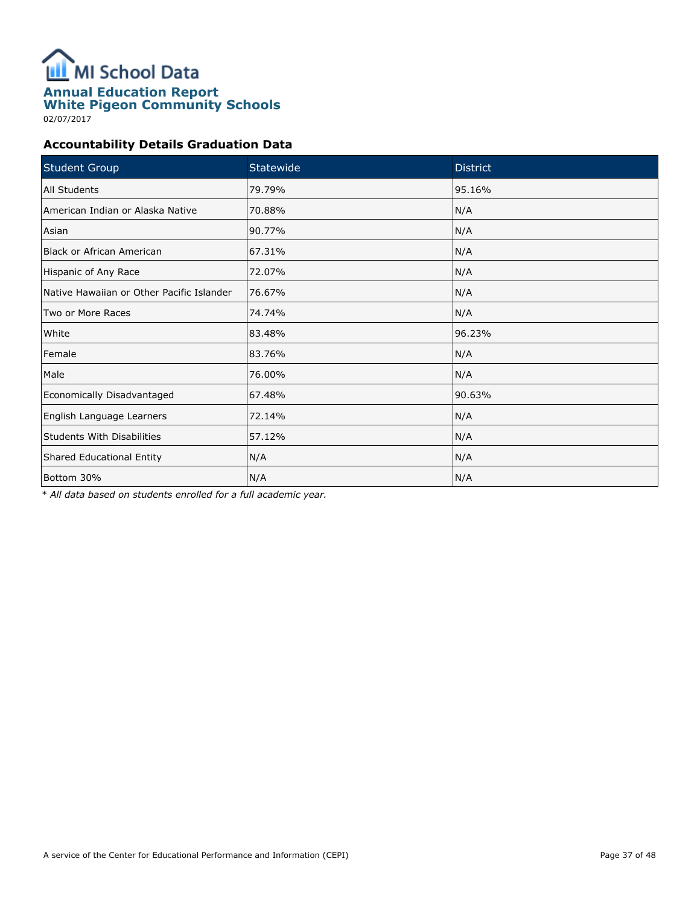# MI School Data

## Annual Education Report
## White Pigeon Community Schools

02/07/2017

### Accountability Details Graduation Data

| Student Group | Statewide | District |
|---|---|---|
| All Students | 79.79% | 95.16% |
| American Indian or Alaska Native | 70.88% | N/A |
| Asian | 90.77% | N/A |
| Black or African American | 67.31% | N/A |
| Hispanic of Any Race | 72.07% | N/A |
| Native Hawaiian or Other Pacific Islander | 76.67% | N/A |
| Two or More Races | 74.74% | N/A |
| White | 83.48% | 96.23% |
| Female | 83.76% | N/A |
| Male | 76.00% | N/A |
| Economically Disadvantaged | 67.48% | 90.63% |
| English Language Learners | 72.14% | N/A |
| Students With Disabilities | 57.12% | N/A |
| Shared Educational Entity | N/A | N/A |
| Bottom 30% | N/A | N/A |

* *All data based on students enrolled for a full academic year.*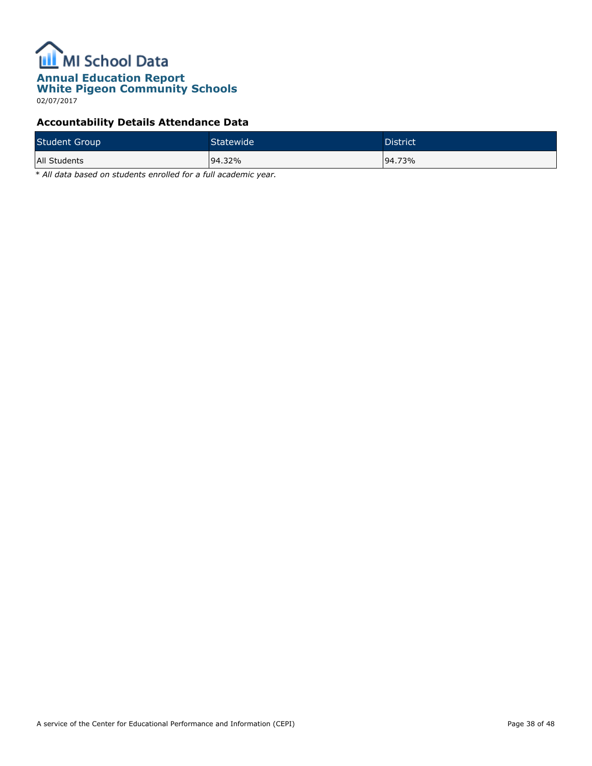MI School Data

**Annual Education Report**
**White Pigeon Community Schools**
02/07/2017

### Accountability Details Attendance Data

| Student Group | Statewide | District |
| --- | --- | --- |
| All Students | 94.32% | 94.73% |

* *All data based on students enrolled for a full academic year.*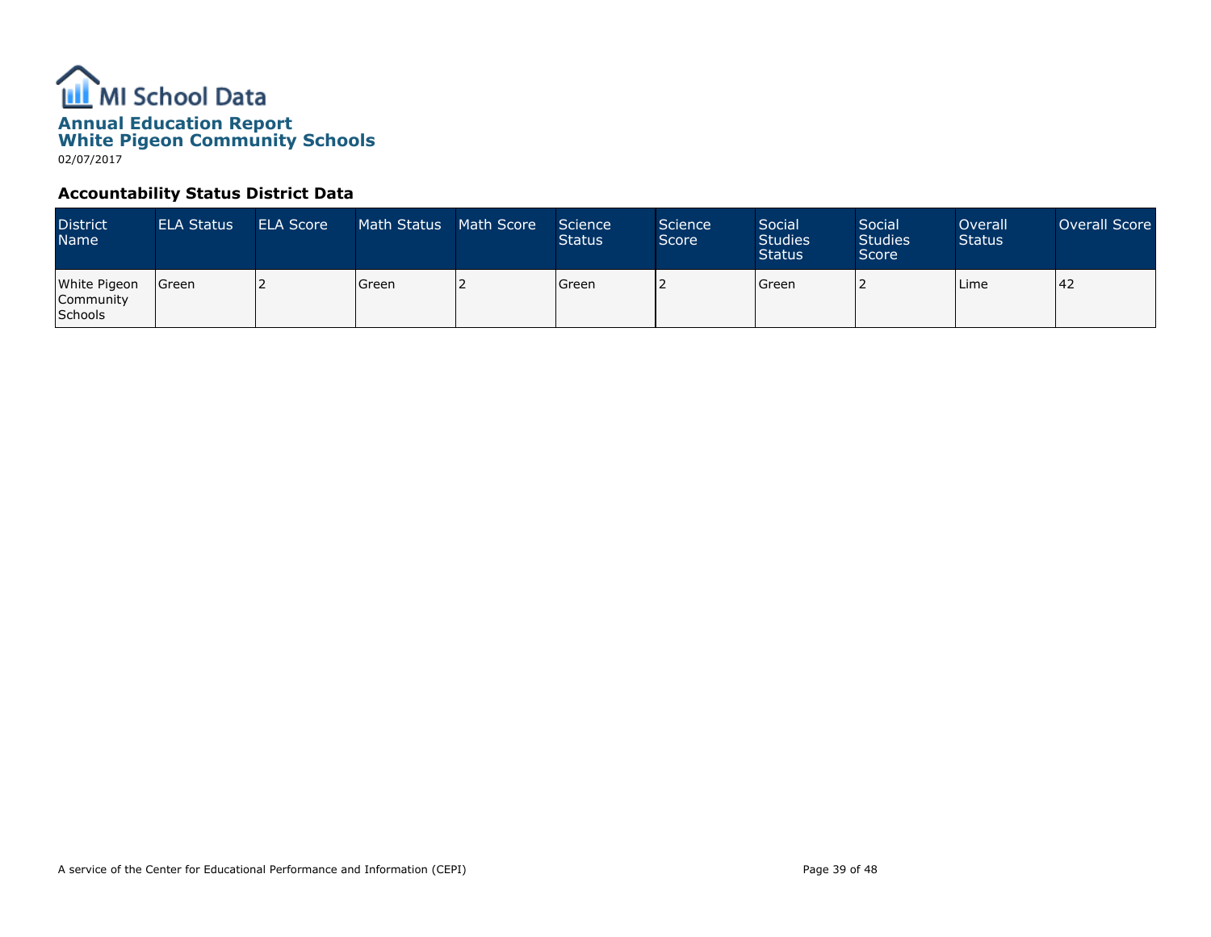MI School Data

# Annual Education Report
# White Pigeon Community Schools

02/07/2017

## Accountability Status District Data

| District Name | ELA Status | ELA Score | Math Status | Math Score | Science Status | Science Score | Social Studies Status | Social Studies Score | Overall Status | Overall Score |
|---|---|---|---|---|---|---|---|---|---|---|
| White Pigeon Community Schools | Green | 2 | Green | 2 | Green | 2 | Green | 2 | Lime | 42 |

A service of the Center for Educational Performance and Information (CEPI)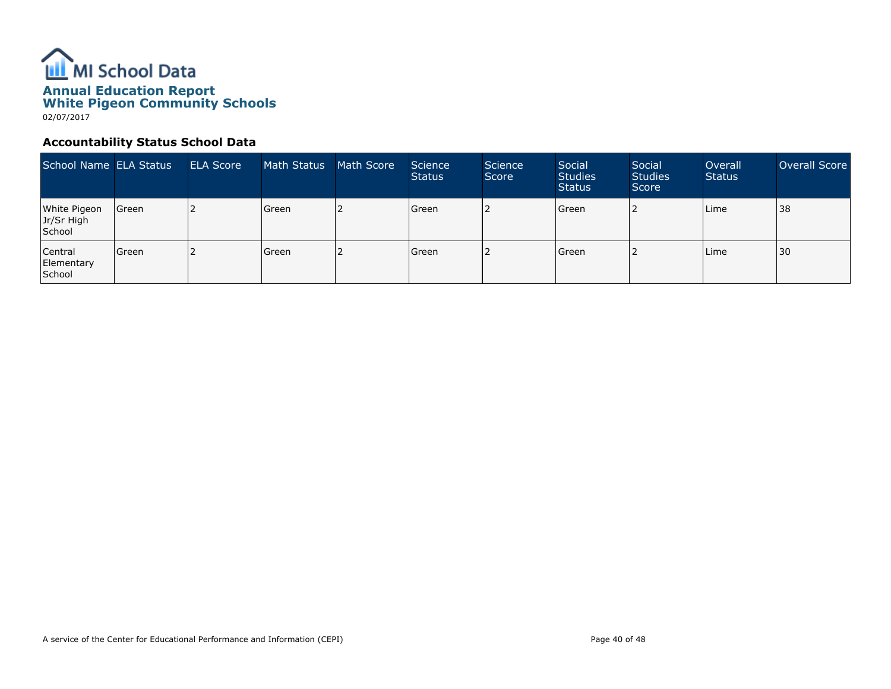MI School Data

# Annual Education Report
# White Pigeon Community Schools

02/07/2017

### Accountability Status School Data

| School Name | ELA Status | ELA Score | Math Status | Math Score | Science Status | Science Score | Social Studies Status | Social Studies Score | Overall Status | Overall Score |
|---|---|---|---|---|---|---|---|---|---|---|
| White Pigeon Jr/Sr High School | Green | 2 | Green | 2 | Green | 2 | Green | 2 | Lime | 38 |
| Central Elementary School | Green | 2 | Green | 2 | Green | 2 | Green | 2 | Lime | 30 |

A service of the Center for Educational Performance and Information (CEPI)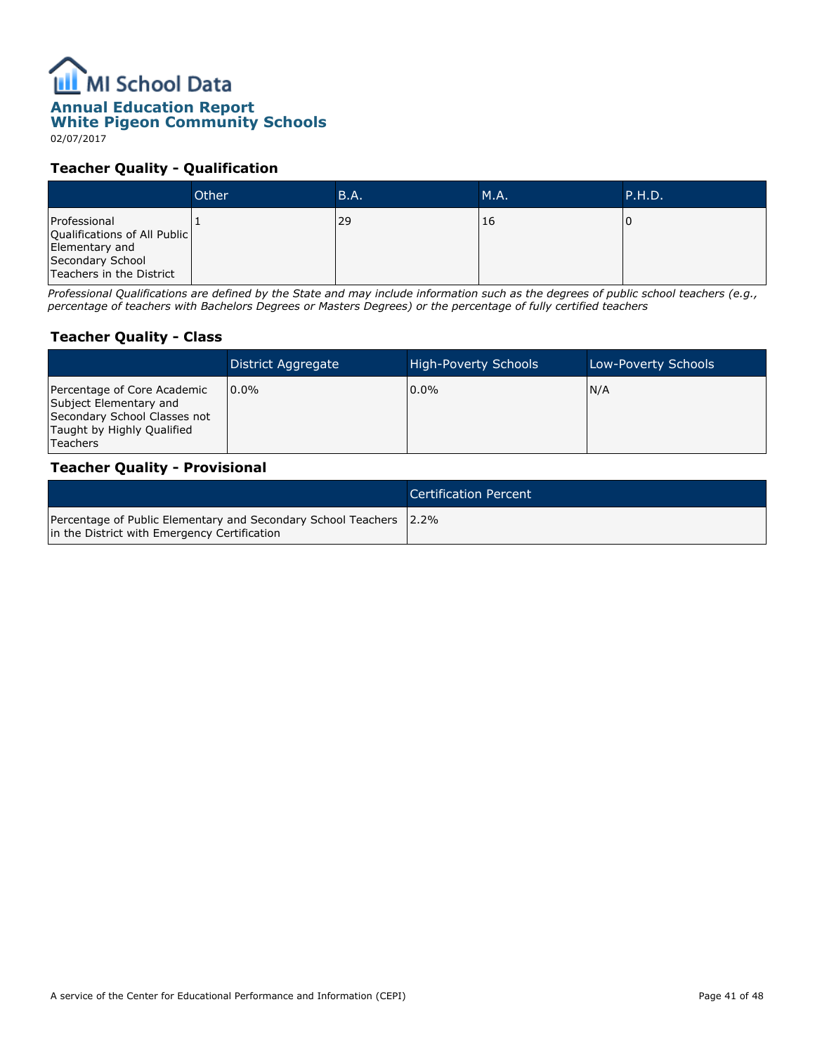# MI School Data

## Annual Education Report

## White Pigeon Community Schools

02/07/2017

### Teacher Quality - Qualification

| | Other | B.A. | M.A. | P.H.D. |
|---|---|---|---|---|
| Professional Qualifications of All Public Elementary and Secondary School Teachers in the District | 1 | 29 | 16 | 0 |

*Professional Qualifications are defined by the State and may include information such as the degrees of public school teachers (e.g., percentage of teachers with Bachelors Degrees or Masters Degrees) or the percentage of fully certified teachers*

### Teacher Quality - Class

| | District Aggregate | High-Poverty Schools | Low-Poverty Schools |
|---|---|---|---|
| Percentage of Core Academic Subject Elementary and Secondary School Classes not Taught by Highly Qualified Teachers | 0.0% | 0.0% | N/A |

### Teacher Quality - Provisional

| | Certification Percent |
|---|---|
| Percentage of Public Elementary and Secondary School Teachers in the District with Emergency Certification | 2.2% |

A service of the Center for Educational Performance and Information (CEPI)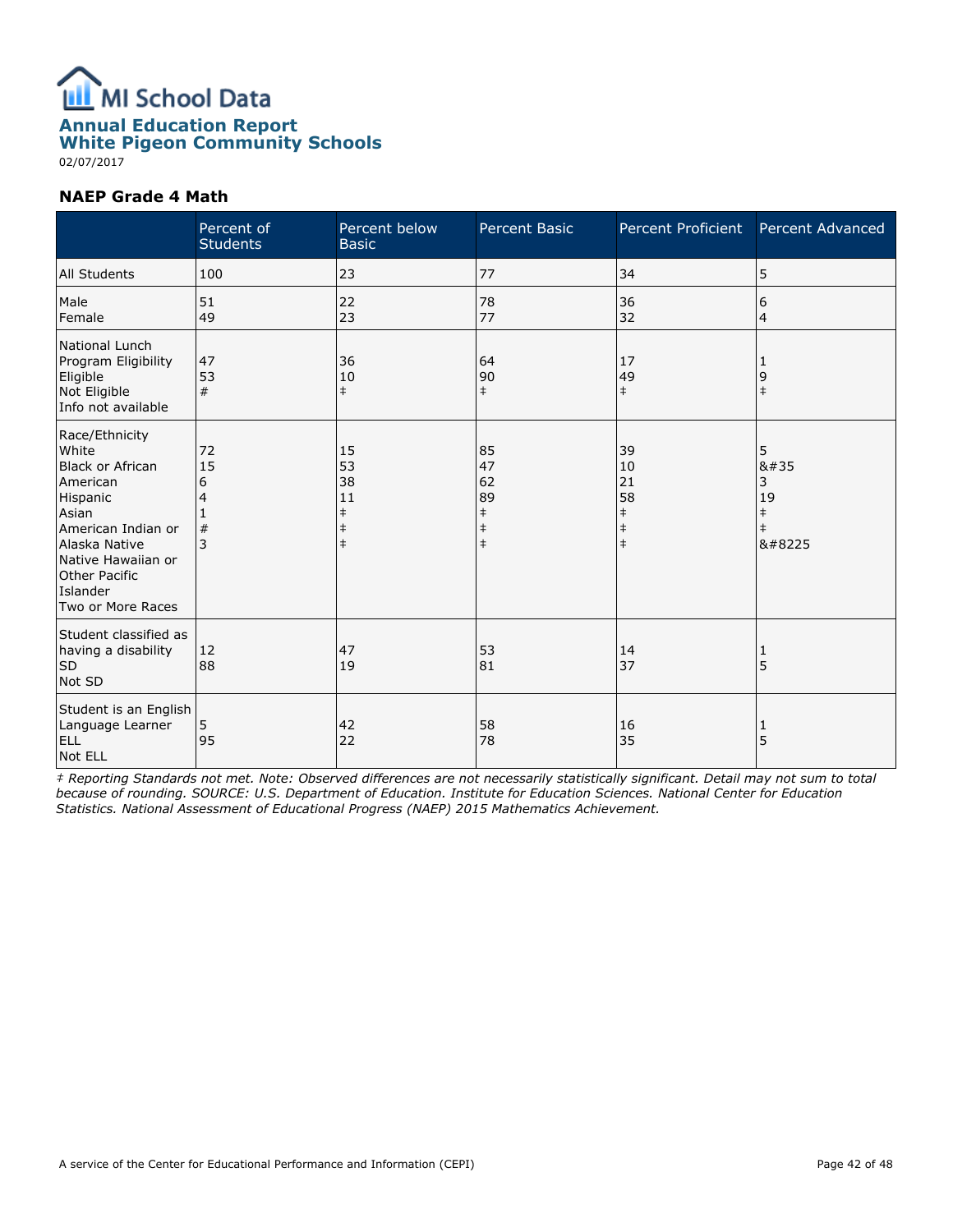MI School Data

**Annual Education Report**
**White Pigeon Community Schools**
02/07/2017

### NAEP Grade 4 Math

| | Percent of Students | Percent below Basic | Percent Basic | Percent Proficient | Percent Advanced |
|---|---|---|---|---|---|
| All Students | 100 | 23 | 77 | 34 | 5 |
| Male<br>Female | 51<br>49 | 22<br>23 | 78<br>77 | 36<br>32 | 6<br>4 |
| National Lunch Program Eligibility<br>Eligible<br>Not Eligible<br>Info not available | 47<br>53<br># | 36<br>10<br>‡ | 64<br>90<br>‡ | 17<br>49<br>‡ | 1<br>9<br>‡ |
| Race/Ethnicity<br>White<br>Black or African American<br>Hispanic<br>Asian<br>American Indian or Alaska Native<br>Native Hawaiian or Other Pacific Islander<br>Two or More Races | 72<br>15<br>6<br>4<br>1<br>#<br>3 | 15<br>53<br>38<br>11<br>‡<br>‡<br>‡ | 85<br>47<br>62<br>89<br>‡<br>‡<br>‡ | 39<br>10<br>21<br>58<br>‡<br>‡<br>‡ | 5<br>&#35<br>3<br>19<br>‡<br>‡<br>&#8225 |
| Student classified as having a disability<br>SD<br>Not SD | 12<br>88 | 47<br>19 | 53<br>81 | 14<br>37 | 1<br>5 |
| Student is an English Language Learner<br>ELL<br>Not ELL | 5<br>95 | 42<br>22 | 58<br>78 | 16<br>35 | 1<br>5 |

*‡ Reporting Standards not met. Note: Observed differences are not necessarily statistically significant. Detail may not sum to total because of rounding. SOURCE: U.S. Department of Education. Institute for Education Sciences. National Center for Education Statistics. National Assessment of Educational Progress (NAEP) 2015 Mathematics Achievement.*

A service of the Center for Educational Performance and Information (CEPI)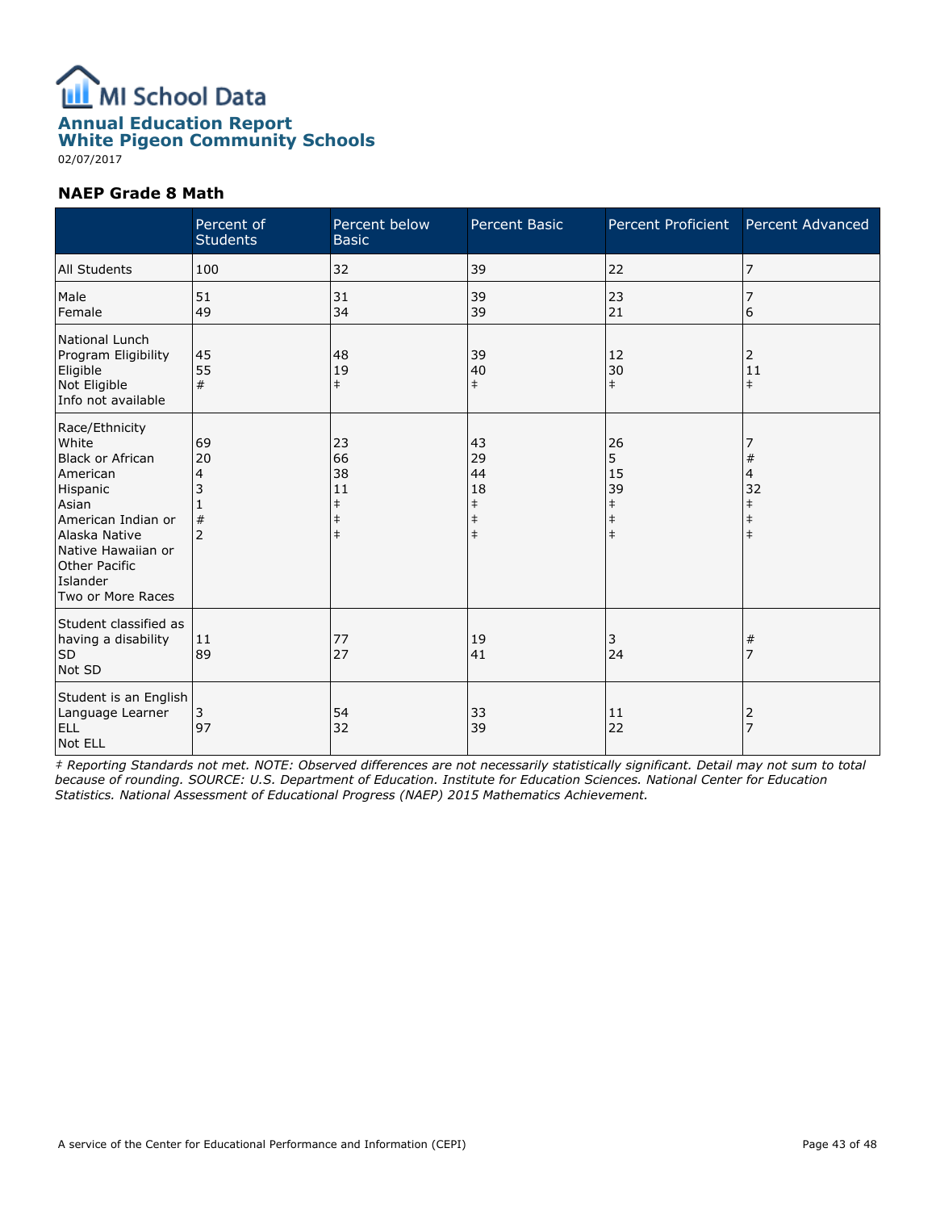MI School Data

**Annual Education Report**
**White Pigeon Community Schools**

02/07/2017

### NAEP Grade 8 Math

| | Percent of Students | Percent below Basic | Percent Basic | Percent Proficient | Percent Advanced |
|---|---|---|---|---|---|
| All Students | 100 | 32 | 39 | 22 | 7 |
| Male | 51 | 31 | 39 | 23 | 7 |
| Female | 49 | 34 | 39 | 21 | 6 |
| National Lunch Program Eligibility | | | | | |
| Eligible | 45 | 48 | 39 | 12 | 2 |
| Not Eligible | 55 | 19 | 40 | 30 | 11 |
| Info not available | # | ‡ | ‡ | ‡ | ‡ |
| Race/Ethnicity | | | | | |
| White | 69 | 23 | 43 | 26 | 7 |
| Black or African American | 20 | 66 | 29 | 5 | # |
| Hispanic | 4 | 38 | 44 | 15 | 4 |
| Asian | 3 | 11 | 18 | 39 | 32 |
| American Indian or Alaska Native | 1 | ‡ | ‡ | ‡ | ‡ |
| Native Hawaiian or Other Pacific Islander | # | ‡ | ‡ | ‡ | ‡ |
| Two or More Races | 2 | ‡ | ‡ | ‡ | ‡ |
| Student classified as having a disability | | | | | |
| SD | 11 | 77 | 19 | 3 | # |
| Not SD | 89 | 27 | 41 | 24 | 7 |
| Student is an English Language Learner | | | | | |
| ELL | 3 | 54 | 33 | 11 | 2 |
| Not ELL | 97 | 32 | 39 | 22 | 7 |

*‡ Reporting Standards not met. NOTE: Observed differences are not necessarily statistically significant. Detail may not sum to total because of rounding. SOURCE: U.S. Department of Education. Institute for Education Sciences. National Center for Education Statistics. National Assessment of Educational Progress (NAEP) 2015 Mathematics Achievement.*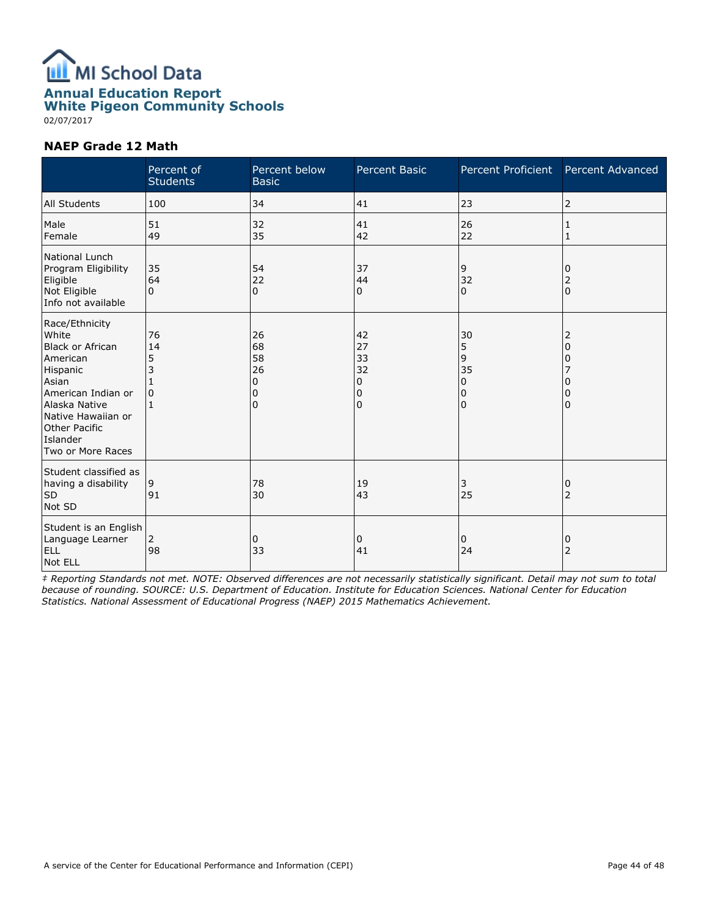# MI School Data

## Annual Education Report

## White Pigeon Community Schools

02/07/2017

### NAEP Grade 12 Math

| | Percent of Students | Percent below Basic | Percent Basic | Percent Proficient | Percent Advanced |
|---|---|---|---|---|---|
| All Students | 100 | 34 | 41 | 23 | 2 |
| Male | 51 | 32 | 41 | 26 | 1 |
| Female | 49 | 35 | 42 | 22 | 1 |
| National Lunch Program Eligibility | | | | | |
| Eligible | 35 | 54 | 37 | 9 | 0 |
| Not Eligible | 64 | 22 | 44 | 32 | 2 |
| Info not available | 0 | 0 | 0 | 0 | 0 |
| Race/Ethnicity | | | | | |
| White | 76 | 26 | 42 | 30 | 2 |
| Black or African American | 14 | 68 | 27 | 5 | 0 |
| Hispanic | 5 | 58 | 33 | 9 | 0 |
| Asian | 3 | 26 | 32 | 35 | 7 |
| American Indian or Alaska Native | 1 | 0 | 0 | 0 | 0 |
| Native Hawaiian or Other Pacific Islander | 0 | 0 | 0 | 0 | 0 |
| Two or More Races | 1 | 0 | 0 | 0 | 0 |
| Student classified as having a disability | | | | | |
| SD | 9 | 78 | 19 | 3 | 0 |
| Not SD | 91 | 30 | 43 | 25 | 2 |
| Student is an English Language Learner | | | | | |
| ELL | 2 | 0 | 0 | 0 | 0 |
| Not ELL | 98 | 33 | 41 | 24 | 2 |

*‡ Reporting Standards not met. NOTE: Observed differences are not necessarily statistically significant. Detail may not sum to total because of rounding. SOURCE: U.S. Department of Education. Institute for Education Sciences. National Center for Education Statistics. National Assessment of Educational Progress (NAEP) 2015 Mathematics Achievement.*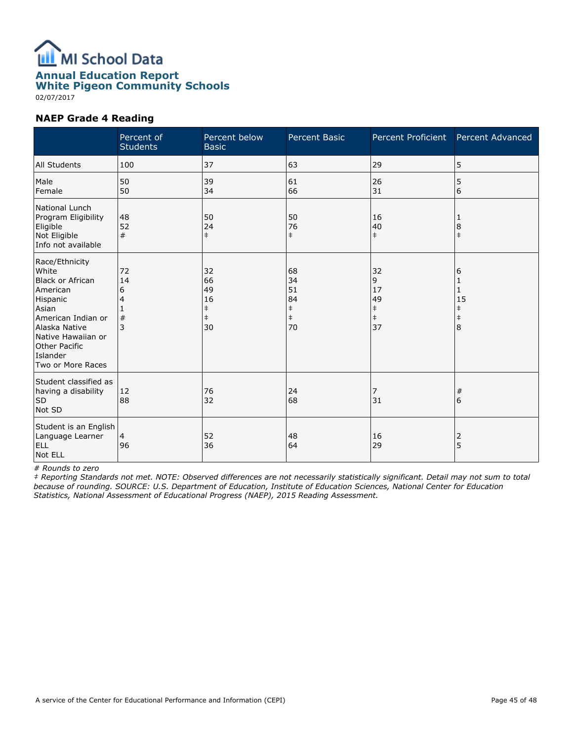# MI School Data

## Annual Education Report

## White Pigeon Community Schools

02/07/2017

### NAEP Grade 4 Reading

| | Percent of Students | Percent below Basic | Percent Basic | Percent Proficient | Percent Advanced |
|---|---|---|---|---|---|
| All Students | 100 | 37 | 63 | 29 | 5 |
| Male | 50 | 39 | 61 | 26 | 5 |
| Female | 50 | 34 | 66 | 31 | 6 |
| National Lunch Program Eligibility | | | | | |
| Eligible | 48 | 50 | 50 | 16 | 1 |
| Not Eligible | 52 | 24 | 76 | 40 | 8 |
| Info not available | # | ‡ | ‡ | ‡ | ‡ |
| Race/Ethnicity | | | | | |
| White | 72 | 32 | 68 | 32 | 6 |
| Black or African American | 14 | 66 | 34 | 9 | 1 |
| Hispanic | 6 | 49 | 51 | 17 | 1 |
| Asian | 4 | 16 | 84 | 49 | 15 |
| American Indian or Alaska Native | 1 | ‡ | ‡ | ‡ | ‡ |
| Native Hawaiian or Other Pacific Islander | # | ‡ | ‡ | ‡ | ‡ |
| Two or More Races | 3 | 30 | 70 | 37 | 8 |
| Student classified as having a disability | | | | | |
| SD | 12 | 76 | 24 | 7 | # |
| Not SD | 88 | 32 | 68 | 31 | 6 |
| Student is an English Language Learner | | | | | |
| ELL | 4 | 52 | 48 | 16 | 2 |
| Not ELL | 96 | 36 | 64 | 29 | 5 |

*# Rounds to zero*

*‡ Reporting Standards not met. NOTE: Observed differences are not necessarily statistically significant. Detail may not sum to total because of rounding. SOURCE: U.S. Department of Education, Institute of Education Sciences, National Center for Education Statistics, National Assessment of Educational Progress (NAEP), 2015 Reading Assessment.*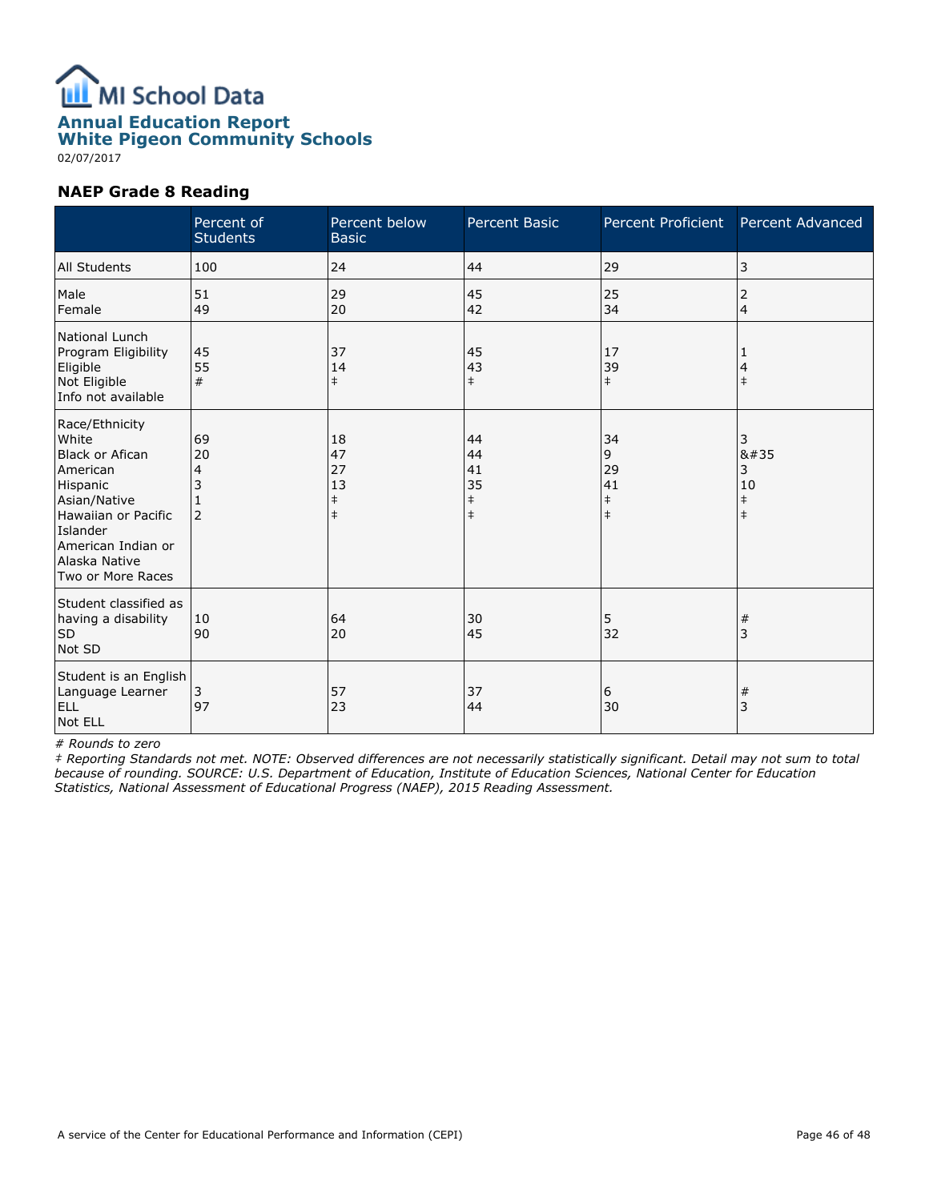# MI School Data

## Annual Education Report
## White Pigeon Community Schools

02/07/2017

### NAEP Grade 8 Reading

| | Percent of Students | Percent below Basic | Percent Basic | Percent Proficient | Percent Advanced |
|---|---|---|---|---|---|
| All Students | 100 | 24 | 44 | 29 | 3 |
| Male<br>Female | 51<br>49 | 29<br>20 | 45<br>42 | 25<br>34 | 2<br>4 |
| National Lunch Program Eligibility<br>Eligible<br>Not Eligible<br>Info not available | 45<br>55<br># | 37<br>14<br>‡ | 45<br>43<br>‡ | 17<br>39<br>‡ | 1<br>4<br>‡ |
| Race/Ethnicity<br>White<br>Black or Afican American<br>Hispanic<br>Asian/Native Hawaiian or Pacific Islander<br>American Indian or Alaska Native<br>Two or More Races | 69<br>20<br>4<br>3<br>1<br>2 | 18<br>47<br>27<br>13<br>‡<br>‡ | 44<br>44<br>41<br>35<br>‡<br>‡ | 34<br>9<br>29<br>41<br>‡<br>‡ | 3<br>&#35<br>3<br>10<br>‡<br>‡ |
| Student classified as having a disability<br>SD<br>Not SD | 10<br>90 | 64<br>20 | 30<br>45 | 5<br>32 | #<br>3 |
| Student is an English Language Learner<br>ELL<br>Not ELL | 3<br>97 | 57<br>23 | 37<br>44 | 6<br>30 | #<br>3 |

*# Rounds to zero*

*‡ Reporting Standards not met. NOTE: Observed differences are not necessarily statistically significant. Detail may not sum to total because of rounding. SOURCE: U.S. Department of Education, Institute of Education Sciences, National Center for Education Statistics, National Assessment of Educational Progress (NAEP), 2015 Reading Assessment.*

A service of the Center for Educational Performance and Information (CEPI)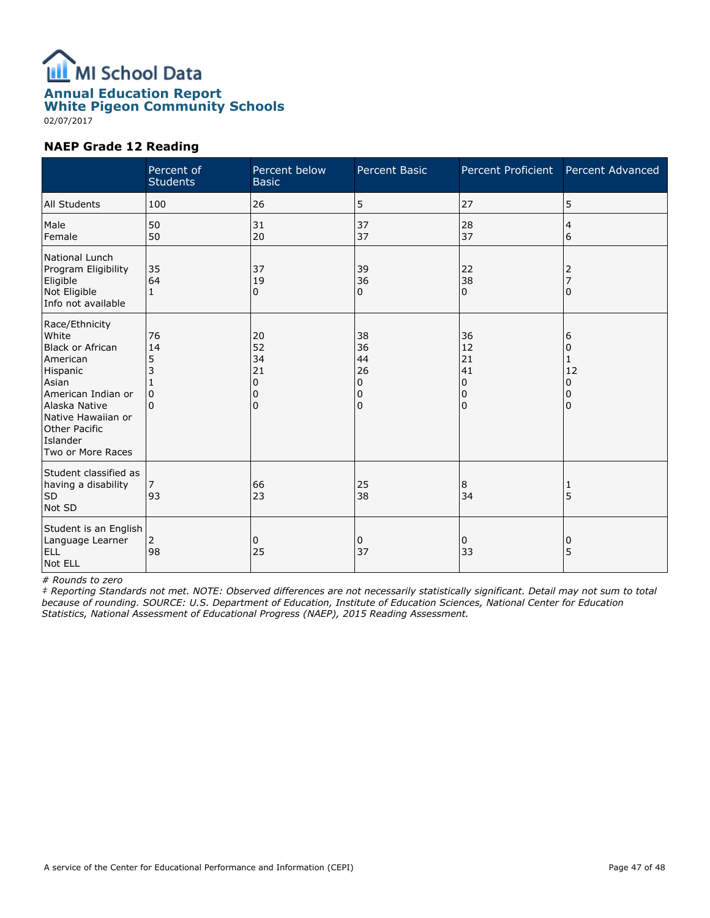# MI School Data

## Annual Education Report
## White Pigeon Community Schools

02/07/2017

### NAEP Grade 12 Reading

| | Percent of Students | Percent below Basic | Percent Basic | Percent Proficient | Percent Advanced |
|---|---|---|---|---|---|
| All Students | 100 | 26 | 5 | 27 | 5 |
| Male | 50 | 31 | 37 | 28 | 4 |
| Female | 50 | 20 | 37 | 37 | 6 |
| National Lunch Program Eligibility | | | | | |
| Eligible | 35 | 37 | 39 | 22 | 2 |
| Not Eligible | 64 | 19 | 36 | 38 | 7 |
| Info not available | 1 | 0 | 0 | 0 | 0 |
| Race/Ethnicity | | | | | |
| White | 76 | 20 | 38 | 36 | 6 |
| Black or African American | 14 | 52 | 36 | 12 | 0 |
| Hispanic | 5 | 34 | 44 | 21 | 1 |
| Asian | 3 | 21 | 26 | 41 | 12 |
| American Indian or Alaska Native | 1 | 0 | 0 | 0 | 0 |
| Native Hawaiian or Other Pacific Islander | 0 | 0 | 0 | 0 | 0 |
| Two or More Races | 0 | 0 | 0 | 0 | 0 |
| Student classified as having a disability | | | | | |
| SD | 7 | 66 | 25 | 8 | 1 |
| Not SD | 93 | 23 | 38 | 34 | 5 |
| Student is an English Language Learner | | | | | |
| ELL | 2 | 0 | 0 | 0 | 0 |
| Not ELL | 98 | 25 | 37 | 33 | 5 |

*# Rounds to zero*

*‡ Reporting Standards not met. NOTE: Observed differences are not necessarily statistically significant. Detail may not sum to total because of rounding. SOURCE: U.S. Department of Education, Institute of Education Sciences, National Center for Education Statistics, National Assessment of Educational Progress (NAEP), 2015 Reading Assessment.*

A service of the Center for Educational Performance and Information (CEPI)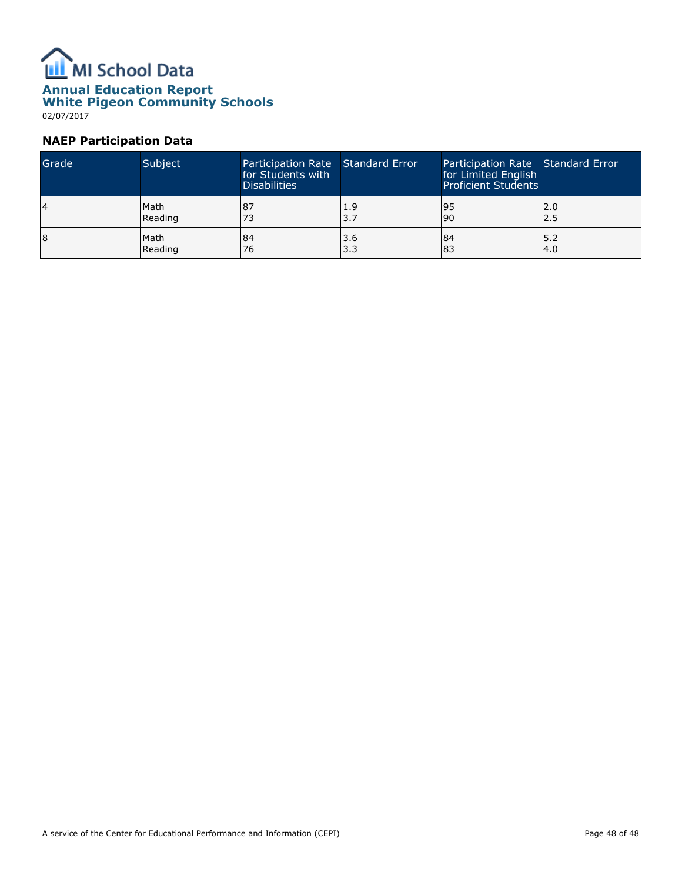# MI School Data

## Annual Education Report
## White Pigeon Community Schools

02/07/2017

### NAEP Participation Data

| Grade | Subject | Participation Rate for Students with Disabilities | Standard Error | Participation Rate for Limited English Proficient Students | Standard Error |
|---|---|---|---|---|---|
| 4 | Math | 87 | 1.9 | 95 | 2.0 |
| | Reading | 73 | 3.7 | 90 | 2.5 |
| 8 | Math | 84 | 3.6 | 84 | 5.2 |
| | Reading | 76 | 3.3 | 83 | 4.0 |

A service of the Center for Educational Performance and Information (CEPI)